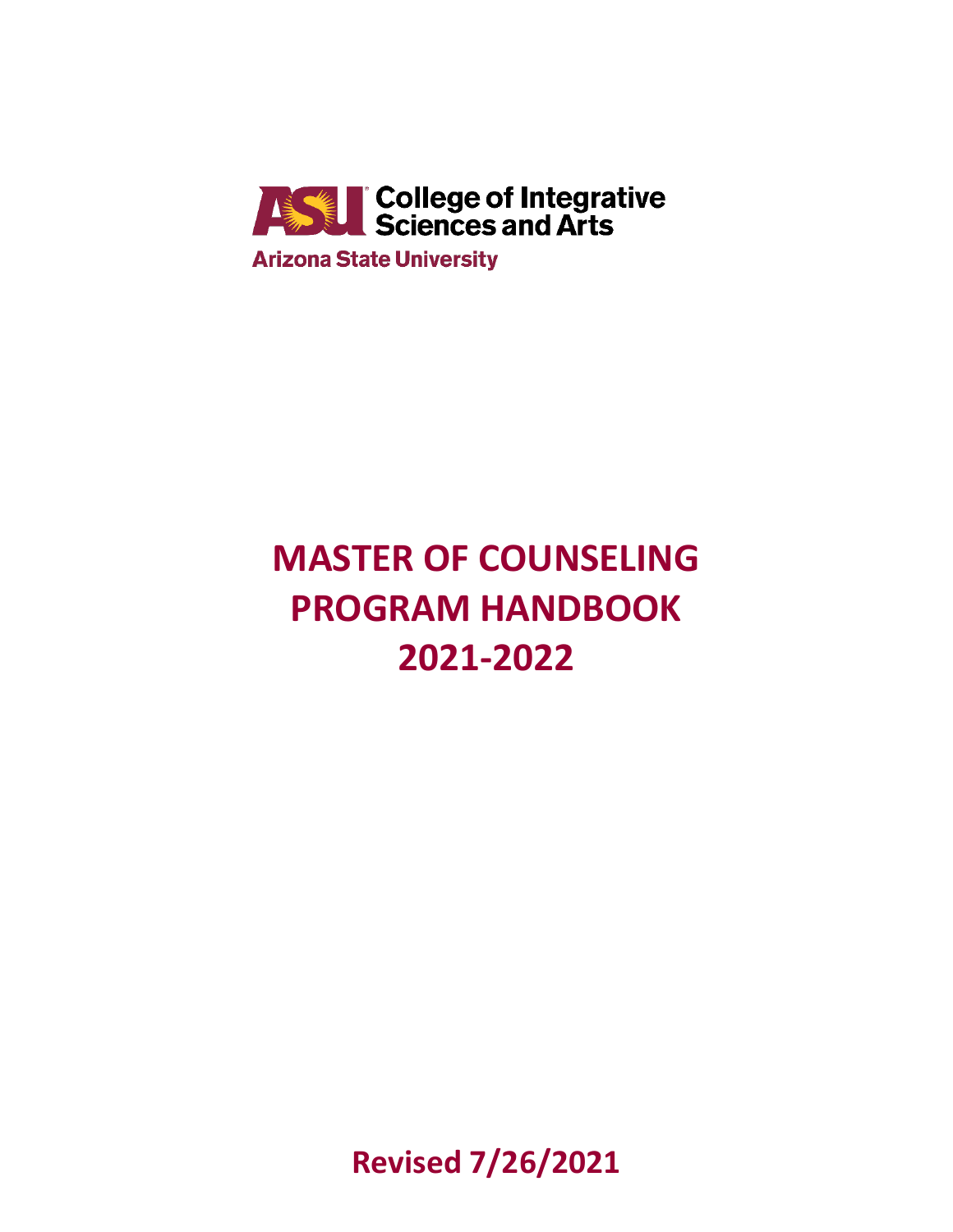College of Integrative Sciences and Arts

Arizona State University

# MASTER OF COUNSELING PROGRAM HANDBOOK 2021-2022

**Revised 7/26/2021**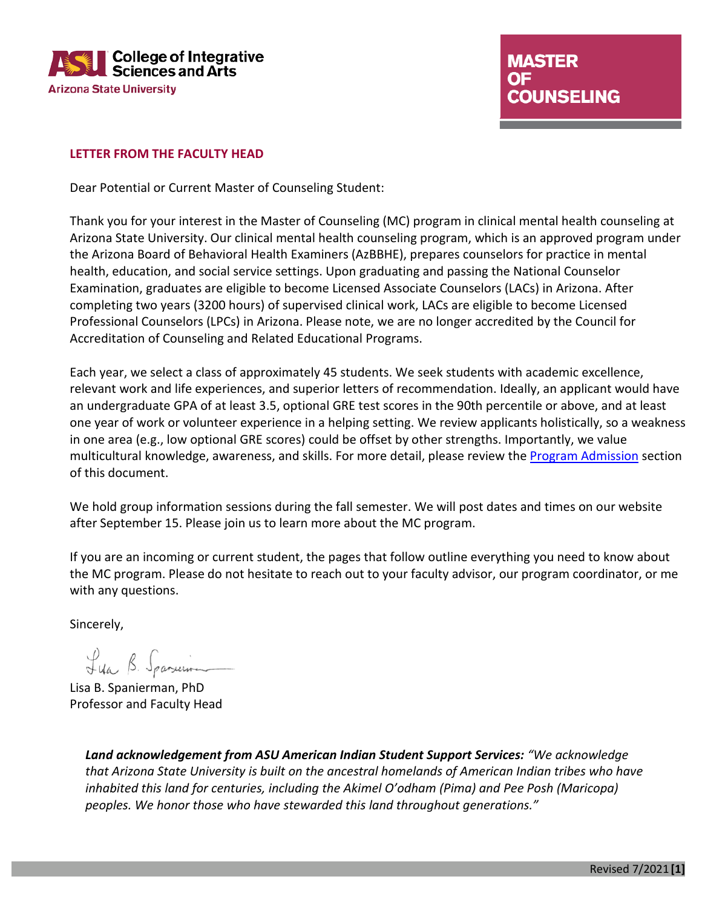**ASU College of Integrative Sciences and Arts**
**Arizona State University**

**MASTER OF COUNSELING**

## LETTER FROM THE FACULTY HEAD

Dear Potential or Current Master of Counseling Student:

Thank you for your interest in the Master of Counseling (MC) program in clinical mental health counseling at Arizona State University. Our clinical mental health counseling program, which is an approved program under the Arizona Board of Behavioral Health Examiners (AzBBHE), prepares counselors for practice in mental health, education, and social service settings. Upon graduating and passing the National Counselor Examination, graduates are eligible to become Licensed Associate Counselors (LACs) in Arizona. After completing two years (3200 hours) of supervised clinical work, LACs are eligible to become Licensed Professional Counselors (LPCs) in Arizona. Please note, we are no longer accredited by the Council for Accreditation of Counseling and Related Educational Programs.

Each year, we select a class of approximately 45 students. We seek students with academic excellence, relevant work and life experiences, and superior letters of recommendation. Ideally, an applicant would have an undergraduate GPA of at least 3.5, optional GRE test scores in the 90th percentile or above, and at least one year of work or volunteer experience in a helping setting. We review applicants holistically, so a weakness in one area (e.g., low optional GRE scores) could be offset by other strengths. Importantly, we value multicultural knowledge, awareness, and skills. For more detail, please review the [Program Admission] section of this document.

We hold group information sessions during the fall semester. We will post dates and times on our website after September 15. Please join us to learn more about the MC program.

If you are an incoming or current student, the pages that follow outline everything you need to know about the MC program. Please do not hesitate to reach out to your faculty advisor, our program coordinator, or me with any questions.

Sincerely,

Lisa B. Spanierman, PhD
Professor and Faculty Head

***Land acknowledgement from ASU American Indian Student Support Services:*** *"We acknowledge that Arizona State University is built on the ancestral homelands of American Indian tribes who have inhabited this land for centuries, including the Akimel O'odham (Pima) and Pee Posh (Maricopa) peoples. We honor those who have stewarded this land throughout generations."*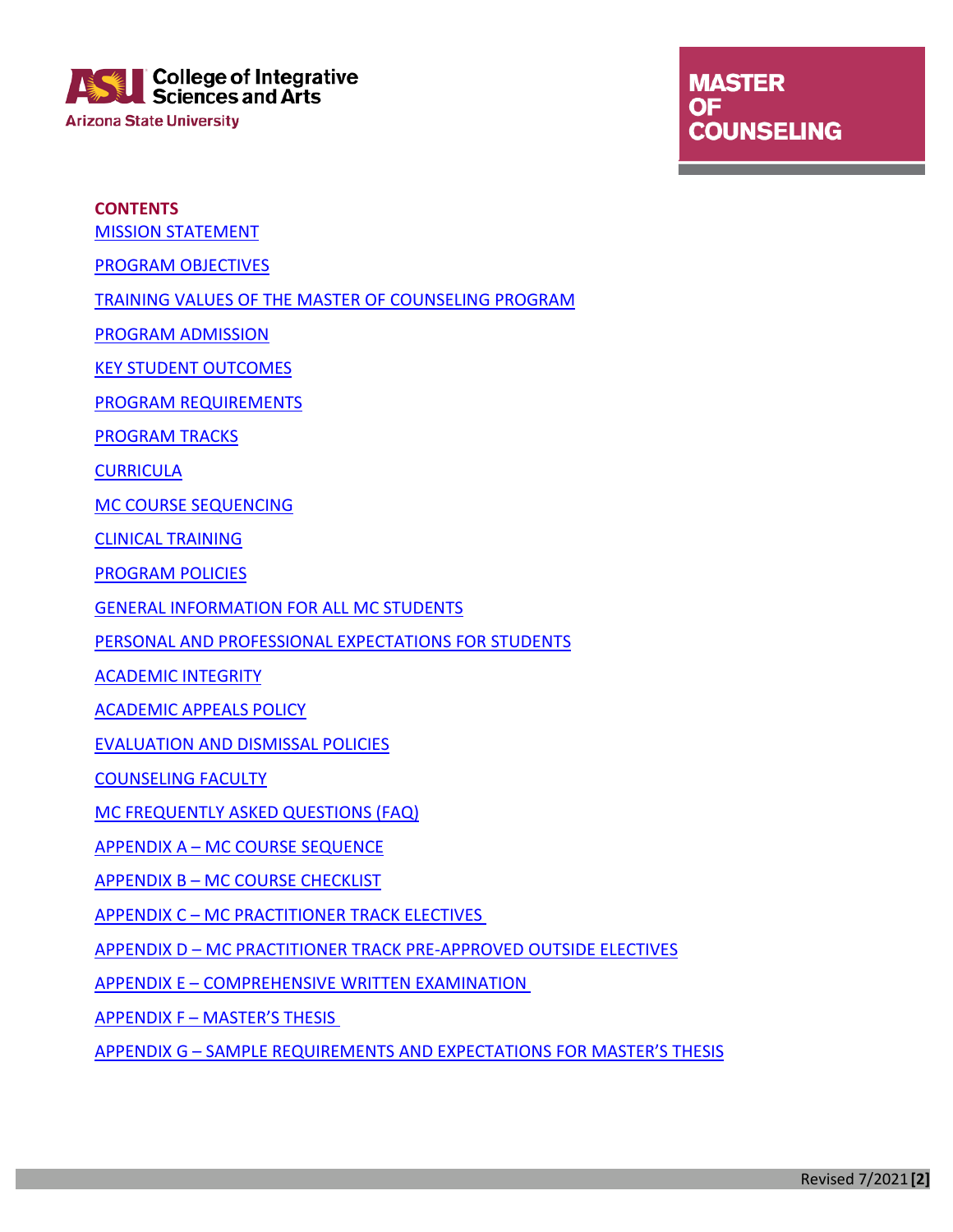# MASTER OF COUNSELING

## CONTENTS

MISSION STATEMENT

PROGRAM OBJECTIVES

TRAINING VALUES OF THE MASTER OF COUNSELING PROGRAM

PROGRAM ADMISSION

KEY STUDENT OUTCOMES

PROGRAM REQUIREMENTS

PROGRAM TRACKS

CURRICULA

MC COURSE SEQUENCING

CLINICAL TRAINING

PROGRAM POLICIES

GENERAL INFORMATION FOR ALL MC STUDENTS

PERSONAL AND PROFESSIONAL EXPECTATIONS FOR STUDENTS

ACADEMIC INTEGRITY

ACADEMIC APPEALS POLICY

EVALUATION AND DISMISSAL POLICIES

COUNSELING FACULTY

MC FREQUENTLY ASKED QUESTIONS (FAQ)

APPENDIX A – MC COURSE SEQUENCE

APPENDIX B – MC COURSE CHECKLIST

APPENDIX C – MC PRACTITIONER TRACK ELECTIVES

APPENDIX D – MC PRACTITIONER TRACK PRE-APPROVED OUTSIDE ELECTIVES

APPENDIX E – COMPREHENSIVE WRITTEN EXAMINATION

APPENDIX F – MASTER'S THESIS

APPENDIX G – SAMPLE REQUIREMENTS AND EXPECTATIONS FOR MASTER'S THESIS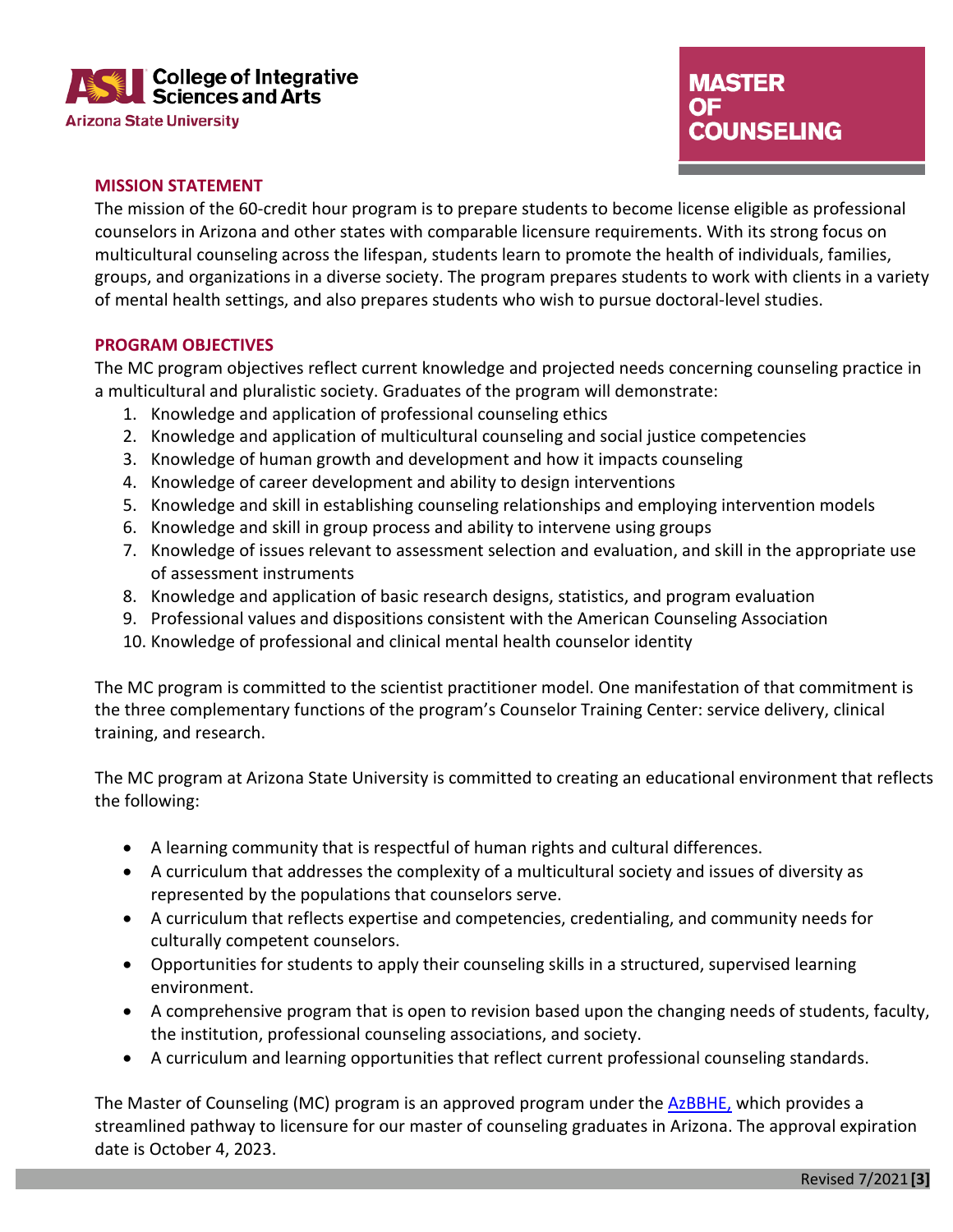## MISSION STATEMENT

The mission of the 60-credit hour program is to prepare students to become license eligible as professional counselors in Arizona and other states with comparable licensure requirements. With its strong focus on multicultural counseling across the lifespan, students learn to promote the health of individuals, families, groups, and organizations in a diverse society. The program prepares students to work with clients in a variety of mental health settings, and also prepares students who wish to pursue doctoral-level studies.

## PROGRAM OBJECTIVES

The MC program objectives reflect current knowledge and projected needs concerning counseling practice in a multicultural and pluralistic society. Graduates of the program will demonstrate:

1. Knowledge and application of professional counseling ethics
2. Knowledge and application of multicultural counseling and social justice competencies
3. Knowledge of human growth and development and how it impacts counseling
4. Knowledge of career development and ability to design interventions
5. Knowledge and skill in establishing counseling relationships and employing intervention models
6. Knowledge and skill in group process and ability to intervene using groups
7. Knowledge of issues relevant to assessment selection and evaluation, and skill in the appropriate use of assessment instruments
8. Knowledge and application of basic research designs, statistics, and program evaluation
9. Professional values and dispositions consistent with the American Counseling Association
10. Knowledge of professional and clinical mental health counselor identity

The MC program is committed to the scientist practitioner model. One manifestation of that commitment is the three complementary functions of the program's Counselor Training Center: service delivery, clinical training, and research.

The MC program at Arizona State University is committed to creating an educational environment that reflects the following:

- A learning community that is respectful of human rights and cultural differences.
- A curriculum that addresses the complexity of a multicultural society and issues of diversity as represented by the populations that counselors serve.
- A curriculum that reflects expertise and competencies, credentialing, and community needs for culturally competent counselors.
- Opportunities for students to apply their counseling skills in a structured, supervised learning environment.
- A comprehensive program that is open to revision based upon the changing needs of students, faculty, the institution, professional counseling associations, and society.
- A curriculum and learning opportunities that reflect current professional counseling standards.

The Master of Counseling (MC) program is an approved program under the AzBBHE, which provides a streamlined pathway to licensure for our master of counseling graduates in Arizona. The approval expiration date is October 4, 2023.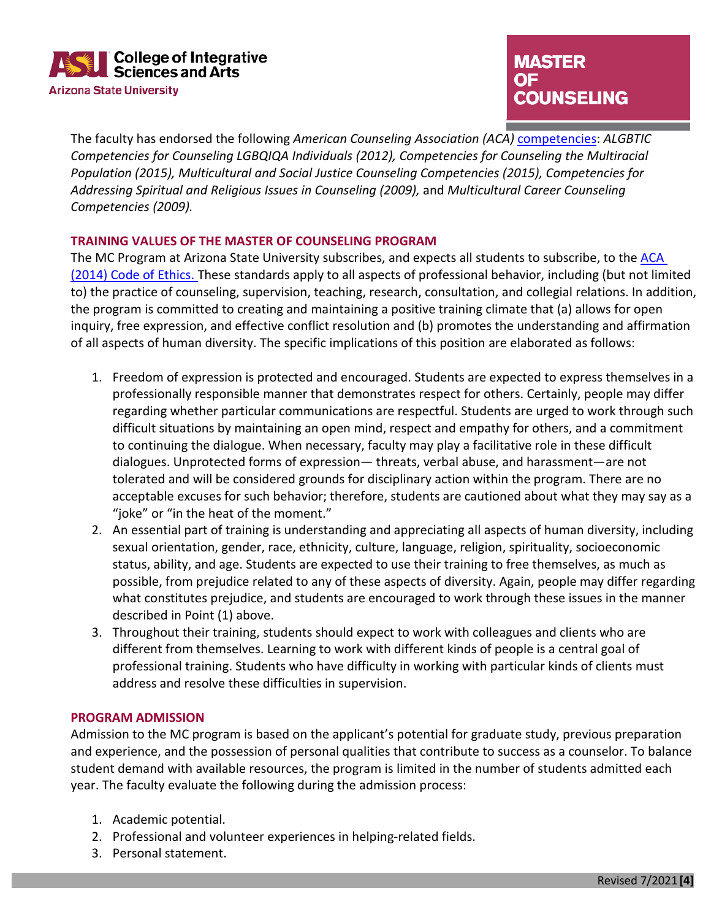The faculty has endorsed the following *American Counseling Association (ACA)* competencies: *ALGBTIC Competencies for Counseling LGBQIQA Individuals (2012), Competencies for Counseling the Multiracial Population (2015), Multicultural and Social Justice Counseling Competencies (2015), Competencies for Addressing Spiritual and Religious Issues in Counseling (2009),* and *Multicultural Career Counseling Competencies (2009).*

## TRAINING VALUES OF THE MASTER OF COUNSELING PROGRAM

The MC Program at Arizona State University subscribes, and expects all students to subscribe, to the ACA (2014) Code of Ethics. These standards apply to all aspects of professional behavior, including (but not limited to) the practice of counseling, supervision, teaching, research, consultation, and collegial relations. In addition, the program is committed to creating and maintaining a positive training climate that (a) allows for open inquiry, free expression, and effective conflict resolution and (b) promotes the understanding and affirmation of all aspects of human diversity. The specific implications of this position are elaborated as follows:

1. Freedom of expression is protected and encouraged. Students are expected to express themselves in a professionally responsible manner that demonstrates respect for others. Certainly, people may differ regarding whether particular communications are respectful. Students are urged to work through such difficult situations by maintaining an open mind, respect and empathy for others, and a commitment to continuing the dialogue. When necessary, faculty may play a facilitative role in these difficult dialogues. Unprotected forms of expression— threats, verbal abuse, and harassment—are not tolerated and will be considered grounds for disciplinary action within the program. There are no acceptable excuses for such behavior; therefore, students are cautioned about what they may say as a "joke" or "in the heat of the moment."
2. An essential part of training is understanding and appreciating all aspects of human diversity, including sexual orientation, gender, race, ethnicity, culture, language, religion, spirituality, socioeconomic status, ability, and age. Students are expected to use their training to free themselves, as much as possible, from prejudice related to any of these aspects of diversity. Again, people may differ regarding what constitutes prejudice, and students are encouraged to work through these issues in the manner described in Point (1) above.
3. Throughout their training, students should expect to work with colleagues and clients who are different from themselves. Learning to work with different kinds of people is a central goal of professional training. Students who have difficulty in working with particular kinds of clients must address and resolve these difficulties in supervision.

## PROGRAM ADMISSION

Admission to the MC program is based on the applicant's potential for graduate study, previous preparation and experience, and the possession of personal qualities that contribute to success as a counselor. To balance student demand with available resources, the program is limited in the number of students admitted each year. The faculty evaluate the following during the admission process:

1. Academic potential.
2. Professional and volunteer experiences in helping-related fields.
3. Personal statement.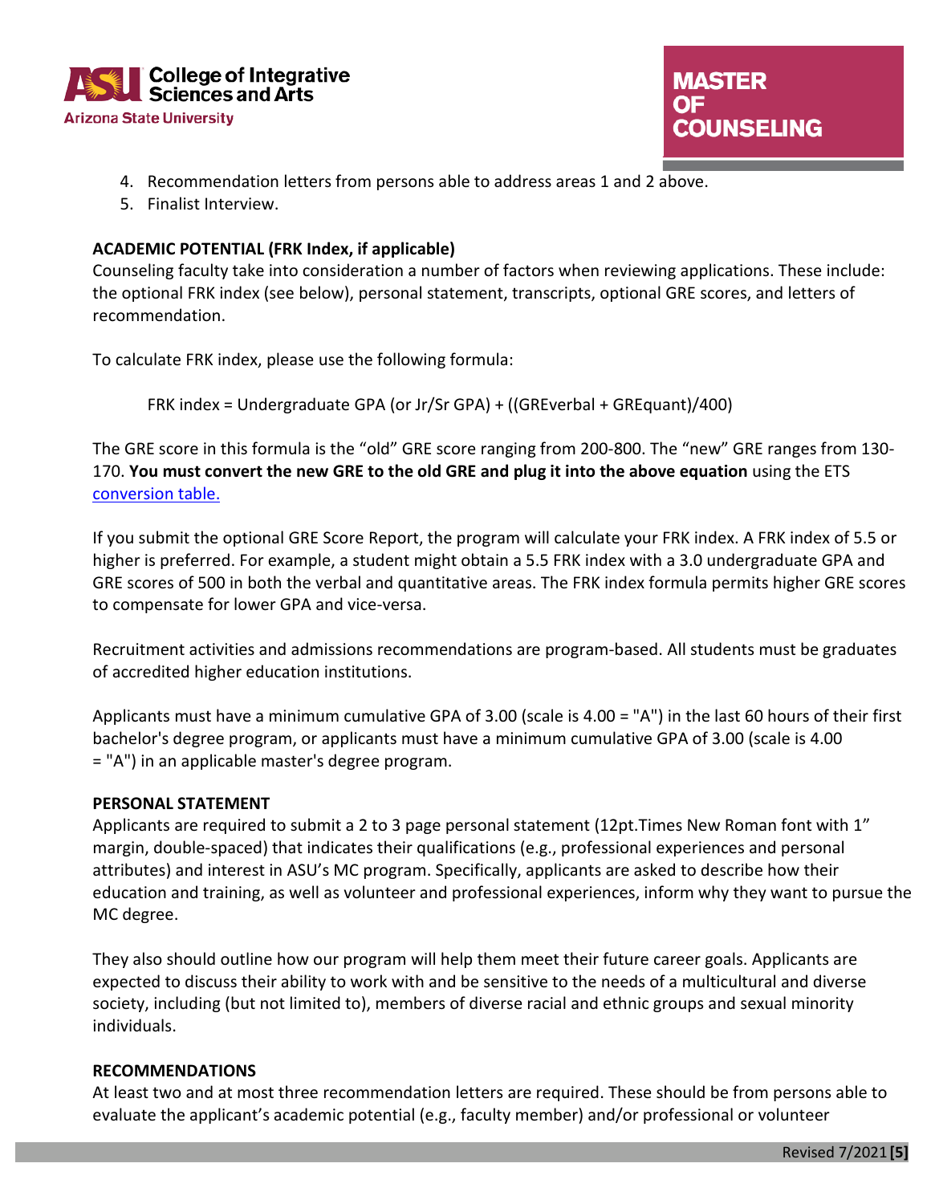4. Recommendation letters from persons able to address areas 1 and 2 above.
5. Finalist Interview.

**ACADEMIC POTENTIAL (FRK Index, if applicable)**

Counseling faculty take into consideration a number of factors when reviewing applications. These include: the optional FRK index (see below), personal statement, transcripts, optional GRE scores, and letters of recommendation.

To calculate FRK index, please use the following formula:

FRK index = Undergraduate GPA (or Jr/Sr GPA) + ((GREverbal + GREquant)/400)

The GRE score in this formula is the "old" GRE score ranging from 200-800. The "new" GRE ranges from 130-170. **You must convert the new GRE to the old GRE and plug it into the above equation** using the ETS conversion table.

If you submit the optional GRE Score Report, the program will calculate your FRK index. A FRK index of 5.5 or higher is preferred. For example, a student might obtain a 5.5 FRK index with a 3.0 undergraduate GPA and GRE scores of 500 in both the verbal and quantitative areas. The FRK index formula permits higher GRE scores to compensate for lower GPA and vice-versa.

Recruitment activities and admissions recommendations are program-based. All students must be graduates of accredited higher education institutions.

Applicants must have a minimum cumulative GPA of 3.00 (scale is 4.00 = "A") in the last 60 hours of their first bachelor's degree program, or applicants must have a minimum cumulative GPA of 3.00 (scale is 4.00 = "A") in an applicable master's degree program.

**PERSONAL STATEMENT**

Applicants are required to submit a 2 to 3 page personal statement (12pt.Times New Roman font with 1" margin, double-spaced) that indicates their qualifications (e.g., professional experiences and personal attributes) and interest in ASU's MC program. Specifically, applicants are asked to describe how their education and training, as well as volunteer and professional experiences, inform why they want to pursue the MC degree.

They also should outline how our program will help them meet their future career goals. Applicants are expected to discuss their ability to work with and be sensitive to the needs of a multicultural and diverse society, including (but not limited to), members of diverse racial and ethnic groups and sexual minority individuals.

**RECOMMENDATIONS**

At least two and at most three recommendation letters are required. These should be from persons able to evaluate the applicant's academic potential (e.g., faculty member) and/or professional or volunteer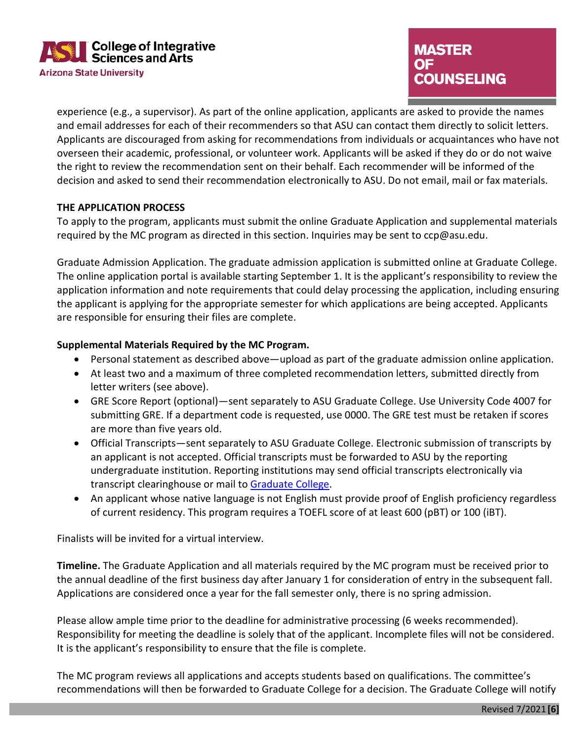experience (e.g., a supervisor). As part of the online application, applicants are asked to provide the names and email addresses for each of their recommenders so that ASU can contact them directly to solicit letters. Applicants are discouraged from asking for recommendations from individuals or acquaintances who have not overseen their academic, professional, or volunteer work. Applicants will be asked if they do or do not waive the right to review the recommendation sent on their behalf. Each recommender will be informed of the decision and asked to send their recommendation electronically to ASU. Do not email, mail or fax materials.

**THE APPLICATION PROCESS**

To apply to the program, applicants must submit the online Graduate Application and supplemental materials required by the MC program as directed in this section. Inquiries may be sent to ccp@asu.edu.

Graduate Admission Application. The graduate admission application is submitted online at Graduate College. The online application portal is available starting September 1. It is the applicant's responsibility to review the application information and note requirements that could delay processing the application, including ensuring the applicant is applying for the appropriate semester for which applications are being accepted. Applicants are responsible for ensuring their files are complete.

**Supplemental Materials Required by the MC Program.**

- Personal statement as described above—upload as part of the graduate admission online application.
- At least two and a maximum of three completed recommendation letters, submitted directly from letter writers (see above).
- GRE Score Report (optional)—sent separately to ASU Graduate College. Use University Code 4007 for submitting GRE. If a department code is requested, use 0000. The GRE test must be retaken if scores are more than five years old.
- Official Transcripts—sent separately to ASU Graduate College. Electronic submission of transcripts by an applicant is not accepted. Official transcripts must be forwarded to ASU by the reporting undergraduate institution. Reporting institutions may send official transcripts electronically via transcript clearinghouse or mail to Graduate College.
- An applicant whose native language is not English must provide proof of English proficiency regardless of current residency. This program requires a TOEFL score of at least 600 (pBT) or 100 (iBT).

Finalists will be invited for a virtual interview.

**Timeline.** The Graduate Application and all materials required by the MC program must be received prior to the annual deadline of the first business day after January 1 for consideration of entry in the subsequent fall. Applications are considered once a year for the fall semester only, there is no spring admission.

Please allow ample time prior to the deadline for administrative processing (6 weeks recommended). Responsibility for meeting the deadline is solely that of the applicant. Incomplete files will not be considered. It is the applicant's responsibility to ensure that the file is complete.

The MC program reviews all applications and accepts students based on qualifications. The committee's recommendations will then be forwarded to Graduate College for a decision. The Graduate College will notify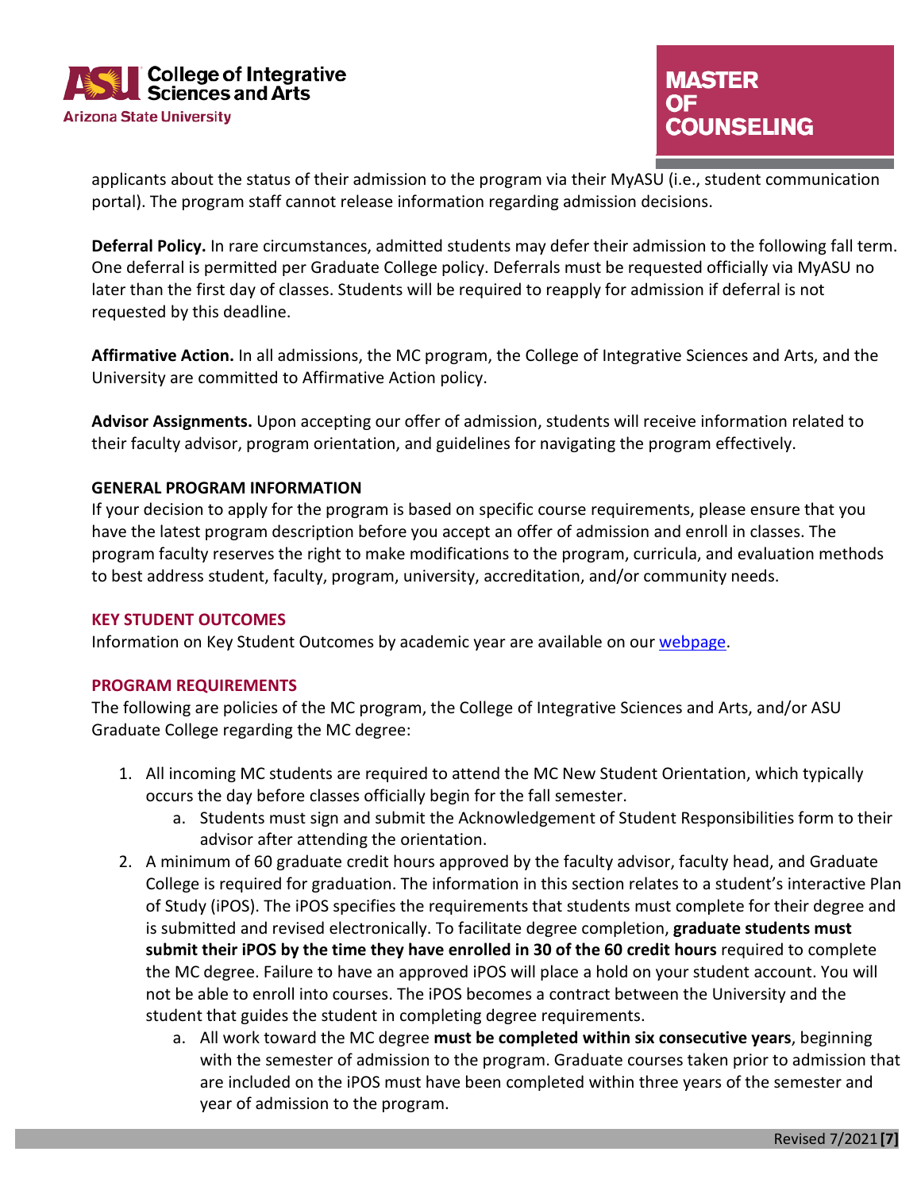applicants about the status of their admission to the program via their MyASU (i.e., student communication portal). The program staff cannot release information regarding admission decisions.

**Deferral Policy.** In rare circumstances, admitted students may defer their admission to the following fall term. One deferral is permitted per Graduate College policy. Deferrals must be requested officially via MyASU no later than the first day of classes. Students will be required to reapply for admission if deferral is not requested by this deadline.

**Affirmative Action.** In all admissions, the MC program, the College of Integrative Sciences and Arts, and the University are committed to Affirmative Action policy.

**Advisor Assignments.** Upon accepting our offer of admission, students will receive information related to their faculty advisor, program orientation, and guidelines for navigating the program effectively.

**GENERAL PROGRAM INFORMATION**

If your decision to apply for the program is based on specific course requirements, please ensure that you have the latest program description before you accept an offer of admission and enroll in classes. The program faculty reserves the right to make modifications to the program, curricula, and evaluation methods to best address student, faculty, program, university, accreditation, and/or community needs.

## KEY STUDENT OUTCOMES

Information on Key Student Outcomes by academic year are available on our webpage.

## PROGRAM REQUIREMENTS

The following are policies of the MC program, the College of Integrative Sciences and Arts, and/or ASU Graduate College regarding the MC degree:

1. All incoming MC students are required to attend the MC New Student Orientation, which typically occurs the day before classes officially begin for the fall semester.
    a. Students must sign and submit the Acknowledgement of Student Responsibilities form to their advisor after attending the orientation.
2. A minimum of 60 graduate credit hours approved by the faculty advisor, faculty head, and Graduate College is required for graduation. The information in this section relates to a student's interactive Plan of Study (iPOS). The iPOS specifies the requirements that students must complete for their degree and is submitted and revised electronically. To facilitate degree completion, **graduate students must submit their iPOS by the time they have enrolled in 30 of the 60 credit hours** required to complete the MC degree. Failure to have an approved iPOS will place a hold on your student account. You will not be able to enroll into courses. The iPOS becomes a contract between the University and the student that guides the student in completing degree requirements.
    a. All work toward the MC degree **must be completed within six consecutive years**, beginning with the semester of admission to the program. Graduate courses taken prior to admission that are included on the iPOS must have been completed within three years of the semester and year of admission to the program.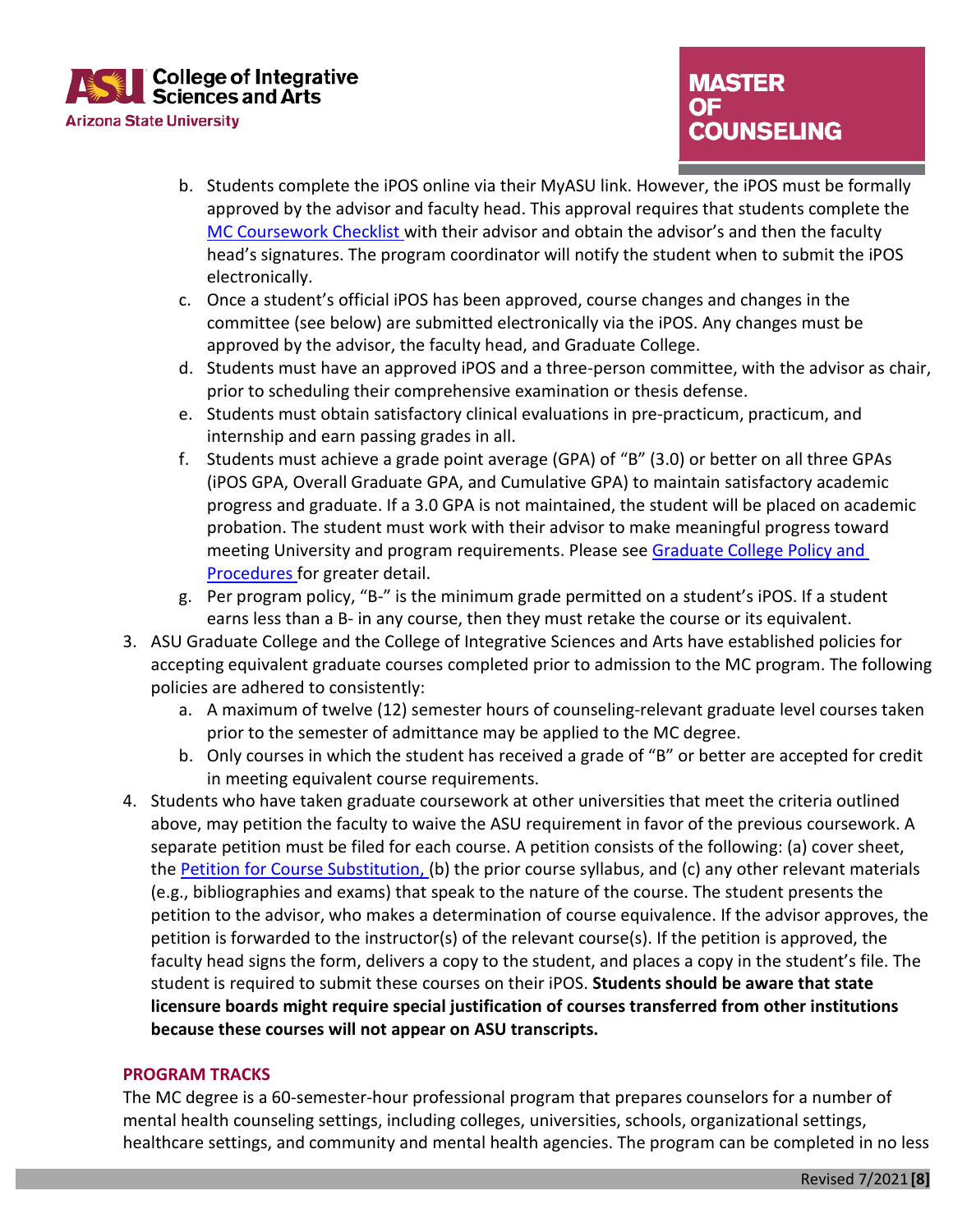b. Students complete the iPOS online via their MyASU link. However, the iPOS must be formally approved by the advisor and faculty head. This approval requires that students complete the MC Coursework Checklist with their advisor and obtain the advisor's and then the faculty head's signatures. The program coordinator will notify the student when to submit the iPOS electronically.

c. Once a student's official iPOS has been approved, course changes and changes in the committee (see below) are submitted electronically via the iPOS. Any changes must be approved by the advisor, the faculty head, and Graduate College.

d. Students must have an approved iPOS and a three-person committee, with the advisor as chair, prior to scheduling their comprehensive examination or thesis defense.

e. Students must obtain satisfactory clinical evaluations in pre-practicum, practicum, and internship and earn passing grades in all.

f. Students must achieve a grade point average (GPA) of "B" (3.0) or better on all three GPAs (iPOS GPA, Overall Graduate GPA, and Cumulative GPA) to maintain satisfactory academic progress and graduate. If a 3.0 GPA is not maintained, the student will be placed on academic probation. The student must work with their advisor to make meaningful progress toward meeting University and program requirements. Please see Graduate College Policy and Procedures for greater detail.

g. Per program policy, "B-" is the minimum grade permitted on a student's iPOS. If a student earns less than a B- in any course, then they must retake the course or its equivalent.

3. ASU Graduate College and the College of Integrative Sciences and Arts have established policies for accepting equivalent graduate courses completed prior to admission to the MC program. The following policies are adhered to consistently:
   a. A maximum of twelve (12) semester hours of counseling-relevant graduate level courses taken prior to the semester of admittance may be applied to the MC degree.
   b. Only courses in which the student has received a grade of "B" or better are accepted for credit in meeting equivalent course requirements.

4. Students who have taken graduate coursework at other universities that meet the criteria outlined above, may petition the faculty to waive the ASU requirement in favor of the previous coursework. A separate petition must be filed for each course. A petition consists of the following: (a) cover sheet, the Petition for Course Substitution, (b) the prior course syllabus, and (c) any other relevant materials (e.g., bibliographies and exams) that speak to the nature of the course. The student presents the petition to the advisor, who makes a determination of course equivalence. If the advisor approves, the petition is forwarded to the instructor(s) of the relevant course(s). If the petition is approved, the faculty head signs the form, delivers a copy to the student, and places a copy in the student's file. The student is required to submit these courses on their iPOS. **Students should be aware that state licensure boards might require special justification of courses transferred from other institutions because these courses will not appear on ASU transcripts.**

## PROGRAM TRACKS

The MC degree is a 60-semester-hour professional program that prepares counselors for a number of mental health counseling settings, including colleges, universities, schools, organizational settings, healthcare settings, and community and mental health agencies. The program can be completed in no less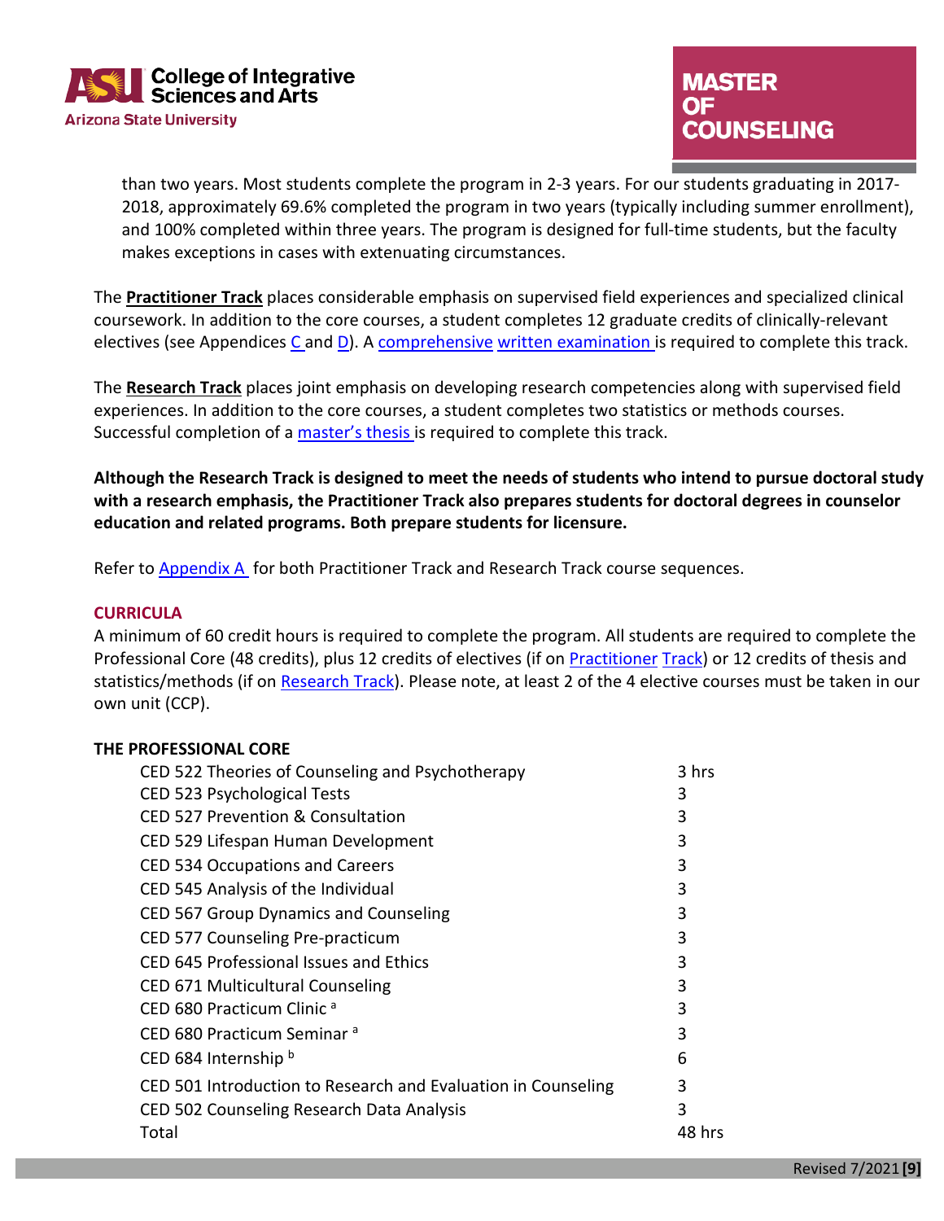than two years. Most students complete the program in 2-3 years. For our students graduating in 2017-2018, approximately 69.6% completed the program in two years (typically including summer enrollment), and 100% completed within three years. The program is designed for full-time students, but the faculty makes exceptions in cases with extenuating circumstances.

The **Practitioner Track** places considerable emphasis on supervised field experiences and specialized clinical coursework. In addition to the core courses, a student completes 12 graduate credits of clinically-relevant electives (see Appendices C and D). A comprehensive written examination is required to complete this track.

The **Research Track** places joint emphasis on developing research competencies along with supervised field experiences. In addition to the core courses, a student completes two statistics or methods courses. Successful completion of a master's thesis is required to complete this track.

**Although the Research Track is designed to meet the needs of students who intend to pursue doctoral study with a research emphasis, the Practitioner Track also prepares students for doctoral degrees in counselor education and related programs. Both prepare students for licensure.**

Refer to Appendix A for both Practitioner Track and Research Track course sequences.

## CURRICULA

A minimum of 60 credit hours is required to complete the program. All students are required to complete the Professional Core (48 credits), plus 12 credits of electives (if on Practitioner Track) or 12 credits of thesis and statistics/methods (if on Research Track). Please note, at least 2 of the 4 elective courses must be taken in our own unit (CCP).

### THE PROFESSIONAL CORE

| | |
|---|---|
| CED 522 Theories of Counseling and Psychotherapy | 3 hrs |
| CED 523 Psychological Tests | 3 |
| CED 527 Prevention & Consultation | 3 |
| CED 529 Lifespan Human Development | 3 |
| CED 534 Occupations and Careers | 3 |
| CED 545 Analysis of the Individual | 3 |
| CED 567 Group Dynamics and Counseling | 3 |
| CED 577 Counseling Pre-practicum | 3 |
| CED 645 Professional Issues and Ethics | 3 |
| CED 671 Multicultural Counseling | 3 |
| CED 680 Practicum Clinic [a] | 3 |
| CED 680 Practicum Seminar [a] | 3 |
| CED 684 Internship [b] | 6 |
| CED 501 Introduction to Research and Evaluation in Counseling | 3 |
| CED 502 Counseling Research Data Analysis | 3 |
| Total | 48 hrs |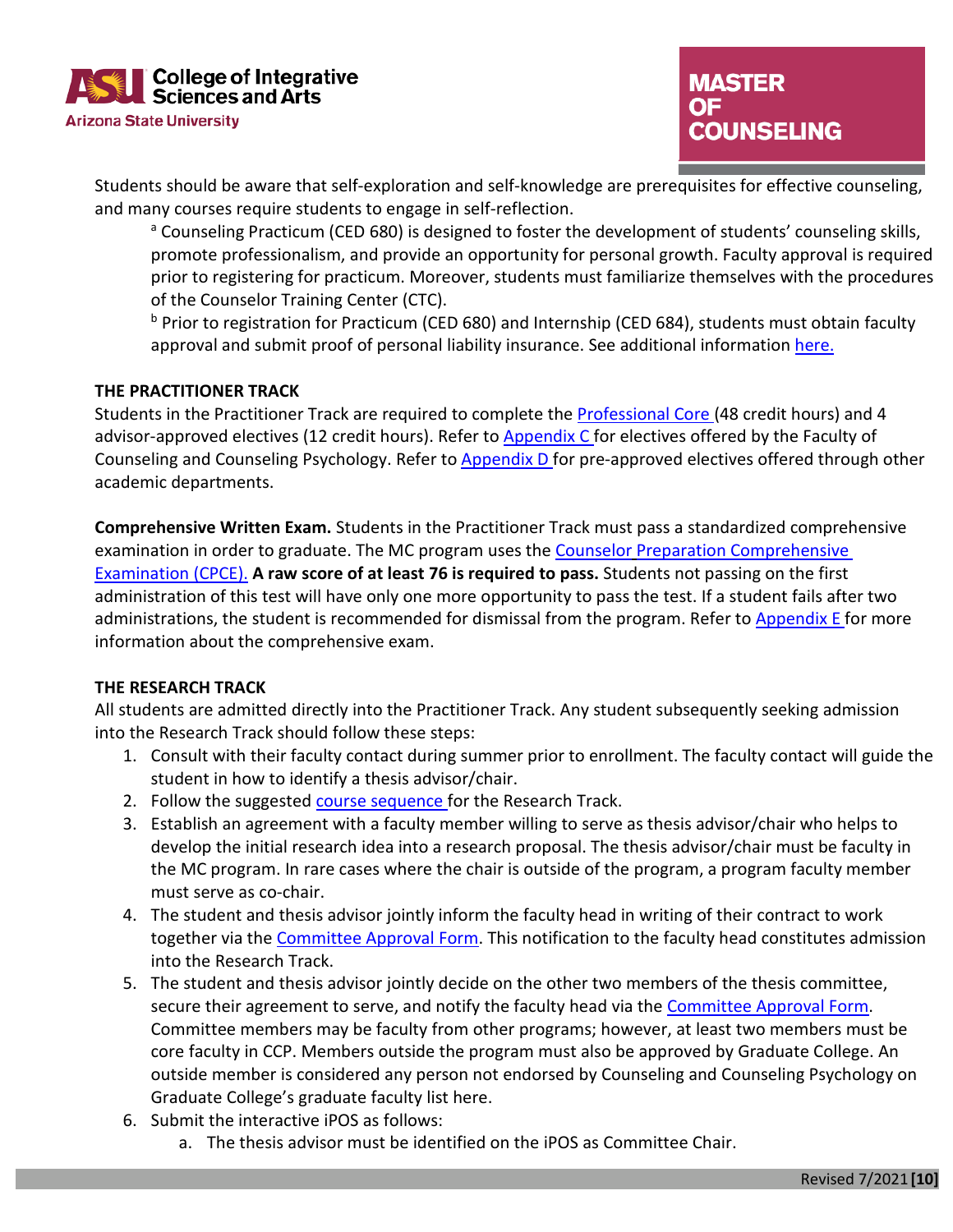Students should be aware that self-exploration and self-knowledge are prerequisites for effective counseling, and many courses require students to engage in self-reflection.

[a] Counseling Practicum (CED 680) is designed to foster the development of students' counseling skills, promote professionalism, and provide an opportunity for personal growth. Faculty approval is required prior to registering for practicum. Moreover, students must familiarize themselves with the procedures of the Counselor Training Center (CTC).

[b] Prior to registration for Practicum (CED 680) and Internship (CED 684), students must obtain faculty approval and submit proof of personal liability insurance. See additional information here.

### THE PRACTITIONER TRACK

Students in the Practitioner Track are required to complete the Professional Core (48 credit hours) and 4 advisor-approved electives (12 credit hours). Refer to Appendix C for electives offered by the Faculty of Counseling and Counseling Psychology. Refer to Appendix D for pre-approved electives offered through other academic departments.

**Comprehensive Written Exam.** Students in the Practitioner Track must pass a standardized comprehensive examination in order to graduate. The MC program uses the Counselor Preparation Comprehensive Examination (CPCE). **A raw score of at least 76 is required to pass.** Students not passing on the first administration of this test will have only one more opportunity to pass the test. If a student fails after two administrations, the student is recommended for dismissal from the program. Refer to Appendix E for more information about the comprehensive exam.

### THE RESEARCH TRACK

All students are admitted directly into the Practitioner Track. Any student subsequently seeking admission into the Research Track should follow these steps:

1. Consult with their faculty contact during summer prior to enrollment. The faculty contact will guide the student in how to identify a thesis advisor/chair.
2. Follow the suggested course sequence for the Research Track.
3. Establish an agreement with a faculty member willing to serve as thesis advisor/chair who helps to develop the initial research idea into a research proposal. The thesis advisor/chair must be faculty in the MC program. In rare cases where the chair is outside of the program, a program faculty member must serve as co-chair.
4. The student and thesis advisor jointly inform the faculty head in writing of their contract to work together via the Committee Approval Form. This notification to the faculty head constitutes admission into the Research Track.
5. The student and thesis advisor jointly decide on the other two members of the thesis committee, secure their agreement to serve, and notify the faculty head via the Committee Approval Form. Committee members may be faculty from other programs; however, at least two members must be core faculty in CCP. Members outside the program must also be approved by Graduate College. An outside member is considered any person not endorsed by Counseling and Counseling Psychology on Graduate College's graduate faculty list here.
6. Submit the interactive iPOS as follows:
   a. The thesis advisor must be identified on the iPOS as Committee Chair.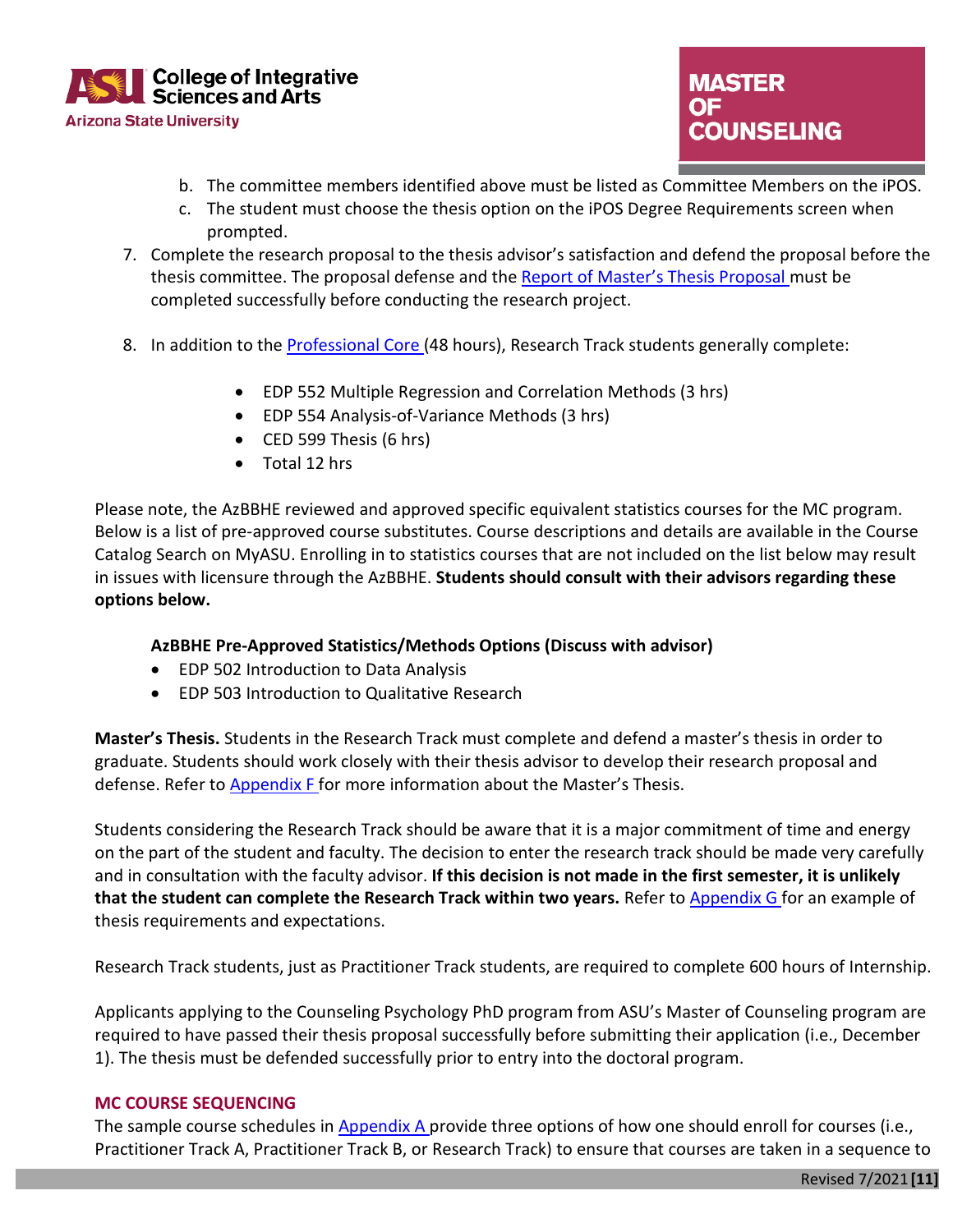b. The committee members identified above must be listed as Committee Members on the iPOS.
   c. The student must choose the thesis option on the iPOS Degree Requirements screen when prompted.

7. Complete the research proposal to the thesis advisor's satisfaction and defend the proposal before the thesis committee. The proposal defense and the Report of Master's Thesis Proposal must be completed successfully before conducting the research project.

8. In addition to the Professional Core (48 hours), Research Track students generally complete:

   - EDP 552 Multiple Regression and Correlation Methods (3 hrs)
   - EDP 554 Analysis-of-Variance Methods (3 hrs)
   - CED 599 Thesis (6 hrs)
   - Total 12 hrs

Please note, the AzBBHE reviewed and approved specific equivalent statistics courses for the MC program. Below is a list of pre-approved course substitutes. Course descriptions and details are available in the Course Catalog Search on MyASU. Enrolling in to statistics courses that are not included on the list below may result in issues with licensure through the AzBBHE. **Students should consult with their advisors regarding these options below.**

**AzBBHE Pre-Approved Statistics/Methods Options (Discuss with advisor)**

- EDP 502 Introduction to Data Analysis
- EDP 503 Introduction to Qualitative Research

**Master's Thesis.** Students in the Research Track must complete and defend a master's thesis in order to graduate. Students should work closely with their thesis advisor to develop their research proposal and defense. Refer to Appendix F for more information about the Master's Thesis.

Students considering the Research Track should be aware that it is a major commitment of time and energy on the part of the student and faculty. The decision to enter the research track should be made very carefully and in consultation with the faculty advisor. **If this decision is not made in the first semester, it is unlikely that the student can complete the Research Track within two years.** Refer to Appendix G for an example of thesis requirements and expectations.

Research Track students, just as Practitioner Track students, are required to complete 600 hours of Internship.

Applicants applying to the Counseling Psychology PhD program from ASU's Master of Counseling program are required to have passed their thesis proposal successfully before submitting their application (i.e., December 1). The thesis must be defended successfully prior to entry into the doctoral program.

## MC COURSE SEQUENCING

The sample course schedules in Appendix A provide three options of how one should enroll for courses (i.e., Practitioner Track A, Practitioner Track B, or Research Track) to ensure that courses are taken in a sequence to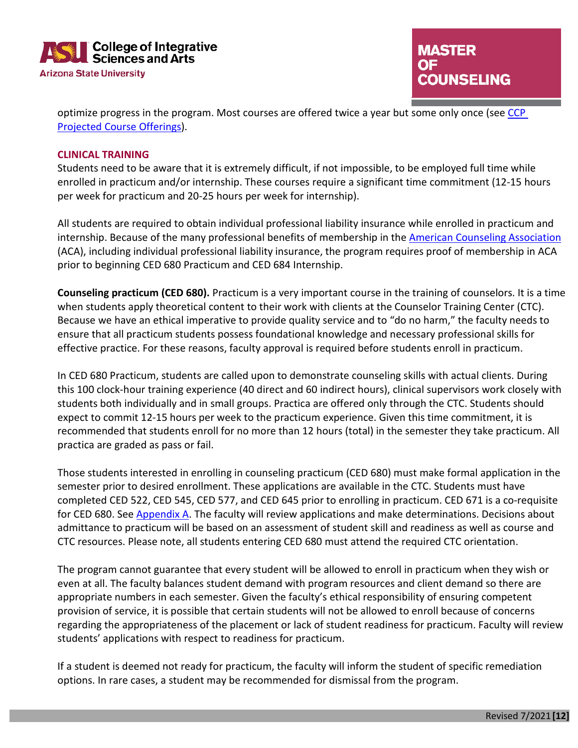optimize progress in the program. Most courses are offered twice a year but some only once (see [CCP Projected Course Offerings](#)).

### CLINICAL TRAINING

Students need to be aware that it is extremely difficult, if not impossible, to be employed full time while enrolled in practicum and/or internship. These courses require a significant time commitment (12-15 hours per week for practicum and 20-25 hours per week for internship).

All students are required to obtain individual professional liability insurance while enrolled in practicum and internship. Because of the many professional benefits of membership in the [American Counseling Association](#) (ACA), including individual professional liability insurance, the program requires proof of membership in ACA prior to beginning CED 680 Practicum and CED 684 Internship.

**Counseling practicum (CED 680).** Practicum is a very important course in the training of counselors. It is a time when students apply theoretical content to their work with clients at the Counselor Training Center (CTC). Because we have an ethical imperative to provide quality service and to "do no harm," the faculty needs to ensure that all practicum students possess foundational knowledge and necessary professional skills for effective practice. For these reasons, faculty approval is required before students enroll in practicum.

In CED 680 Practicum, students are called upon to demonstrate counseling skills with actual clients. During this 100 clock-hour training experience (40 direct and 60 indirect hours), clinical supervisors work closely with students both individually and in small groups. Practica are offered only through the CTC. Students should expect to commit 12-15 hours per week to the practicum experience. Given this time commitment, it is recommended that students enroll for no more than 12 hours (total) in the semester they take practicum. All practica are graded as pass or fail.

Those students interested in enrolling in counseling practicum (CED 680) must make formal application in the semester prior to desired enrollment. These applications are available in the CTC. Students must have completed CED 522, CED 545, CED 577, and CED 645 prior to enrolling in practicum. CED 671 is a co-requisite for CED 680. See [Appendix A](#). The faculty will review applications and make determinations. Decisions about admittance to practicum will be based on an assessment of student skill and readiness as well as course and CTC resources. Please note, all students entering CED 680 must attend the required CTC orientation.

The program cannot guarantee that every student will be allowed to enroll in practicum when they wish or even at all. The faculty balances student demand with program resources and client demand so there are appropriate numbers in each semester. Given the faculty's ethical responsibility of ensuring competent provision of service, it is possible that certain students will not be allowed to enroll because of concerns regarding the appropriateness of the placement or lack of student readiness for practicum. Faculty will review students' applications with respect to readiness for practicum.

If a student is deemed not ready for practicum, the faculty will inform the student of specific remediation options. In rare cases, a student may be recommended for dismissal from the program.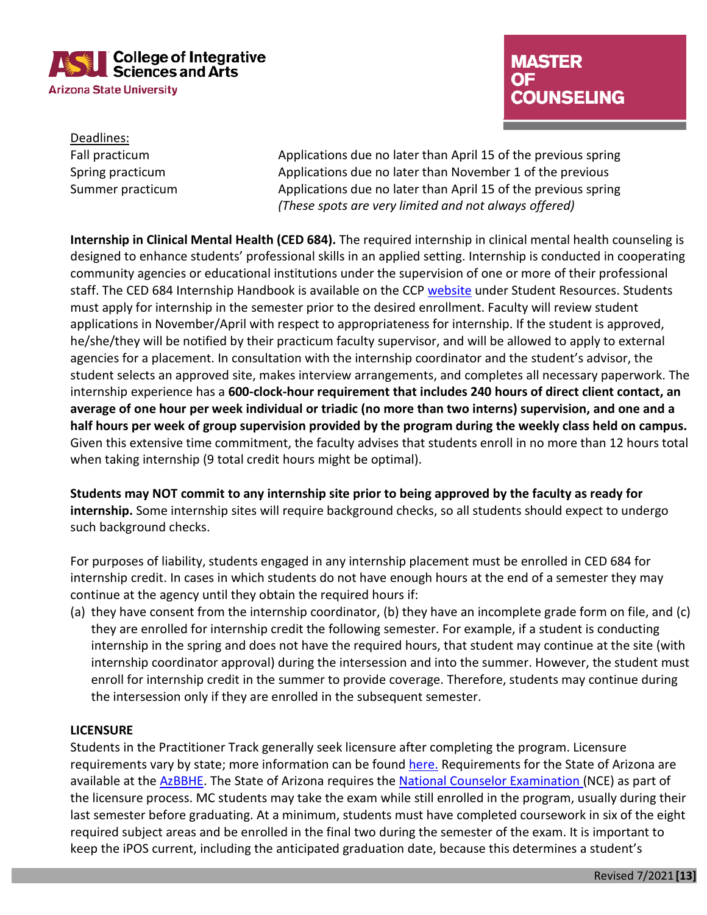Deadlines:

| | |
|---|---|
| Fall practicum | Applications due no later than April 15 of the previous spring |
| Spring practicum | Applications due no later than November 1 of the previous |
| Summer practicum | Applications due no later than April 15 of the previous spring *(These spots are very limited and not always offered)* |

**Internship in Clinical Mental Health (CED 684).** The required internship in clinical mental health counseling is designed to enhance students' professional skills in an applied setting. Internship is conducted in cooperating community agencies or educational institutions under the supervision of one or more of their professional staff. The CED 684 Internship Handbook is available on the CCP website under Student Resources. Students must apply for internship in the semester prior to the desired enrollment. Faculty will review student applications in November/April with respect to appropriateness for internship. If the student is approved, he/she/they will be notified by their practicum faculty supervisor, and will be allowed to apply to external agencies for a placement. In consultation with the internship coordinator and the student's advisor, the student selects an approved site, makes interview arrangements, and completes all necessary paperwork. The internship experience has a **600-clock-hour requirement that includes 240 hours of direct client contact, an average of one hour per week individual or triadic (no more than two interns) supervision, and one and a half hours per week of group supervision provided by the program during the weekly class held on campus.** Given this extensive time commitment, the faculty advises that students enroll in no more than 12 hours total when taking internship (9 total credit hours might be optimal).

**Students may NOT commit to any internship site prior to being approved by the faculty as ready for internship.** Some internship sites will require background checks, so all students should expect to undergo such background checks.

For purposes of liability, students engaged in any internship placement must be enrolled in CED 684 for internship credit. In cases in which students do not have enough hours at the end of a semester they may continue at the agency until they obtain the required hours if:

(a) they have consent from the internship coordinator, (b) they have an incomplete grade form on file, and (c) they are enrolled for internship credit the following semester. For example, if a student is conducting internship in the spring and does not have the required hours, that student may continue at the site (with internship coordinator approval) during the intersession and into the summer. However, the student must enroll for internship credit in the summer to provide coverage. Therefore, students may continue during the intersession only if they are enrolled in the subsequent semester.

**LICENSURE**

Students in the Practitioner Track generally seek licensure after completing the program. Licensure requirements vary by state; more information can be found here. Requirements for the State of Arizona are available at the AzBBHE. The State of Arizona requires the National Counselor Examination (NCE) as part of the licensure process. MC students may take the exam while still enrolled in the program, usually during their last semester before graduating. At a minimum, students must have completed coursework in six of the eight required subject areas and be enrolled in the final two during the semester of the exam. It is important to keep the iPOS current, including the anticipated graduation date, because this determines a student's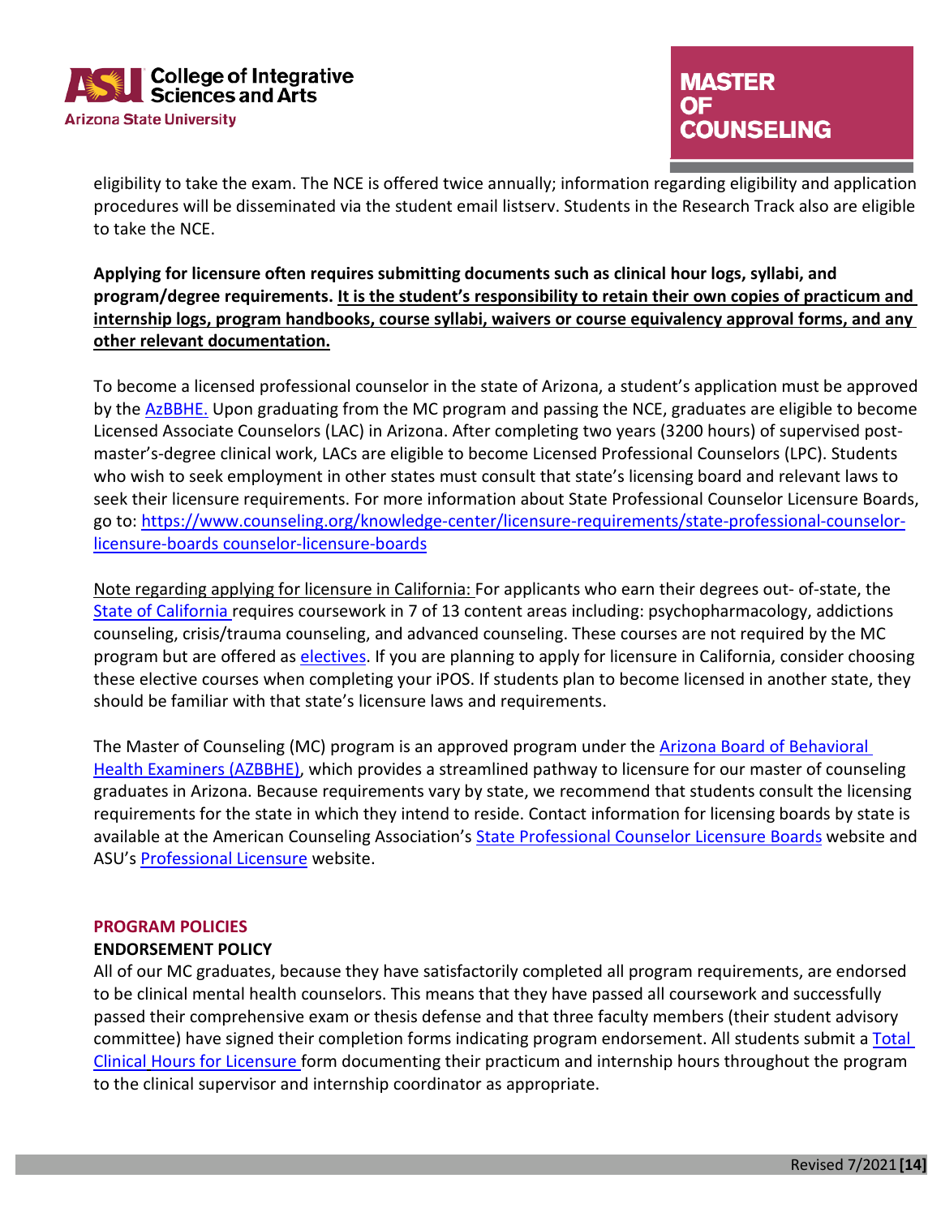eligibility to take the exam. The NCE is offered twice annually; information regarding eligibility and application procedures will be disseminated via the student email listserv. Students in the Research Track also are eligible to take the NCE.

**Applying for licensure often requires submitting documents such as clinical hour logs, syllabi, and program/degree requirements. <u>It is the student's responsibility to retain their own copies of practicum and internship logs, program handbooks, course syllabi, waivers or course equivalency approval forms, and any other relevant documentation.</u>**

To become a licensed professional counselor in the state of Arizona, a student's application must be approved by the AzBBHE. Upon graduating from the MC program and passing the NCE, graduates are eligible to become Licensed Associate Counselors (LAC) in Arizona. After completing two years (3200 hours) of supervised post-master's-degree clinical work, LACs are eligible to become Licensed Professional Counselors (LPC). Students who wish to seek employment in other states must consult that state's licensing board and relevant laws to seek their licensure requirements. For more information about State Professional Counselor Licensure Boards, go to: https://www.counseling.org/knowledge-center/licensure-requirements/state-professional-counselor-licensure-boards counselor-licensure-boards

<u>Note regarding applying for licensure in California:</u> For applicants who earn their degrees out- of-state, the State of California requires coursework in 7 of 13 content areas including: psychopharmacology, addictions counseling, crisis/trauma counseling, and advanced counseling. These courses are not required by the MC program but are offered as electives. If you are planning to apply for licensure in California, consider choosing these elective courses when completing your iPOS. If students plan to become licensed in another state, they should be familiar with that state's licensure laws and requirements.

The Master of Counseling (MC) program is an approved program under the Arizona Board of Behavioral Health Examiners (AZBBHE), which provides a streamlined pathway to licensure for our master of counseling graduates in Arizona. Because requirements vary by state, we recommend that students consult the licensing requirements for the state in which they intend to reside. Contact information for licensing boards by state is available at the American Counseling Association's State Professional Counselor Licensure Boards website and ASU's Professional Licensure website.

## PROGRAM POLICIES

### ENDORSEMENT POLICY

All of our MC graduates, because they have satisfactorily completed all program requirements, are endorsed to be clinical mental health counselors. This means that they have passed all coursework and successfully passed their comprehensive exam or thesis defense and that three faculty members (their student advisory committee) have signed their completion forms indicating program endorsement. All students submit a Total Clinical Hours for Licensure form documenting their practicum and internship hours throughout the program to the clinical supervisor and internship coordinator as appropriate.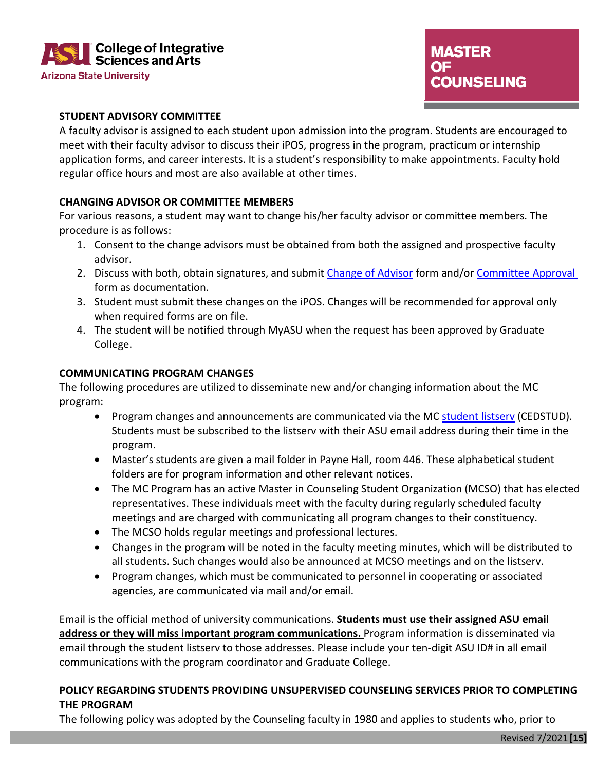### STUDENT ADVISORY COMMITTEE

A faculty advisor is assigned to each student upon admission into the program. Students are encouraged to meet with their faculty advisor to discuss their iPOS, progress in the program, practicum or internship application forms, and career interests. It is a student's responsibility to make appointments. Faculty hold regular office hours and most are also available at other times.

### CHANGING ADVISOR OR COMMITTEE MEMBERS

For various reasons, a student may want to change his/her faculty advisor or committee members. The procedure is as follows:

1. Consent to the change advisors must be obtained from both the assigned and prospective faculty advisor.
2. Discuss with both, obtain signatures, and submit Change of Advisor form and/or Committee Approval form as documentation.
3. Student must submit these changes on the iPOS. Changes will be recommended for approval only when required forms are on file.
4. The student will be notified through MyASU when the request has been approved by Graduate College.

### COMMUNICATING PROGRAM CHANGES

The following procedures are utilized to disseminate new and/or changing information about the MC program:

- Program changes and announcements are communicated via the MC student listserv (CEDSTUD). Students must be subscribed to the listserv with their ASU email address during their time in the program.
- Master's students are given a mail folder in Payne Hall, room 446. These alphabetical student folders are for program information and other relevant notices.
- The MC Program has an active Master in Counseling Student Organization (MCSO) that has elected representatives. These individuals meet with the faculty during regularly scheduled faculty meetings and are charged with communicating all program changes to their constituency.
- The MCSO holds regular meetings and professional lectures.
- Changes in the program will be noted in the faculty meeting minutes, which will be distributed to all students. Such changes would also be announced at MCSO meetings and on the listserv.
- Program changes, which must be communicated to personnel in cooperating or associated agencies, are communicated via mail and/or email.

Email is the official method of university communications. **Students must use their assigned ASU email address or they will miss important program communications.** Program information is disseminated via email through the student listserv to those addresses. Please include your ten-digit ASU ID# in all email communications with the program coordinator and Graduate College.

### POLICY REGARDING STUDENTS PROVIDING UNSUPERVISED COUNSELING SERVICES PRIOR TO COMPLETING THE PROGRAM

The following policy was adopted by the Counseling faculty in 1980 and applies to students who, prior to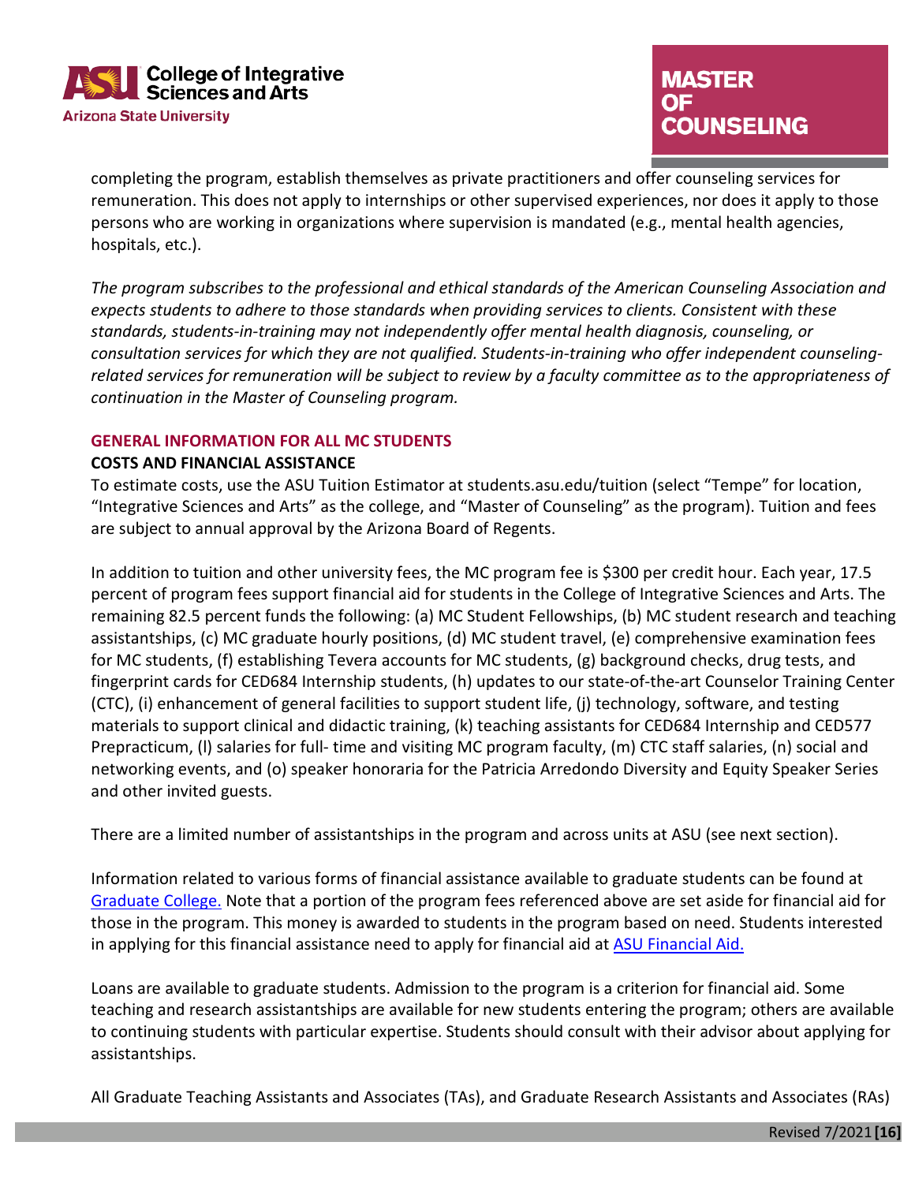completing the program, establish themselves as private practitioners and offer counseling services for remuneration. This does not apply to internships or other supervised experiences, nor does it apply to those persons who are working in organizations where supervision is mandated (e.g., mental health agencies, hospitals, etc.).

*The program subscribes to the professional and ethical standards of the American Counseling Association and expects students to adhere to those standards when providing services to clients. Consistent with these standards, students-in-training may not independently offer mental health diagnosis, counseling, or consultation services for which they are not qualified. Students-in-training who offer independent counseling-related services for remuneration will be subject to review by a faculty committee as to the appropriateness of continuation in the Master of Counseling program.*

## GENERAL INFORMATION FOR ALL MC STUDENTS

### COSTS AND FINANCIAL ASSISTANCE

To estimate costs, use the ASU Tuition Estimator at students.asu.edu/tuition (select "Tempe" for location, "Integrative Sciences and Arts" as the college, and "Master of Counseling" as the program). Tuition and fees are subject to annual approval by the Arizona Board of Regents.

In addition to tuition and other university fees, the MC program fee is $300 per credit hour. Each year, 17.5 percent of program fees support financial aid for students in the College of Integrative Sciences and Arts. The remaining 82.5 percent funds the following: (a) MC Student Fellowships, (b) MC student research and teaching assistantships, (c) MC graduate hourly positions, (d) MC student travel, (e) comprehensive examination fees for MC students, (f) establishing Tevera accounts for MC students, (g) background checks, drug tests, and fingerprint cards for CED684 Internship students, (h) updates to our state-of-the-art Counselor Training Center (CTC), (i) enhancement of general facilities to support student life, (j) technology, software, and testing materials to support clinical and didactic training, (k) teaching assistants for CED684 Internship and CED577 Prepracticum, (l) salaries for full- time and visiting MC program faculty, (m) CTC staff salaries, (n) social and networking events, and (o) speaker honoraria for the Patricia Arredondo Diversity and Equity Speaker Series and other invited guests.

There are a limited number of assistantships in the program and across units at ASU (see next section).

Information related to various forms of financial assistance available to graduate students can be found at Graduate College. Note that a portion of the program fees referenced above are set aside for financial aid for those in the program. This money is awarded to students in the program based on need. Students interested in applying for this financial assistance need to apply for financial aid at ASU Financial Aid.

Loans are available to graduate students. Admission to the program is a criterion for financial aid. Some teaching and research assistantships are available for new students entering the program; others are available to continuing students with particular expertise. Students should consult with their advisor about applying for assistantships.

All Graduate Teaching Assistants and Associates (TAs), and Graduate Research Assistants and Associates (RAs)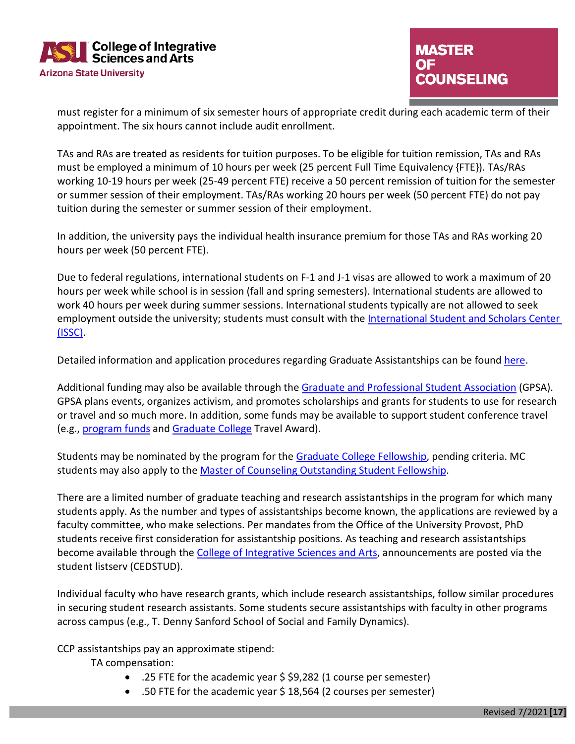must register for a minimum of six semester hours of appropriate credit during each academic term of their appointment. The six hours cannot include audit enrollment.

TAs and RAs are treated as residents for tuition purposes. To be eligible for tuition remission, TAs and RAs must be employed a minimum of 10 hours per week (25 percent Full Time Equivalency {FTE}). TAs/RAs working 10-19 hours per week (25-49 percent FTE) receive a 50 percent remission of tuition for the semester or summer session of their employment. TAs/RAs working 20 hours per week (50 percent FTE) do not pay tuition during the semester or summer session of their employment.

In addition, the university pays the individual health insurance premium for those TAs and RAs working 20 hours per week (50 percent FTE).

Due to federal regulations, international students on F-1 and J-1 visas are allowed to work a maximum of 20 hours per week while school is in session (fall and spring semesters). International students are allowed to work 40 hours per week during summer sessions. International students typically are not allowed to seek employment outside the university; students must consult with the International Student and Scholars Center (ISSC).

Detailed information and application procedures regarding Graduate Assistantships can be found here.

Additional funding may also be available through the Graduate and Professional Student Association (GPSA). GPSA plans events, organizes activism, and promotes scholarships and grants for students to use for research or travel and so much more. In addition, some funds may be available to support student conference travel (e.g., program funds and Graduate College Travel Award).

Students may be nominated by the program for the Graduate College Fellowship, pending criteria. MC students may also apply to the Master of Counseling Outstanding Student Fellowship.

There are a limited number of graduate teaching and research assistantships in the program for which many students apply. As the number and types of assistantships become known, the applications are reviewed by a faculty committee, who make selections. Per mandates from the Office of the University Provost, PhD students receive first consideration for assistantship positions. As teaching and research assistantships become available through the College of Integrative Sciences and Arts, announcements are posted via the student listserv (CEDSTUD).

Individual faculty who have research grants, which include research assistantships, follow similar procedures in securing student research assistants. Some students secure assistantships with faculty in other programs across campus (e.g., T. Denny Sanford School of Social and Family Dynamics).

CCP assistantships pay an approximate stipend:

TA compensation:

- .25 FTE for the academic year $ $9,282 (1 course per semester)
- .50 FTE for the academic year $ 18,564 (2 courses per semester)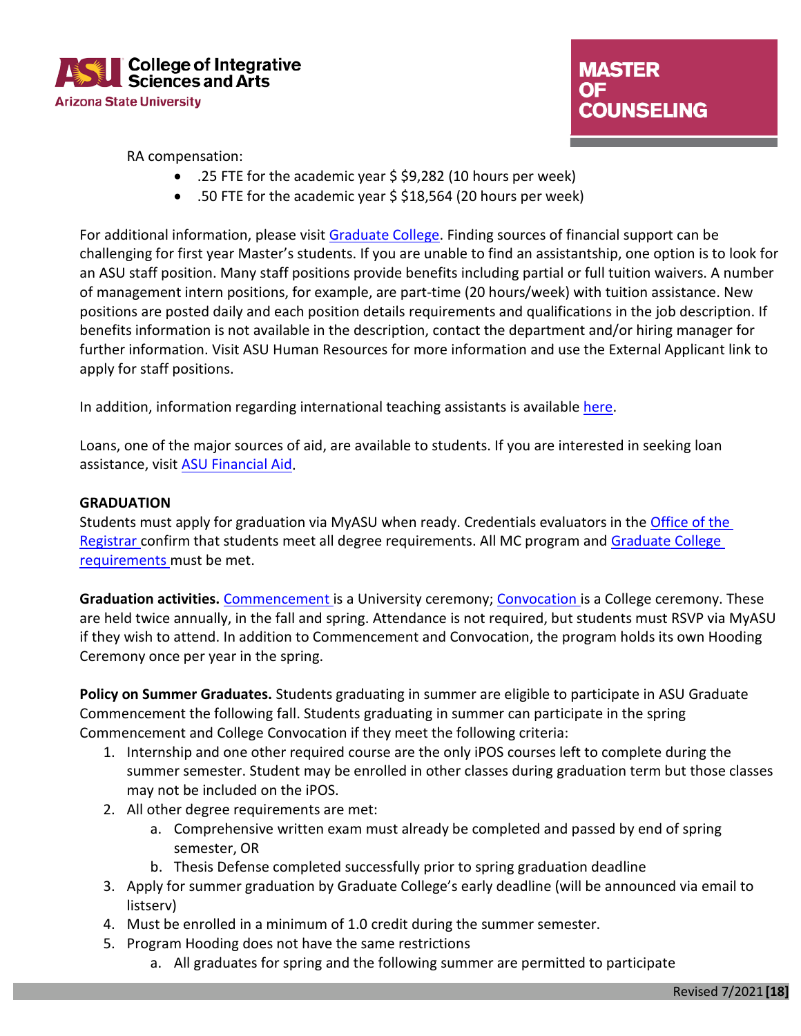RA compensation:

- .25 FTE for the academic year $ $9,282 (10 hours per week)
- .50 FTE for the academic year $ $18,564 (20 hours per week)

For additional information, please visit Graduate College. Finding sources of financial support can be challenging for first year Master's students. If you are unable to find an assistantship, one option is to look for an ASU staff position. Many staff positions provide benefits including partial or full tuition waivers. A number of management intern positions, for example, are part-time (20 hours/week) with tuition assistance. New positions are posted daily and each position details requirements and qualifications in the job description. If benefits information is not available in the description, contact the department and/or hiring manager for further information. Visit ASU Human Resources for more information and use the External Applicant link to apply for staff positions.

In addition, information regarding international teaching assistants is available here.

Loans, one of the major sources of aid, are available to students. If you are interested in seeking loan assistance, visit ASU Financial Aid.

## GRADUATION

Students must apply for graduation via MyASU when ready. Credentials evaluators in the Office of the Registrar confirm that students meet all degree requirements. All MC program and Graduate College requirements must be met.

**Graduation activities.** Commencement is a University ceremony; Convocation is a College ceremony. These are held twice annually, in the fall and spring. Attendance is not required, but students must RSVP via MyASU if they wish to attend. In addition to Commencement and Convocation, the program holds its own Hooding Ceremony once per year in the spring.

**Policy on Summer Graduates.** Students graduating in summer are eligible to participate in ASU Graduate Commencement the following fall. Students graduating in summer can participate in the spring Commencement and College Convocation if they meet the following criteria:

1. Internship and one other required course are the only iPOS courses left to complete during the summer semester. Student may be enrolled in other classes during graduation term but those classes may not be included on the iPOS.
2. All other degree requirements are met:
    a. Comprehensive written exam must already be completed and passed by end of spring semester, OR
    b. Thesis Defense completed successfully prior to spring graduation deadline
3. Apply for summer graduation by Graduate College's early deadline (will be announced via email to listserv)
4. Must be enrolled in a minimum of 1.0 credit during the summer semester.
5. Program Hooding does not have the same restrictions
    a. All graduates for spring and the following summer are permitted to participate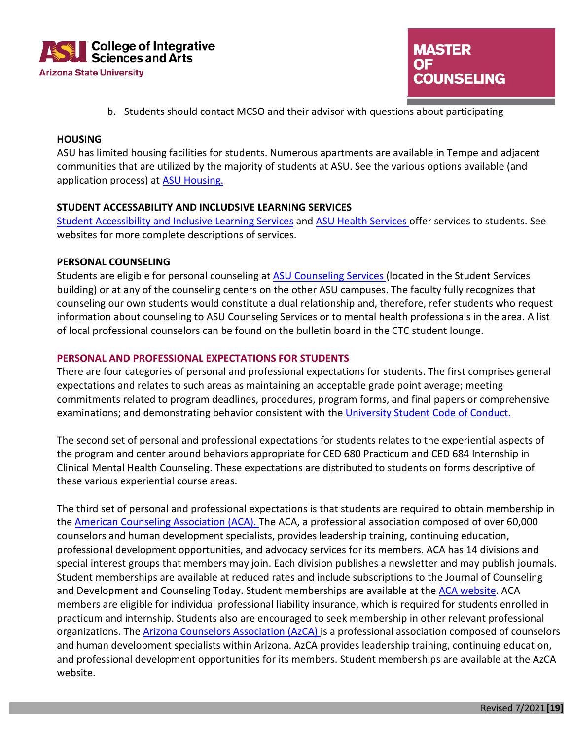b. Students should contact MCSO and their advisor with questions about participating

### HOUSING

ASU has limited housing facilities for students. Numerous apartments are available in Tempe and adjacent communities that are utilized by the majority of students at ASU. See the various options available (and application process) at ASU Housing.

### STUDENT ACCESSABILITY AND INCLUDSIVE LEARNING SERVICES

Student Accessibility and Inclusive Learning Services and ASU Health Services offer services to students. See websites for more complete descriptions of services.

### PERSONAL COUNSELING

Students are eligible for personal counseling at ASU Counseling Services (located in the Student Services building) or at any of the counseling centers on the other ASU campuses. The faculty fully recognizes that counseling our own students would constitute a dual relationship and, therefore, refer students who request information about counseling to ASU Counseling Services or to mental health professionals in the area. A list of local professional counselors can be found on the bulletin board in the CTC student lounge.

## PERSONAL AND PROFESSIONAL EXPECTATIONS FOR STUDENTS

There are four categories of personal and professional expectations for students. The first comprises general expectations and relates to such areas as maintaining an acceptable grade point average; meeting commitments related to program deadlines, procedures, program forms, and final papers or comprehensive examinations; and demonstrating behavior consistent with the University Student Code of Conduct.

The second set of personal and professional expectations for students relates to the experiential aspects of the program and center around behaviors appropriate for CED 680 Practicum and CED 684 Internship in Clinical Mental Health Counseling. These expectations are distributed to students on forms descriptive of these various experiential course areas.

The third set of personal and professional expectations is that students are required to obtain membership in the American Counseling Association (ACA). The ACA, a professional association composed of over 60,000 counselors and human development specialists, provides leadership training, continuing education, professional development opportunities, and advocacy services for its members. ACA has 14 divisions and special interest groups that members may join. Each division publishes a newsletter and may publish journals. Student memberships are available at reduced rates and include subscriptions to the Journal of Counseling and Development and Counseling Today. Student memberships are available at the ACA website. ACA members are eligible for individual professional liability insurance, which is required for students enrolled in practicum and internship. Students also are encouraged to seek membership in other relevant professional organizations. The Arizona Counselors Association (AzCA) is a professional association composed of counselors and human development specialists within Arizona. AzCA provides leadership training, continuing education, and professional development opportunities for its members. Student memberships are available at the AzCA website.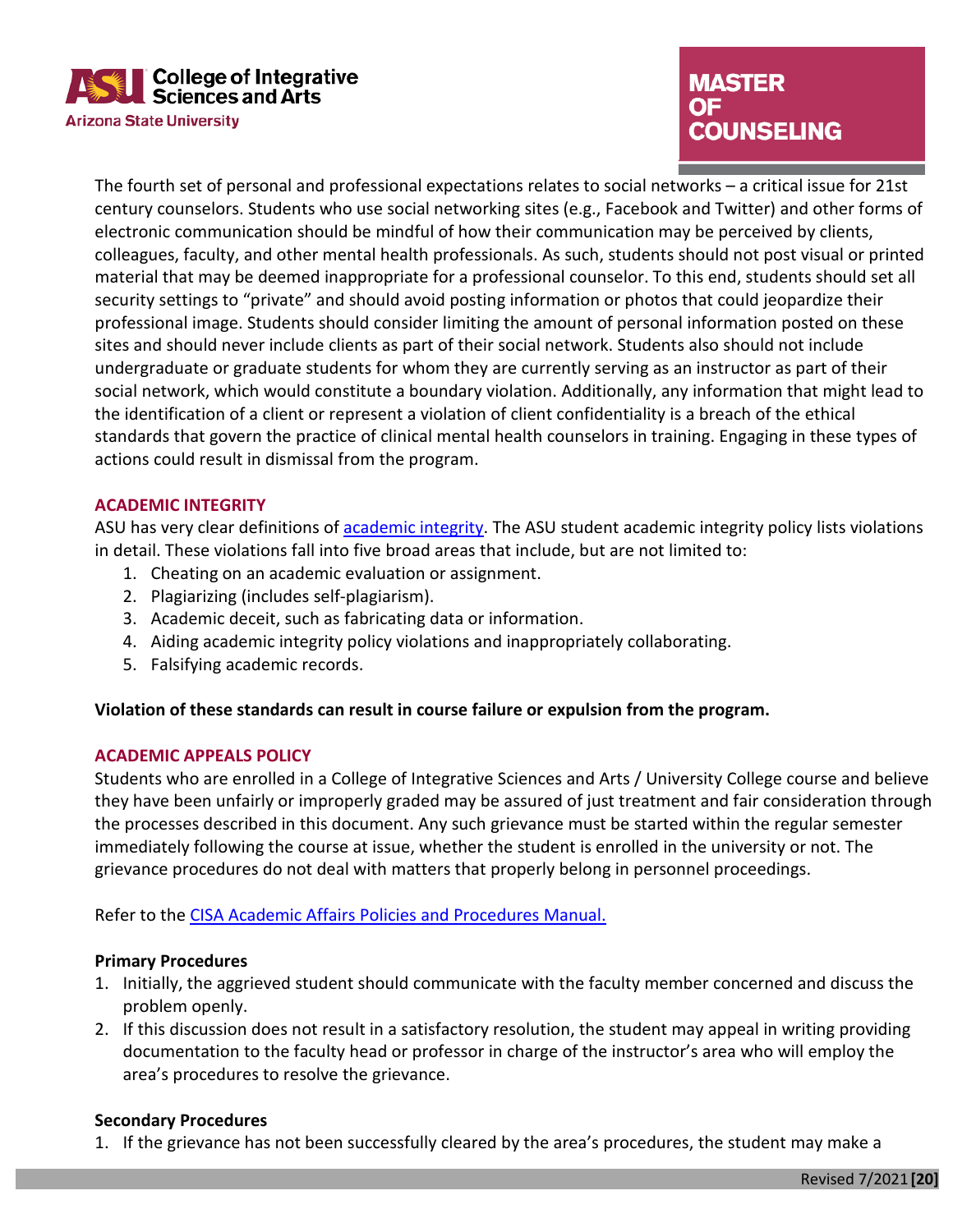The fourth set of personal and professional expectations relates to social networks – a critical issue for 21st century counselors. Students who use social networking sites (e.g., Facebook and Twitter) and other forms of electronic communication should be mindful of how their communication may be perceived by clients, colleagues, faculty, and other mental health professionals. As such, students should not post visual or printed material that may be deemed inappropriate for a professional counselor. To this end, students should set all security settings to "private" and should avoid posting information or photos that could jeopardize their professional image. Students should consider limiting the amount of personal information posted on these sites and should never include clients as part of their social network. Students also should not include undergraduate or graduate students for whom they are currently serving as an instructor as part of their social network, which would constitute a boundary violation. Additionally, any information that might lead to the identification of a client or represent a violation of client confidentiality is a breach of the ethical standards that govern the practice of clinical mental health counselors in training. Engaging in these types of actions could result in dismissal from the program.

## ACADEMIC INTEGRITY

ASU has very clear definitions of academic integrity. The ASU student academic integrity policy lists violations in detail. These violations fall into five broad areas that include, but are not limited to:

1. Cheating on an academic evaluation or assignment.
2. Plagiarizing (includes self-plagiarism).
3. Academic deceit, such as fabricating data or information.
4. Aiding academic integrity policy violations and inappropriately collaborating.
5. Falsifying academic records.

**Violation of these standards can result in course failure or expulsion from the program.**

## ACADEMIC APPEALS POLICY

Students who are enrolled in a College of Integrative Sciences and Arts / University College course and believe they have been unfairly or improperly graded may be assured of just treatment and fair consideration through the processes described in this document. Any such grievance must be started within the regular semester immediately following the course at issue, whether the student is enrolled in the university or not. The grievance procedures do not deal with matters that properly belong in personnel proceedings.

Refer to the CISA Academic Affairs Policies and Procedures Manual.

### Primary Procedures

1. Initially, the aggrieved student should communicate with the faculty member concerned and discuss the problem openly.
2. If this discussion does not result in a satisfactory resolution, the student may appeal in writing providing documentation to the faculty head or professor in charge of the instructor's area who will employ the area's procedures to resolve the grievance.

### Secondary Procedures

1. If the grievance has not been successfully cleared by the area's procedures, the student may make a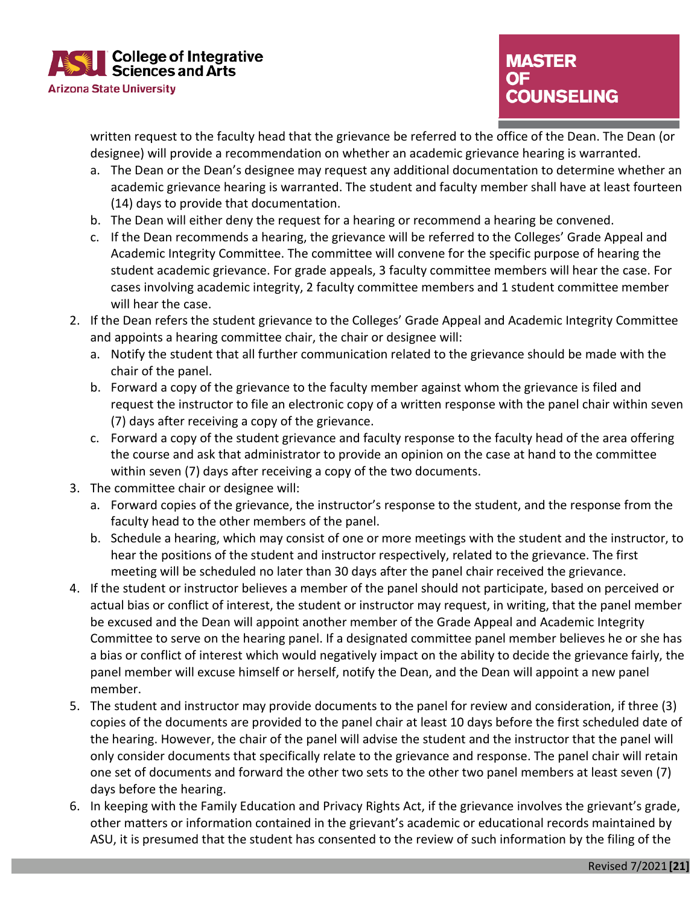written request to the faculty head that the grievance be referred to the office of the Dean. The Dean (or designee) will provide a recommendation on whether an academic grievance hearing is warranted.

   a. The Dean or the Dean's designee may request any additional documentation to determine whether an academic grievance hearing is warranted. The student and faculty member shall have at least fourteen (14) days to provide that documentation.
   b. The Dean will either deny the request for a hearing or recommend a hearing be convened.
   c. If the Dean recommends a hearing, the grievance will be referred to the Colleges' Grade Appeal and Academic Integrity Committee. The committee will convene for the specific purpose of hearing the student academic grievance. For grade appeals, 3 faculty committee members will hear the case. For cases involving academic integrity, 2 faculty committee members and 1 student committee member will hear the case.

2. If the Dean refers the student grievance to the Colleges' Grade Appeal and Academic Integrity Committee and appoints a hearing committee chair, the chair or designee will:
   a. Notify the student that all further communication related to the grievance should be made with the chair of the panel.
   b. Forward a copy of the grievance to the faculty member against whom the grievance is filed and request the instructor to file an electronic copy of a written response with the panel chair within seven (7) days after receiving a copy of the grievance.
   c. Forward a copy of the student grievance and faculty response to the faculty head of the area offering the course and ask that administrator to provide an opinion on the case at hand to the committee within seven (7) days after receiving a copy of the two documents.
3. The committee chair or designee will:
   a. Forward copies of the grievance, the instructor's response to the student, and the response from the faculty head to the other members of the panel.
   b. Schedule a hearing, which may consist of one or more meetings with the student and the instructor, to hear the positions of the student and instructor respectively, related to the grievance. The first meeting will be scheduled no later than 30 days after the panel chair received the grievance.
4. If the student or instructor believes a member of the panel should not participate, based on perceived or actual bias or conflict of interest, the student or instructor may request, in writing, that the panel member be excused and the Dean will appoint another member of the Grade Appeal and Academic Integrity Committee to serve on the hearing panel. If a designated committee panel member believes he or she has a bias or conflict of interest which would negatively impact on the ability to decide the grievance fairly, the panel member will excuse himself or herself, notify the Dean, and the Dean will appoint a new panel member.
5. The student and instructor may provide documents to the panel for review and consideration, if three (3) copies of the documents are provided to the panel chair at least 10 days before the first scheduled date of the hearing. However, the chair of the panel will advise the student and the instructor that the panel will only consider documents that specifically relate to the grievance and response. The panel chair will retain one set of documents and forward the other two sets to the other two panel members at least seven (7) days before the hearing.
6. In keeping with the Family Education and Privacy Rights Act, if the grievance involves the grievant's grade, other matters or information contained in the grievant's academic or educational records maintained by ASU, it is presumed that the student has consented to the review of such information by the filing of the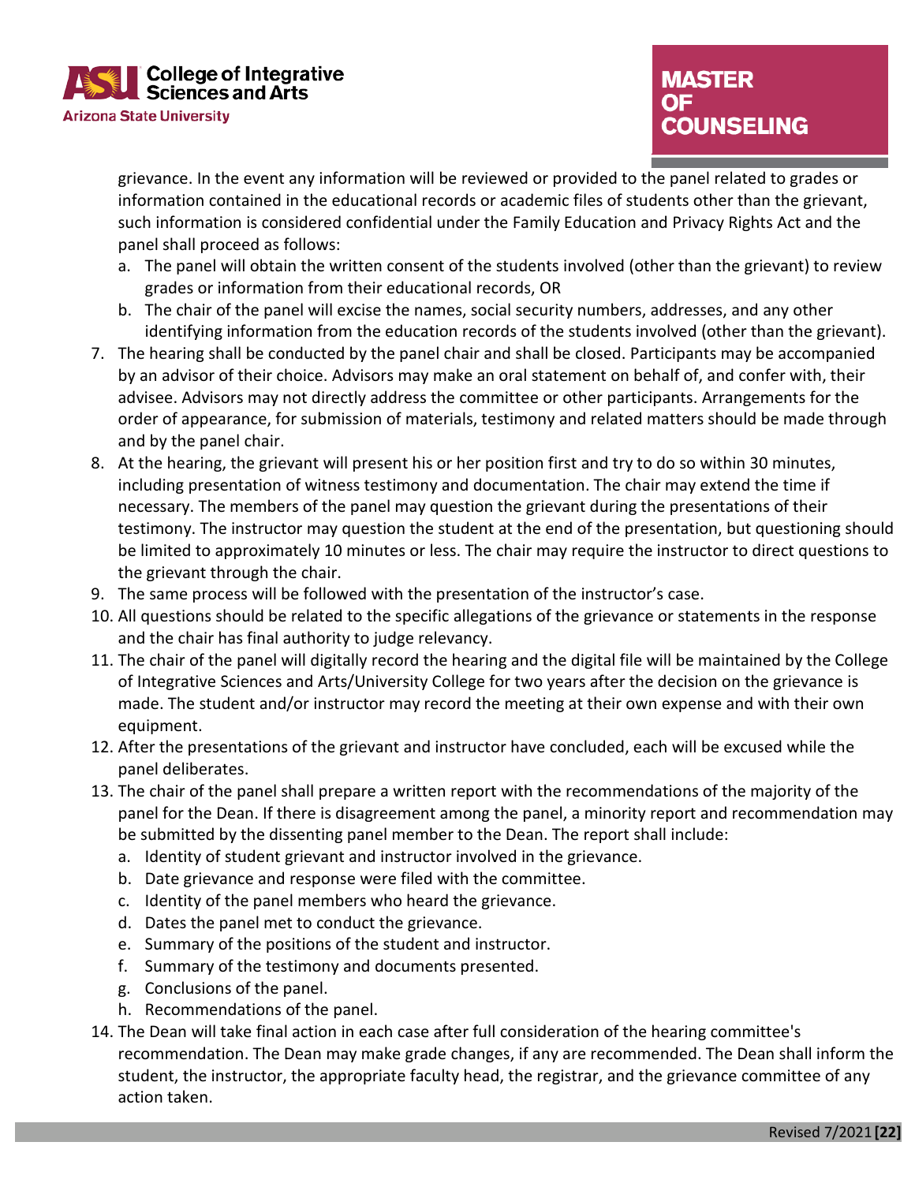grievance. In the event any information will be reviewed or provided to the panel related to grades or information contained in the educational records or academic files of students other than the grievant, such information is considered confidential under the Family Education and Privacy Rights Act and the panel shall proceed as follows:

   a. The panel will obtain the written consent of the students involved (other than the grievant) to review grades or information from their educational records, OR
   b. The chair of the panel will excise the names, social security numbers, addresses, and any other identifying information from the education records of the students involved (other than the grievant).

7. The hearing shall be conducted by the panel chair and shall be closed. Participants may be accompanied by an advisor of their choice. Advisors may make an oral statement on behalf of, and confer with, their advisee. Advisors may not directly address the committee or other participants. Arrangements for the order of appearance, for submission of materials, testimony and related matters should be made through and by the panel chair.
8. At the hearing, the grievant will present his or her position first and try to do so within 30 minutes, including presentation of witness testimony and documentation. The chair may extend the time if necessary. The members of the panel may question the grievant during the presentations of their testimony. The instructor may question the student at the end of the presentation, but questioning should be limited to approximately 10 minutes or less. The chair may require the instructor to direct questions to the grievant through the chair.
9. The same process will be followed with the presentation of the instructor's case.
10. All questions should be related to the specific allegations of the grievance or statements in the response and the chair has final authority to judge relevancy.
11. The chair of the panel will digitally record the hearing and the digital file will be maintained by the College of Integrative Sciences and Arts/University College for two years after the decision on the grievance is made. The student and/or instructor may record the meeting at their own expense and with their own equipment.
12. After the presentations of the grievant and instructor have concluded, each will be excused while the panel deliberates.
13. The chair of the panel shall prepare a written report with the recommendations of the majority of the panel for the Dean. If there is disagreement among the panel, a minority report and recommendation may be submitted by the dissenting panel member to the Dean. The report shall include:
    a. Identity of student grievant and instructor involved in the grievance.
    b. Date grievance and response were filed with the committee.
    c. Identity of the panel members who heard the grievance.
    d. Dates the panel met to conduct the grievance.
    e. Summary of the positions of the student and instructor.
    f. Summary of the testimony and documents presented.
    g. Conclusions of the panel.
    h. Recommendations of the panel.
14. The Dean will take final action in each case after full consideration of the hearing committee's recommendation. The Dean may make grade changes, if any are recommended. The Dean shall inform the student, the instructor, the appropriate faculty head, the registrar, and the grievance committee of any action taken.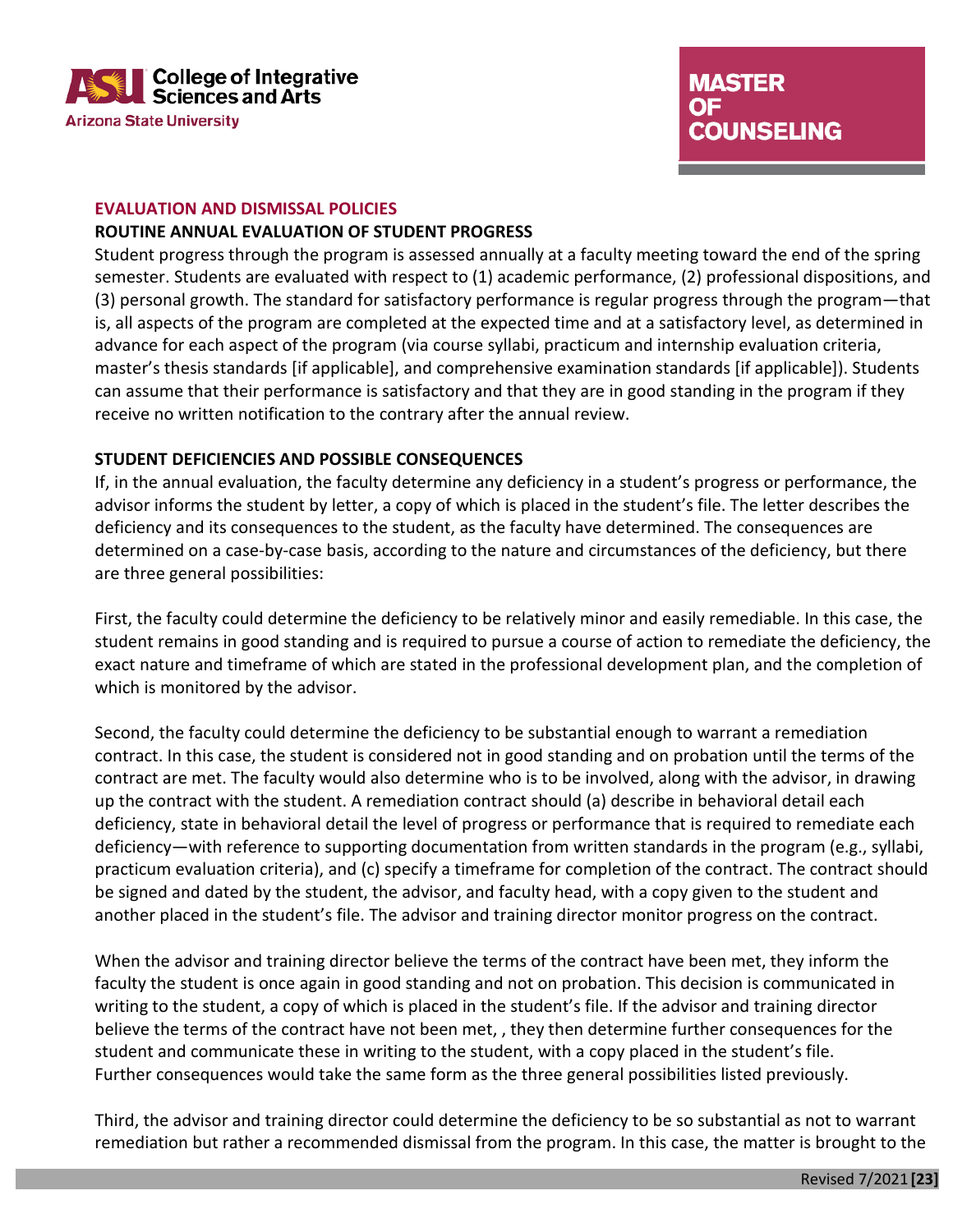## EVALUATION AND DISMISSAL POLICIES

### ROUTINE ANNUAL EVALUATION OF STUDENT PROGRESS

Student progress through the program is assessed annually at a faculty meeting toward the end of the spring semester. Students are evaluated with respect to (1) academic performance, (2) professional dispositions, and (3) personal growth. The standard for satisfactory performance is regular progress through the program—that is, all aspects of the program are completed at the expected time and at a satisfactory level, as determined in advance for each aspect of the program (via course syllabi, practicum and internship evaluation criteria, master's thesis standards [if applicable], and comprehensive examination standards [if applicable]). Students can assume that their performance is satisfactory and that they are in good standing in the program if they receive no written notification to the contrary after the annual review.

### STUDENT DEFICIENCIES AND POSSIBLE CONSEQUENCES

If, in the annual evaluation, the faculty determine any deficiency in a student's progress or performance, the advisor informs the student by letter, a copy of which is placed in the student's file. The letter describes the deficiency and its consequences to the student, as the faculty have determined. The consequences are determined on a case-by-case basis, according to the nature and circumstances of the deficiency, but there are three general possibilities:

First, the faculty could determine the deficiency to be relatively minor and easily remediable. In this case, the student remains in good standing and is required to pursue a course of action to remediate the deficiency, the exact nature and timeframe of which are stated in the professional development plan, and the completion of which is monitored by the advisor.

Second, the faculty could determine the deficiency to be substantial enough to warrant a remediation contract. In this case, the student is considered not in good standing and on probation until the terms of the contract are met. The faculty would also determine who is to be involved, along with the advisor, in drawing up the contract with the student. A remediation contract should (a) describe in behavioral detail each deficiency, state in behavioral detail the level of progress or performance that is required to remediate each deficiency—with reference to supporting documentation from written standards in the program (e.g., syllabi, practicum evaluation criteria), and (c) specify a timeframe for completion of the contract. The contract should be signed and dated by the student, the advisor, and faculty head, with a copy given to the student and another placed in the student's file. The advisor and training director monitor progress on the contract.

When the advisor and training director believe the terms of the contract have been met, they inform the faculty the student is once again in good standing and not on probation. This decision is communicated in writing to the student, a copy of which is placed in the student's file. If the advisor and training director believe the terms of the contract have not been met, , they then determine further consequences for the student and communicate these in writing to the student, with a copy placed in the student's file. Further consequences would take the same form as the three general possibilities listed previously.

Third, the advisor and training director could determine the deficiency to be so substantial as not to warrant remediation but rather a recommended dismissal from the program. In this case, the matter is brought to the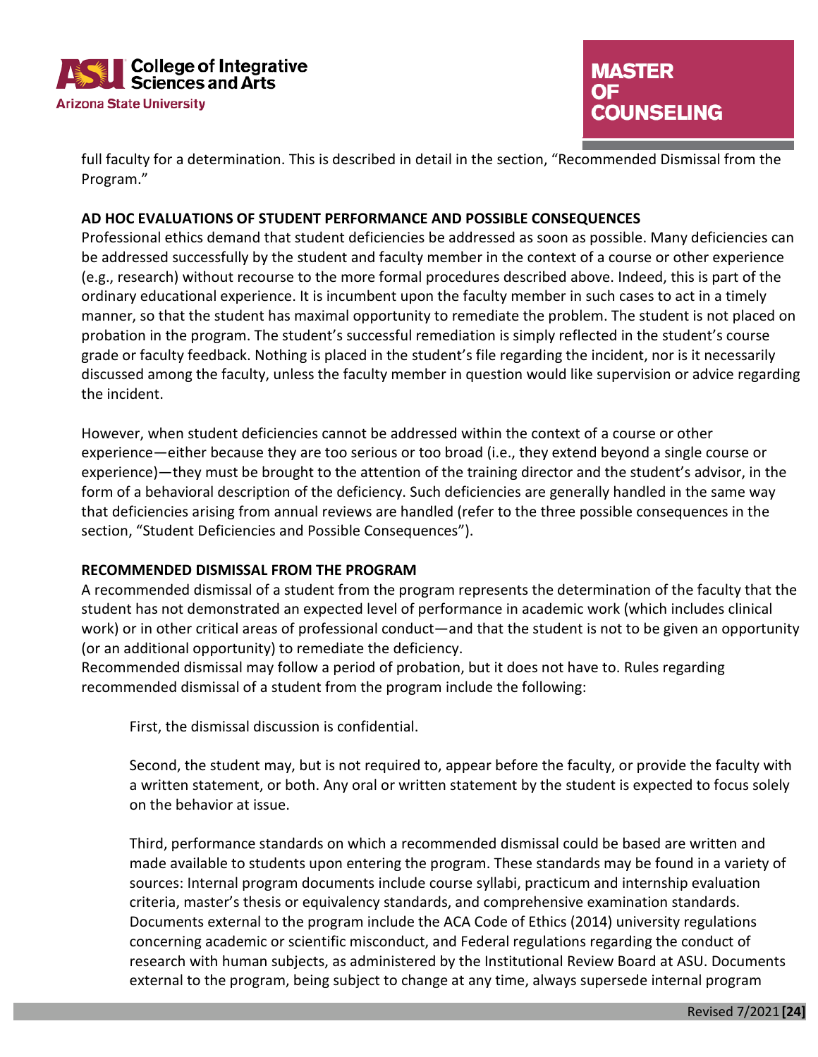full faculty for a determination. This is described in detail in the section, "Recommended Dismissal from the Program."

**AD HOC EVALUATIONS OF STUDENT PERFORMANCE AND POSSIBLE CONSEQUENCES**

Professional ethics demand that student deficiencies be addressed as soon as possible. Many deficiencies can be addressed successfully by the student and faculty member in the context of a course or other experience (e.g., research) without recourse to the more formal procedures described above. Indeed, this is part of the ordinary educational experience. It is incumbent upon the faculty member in such cases to act in a timely manner, so that the student has maximal opportunity to remediate the problem. The student is not placed on probation in the program. The student's successful remediation is simply reflected in the student's course grade or faculty feedback. Nothing is placed in the student's file regarding the incident, nor is it necessarily discussed among the faculty, unless the faculty member in question would like supervision or advice regarding the incident.

However, when student deficiencies cannot be addressed within the context of a course or other experience—either because they are too serious or too broad (i.e., they extend beyond a single course or experience)—they must be brought to the attention of the training director and the student's advisor, in the form of a behavioral description of the deficiency. Such deficiencies are generally handled in the same way that deficiencies arising from annual reviews are handled (refer to the three possible consequences in the section, "Student Deficiencies and Possible Consequences").

**RECOMMENDED DISMISSAL FROM THE PROGRAM**

A recommended dismissal of a student from the program represents the determination of the faculty that the student has not demonstrated an expected level of performance in academic work (which includes clinical work) or in other critical areas of professional conduct—and that the student is not to be given an opportunity (or an additional opportunity) to remediate the deficiency.
Recommended dismissal may follow a period of probation, but it does not have to. Rules regarding recommended dismissal of a student from the program include the following:

First, the dismissal discussion is confidential.

Second, the student may, but is not required to, appear before the faculty, or provide the faculty with a written statement, or both. Any oral or written statement by the student is expected to focus solely on the behavior at issue.

Third, performance standards on which a recommended dismissal could be based are written and made available to students upon entering the program. These standards may be found in a variety of sources: Internal program documents include course syllabi, practicum and internship evaluation criteria, master's thesis or equivalency standards, and comprehensive examination standards. Documents external to the program include the ACA Code of Ethics (2014) university regulations concerning academic or scientific misconduct, and Federal regulations regarding the conduct of research with human subjects, as administered by the Institutional Review Board at ASU. Documents external to the program, being subject to change at any time, always supersede internal program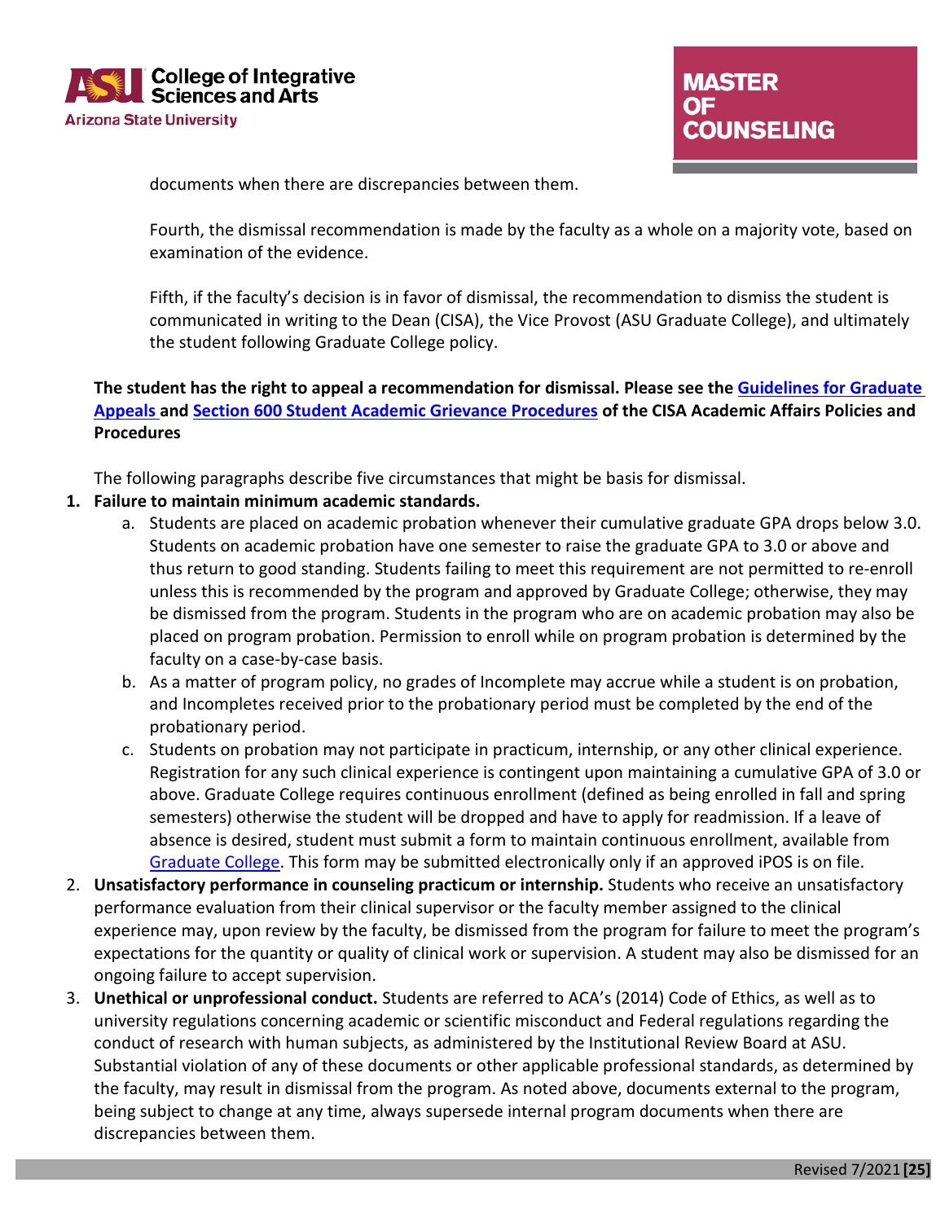documents when there are discrepancies between them.

Fourth, the dismissal recommendation is made by the faculty as a whole on a majority vote, based on examination of the evidence.

Fifth, if the faculty's decision is in favor of dismissal, the recommendation to dismiss the student is communicated in writing to the Dean (CISA), the Vice Provost (ASU Graduate College), and ultimately the student following Graduate College policy.

**The student has the right to appeal a recommendation for dismissal. Please see the Guidelines for Graduate Appeals and Section 600 Student Academic Grievance Procedures of the CISA Academic Affairs Policies and Procedures**

The following paragraphs describe five circumstances that might be basis for dismissal.

1. **Failure to maintain minimum academic standards.**
   a. Students are placed on academic probation whenever their cumulative graduate GPA drops below 3.0. Students on academic probation have one semester to raise the graduate GPA to 3.0 or above and thus return to good standing. Students failing to meet this requirement are not permitted to re-enroll unless this is recommended by the program and approved by Graduate College; otherwise, they may be dismissed from the program. Students in the program who are on academic probation may also be placed on program probation. Permission to enroll while on program probation is determined by the faculty on a case-by-case basis.
   b. As a matter of program policy, no grades of Incomplete may accrue while a student is on probation, and Incompletes received prior to the probationary period must be completed by the end of the probationary period.
   c. Students on probation may not participate in practicum, internship, or any other clinical experience. Registration for any such clinical experience is contingent upon maintaining a cumulative GPA of 3.0 or above. Graduate College requires continuous enrollment (defined as being enrolled in fall and spring semesters) otherwise the student will be dropped and have to apply for readmission. If a leave of absence is desired, student must submit a form to maintain continuous enrollment, available from Graduate College. This form may be submitted electronically only if an approved iPOS is on file.
2. **Unsatisfactory performance in counseling practicum or internship.** Students who receive an unsatisfactory performance evaluation from their clinical supervisor or the faculty member assigned to the clinical experience may, upon review by the faculty, be dismissed from the program for failure to meet the program's expectations for the quantity or quality of clinical work or supervision. A student may also be dismissed for an ongoing failure to accept supervision.
3. **Unethical or unprofessional conduct.** Students are referred to ACA's (2014) Code of Ethics, as well as to university regulations concerning academic or scientific misconduct and Federal regulations regarding the conduct of research with human subjects, as administered by the Institutional Review Board at ASU. Substantial violation of any of these documents or other applicable professional standards, as determined by the faculty, may result in dismissal from the program. As noted above, documents external to the program, being subject to change at any time, always supersede internal program documents when there are discrepancies between them.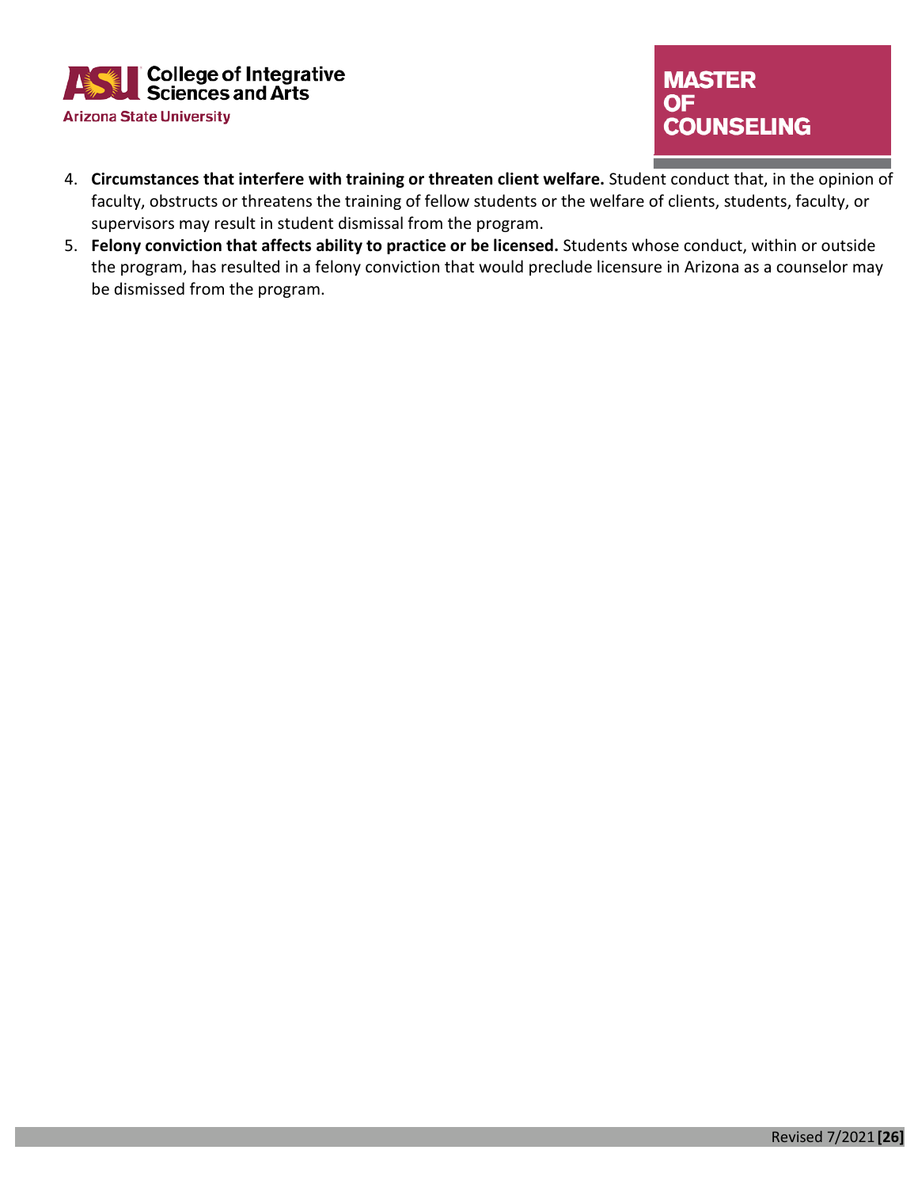4. **Circumstances that interfere with training or threaten client welfare.** Student conduct that, in the opinion of faculty, obstructs or threatens the training of fellow students or the welfare of clients, students, faculty, or supervisors may result in student dismissal from the program.
5. **Felony conviction that affects ability to practice or be licensed.** Students whose conduct, within or outside the program, has resulted in a felony conviction that would preclude licensure in Arizona as a counselor may be dismissed from the program.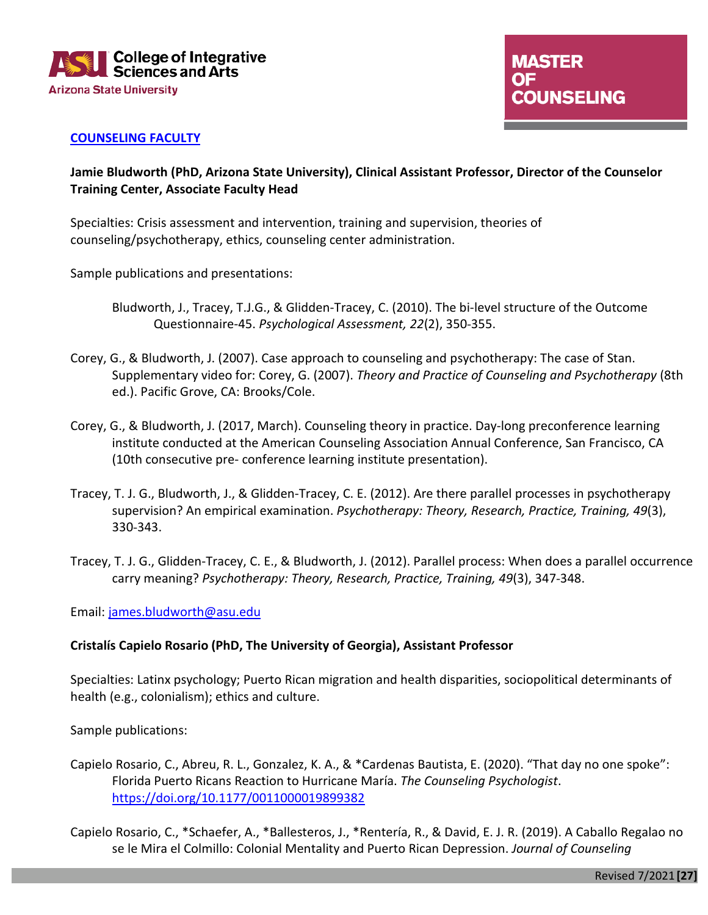## COUNSELING FACULTY

**Jamie Bludworth (PhD, Arizona State University), Clinical Assistant Professor, Director of the Counselor Training Center, Associate Faculty Head**

Specialties: Crisis assessment and intervention, training and supervision, theories of counseling/psychotherapy, ethics, counseling center administration.

Sample publications and presentations:

Bludworth, J., Tracey, T.J.G., & Glidden-Tracey, C. (2010). The bi-level structure of the Outcome Questionnaire-45. *Psychological Assessment, 22*(2), 350-355.

Corey, G., & Bludworth, J. (2007). Case approach to counseling and psychotherapy: The case of Stan. Supplementary video for: Corey, G. (2007). *Theory and Practice of Counseling and Psychotherapy* (8th ed.). Pacific Grove, CA: Brooks/Cole.

Corey, G., & Bludworth, J. (2017, March). Counseling theory in practice. Day-long preconference learning institute conducted at the American Counseling Association Annual Conference, San Francisco, CA (10th consecutive pre- conference learning institute presentation).

Tracey, T. J. G., Bludworth, J., & Glidden-Tracey, C. E. (2012). Are there parallel processes in psychotherapy supervision? An empirical examination. *Psychotherapy: Theory, Research, Practice, Training, 49*(3), 330-343.

Tracey, T. J. G., Glidden-Tracey, C. E., & Bludworth, J. (2012). Parallel process: When does a parallel occurrence carry meaning? *Psychotherapy: Theory, Research, Practice, Training, 49*(3), 347-348.

Email: [james.bludworth@asu.edu](mailto:james.bludworth@asu.edu)

**Cristalís Capielo Rosario (PhD, The University of Georgia), Assistant Professor**

Specialties: Latinx psychology; Puerto Rican migration and health disparities, sociopolitical determinants of health (e.g., colonialism); ethics and culture.

Sample publications:

Capielo Rosario, C., Abreu, R. L., Gonzalez, K. A., & *Cardenas Bautista, E. (2020). "That day no one spoke": Florida Puerto Ricans Reaction to Hurricane María. *The Counseling Psychologist*. https://doi.org/10.1177/0011000019899382

Capielo Rosario, C., *Schaefer, A., *Ballesteros, J., *Rentería, R., & David, E. J. R. (2019). A Caballo Regalao no se le Mira el Colmillo: Colonial Mentality and Puerto Rican Depression. *Journal of Counseling*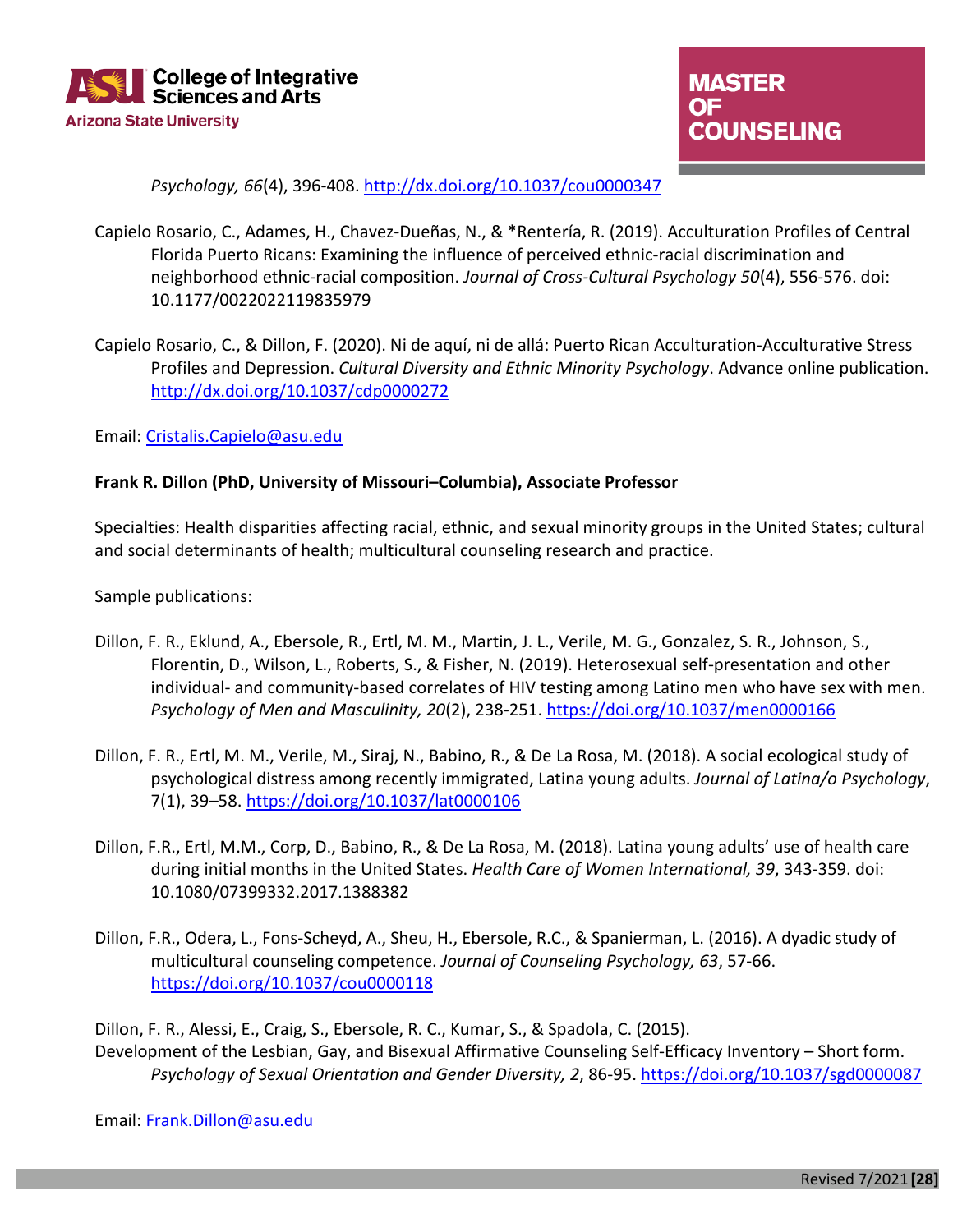*Psychology, 66*(4), 396-408. http://dx.doi.org/10.1037/cou0000347

Capielo Rosario, C., Adames, H., Chavez-Dueñas, N., & *Rentería, R. (2019). Acculturation Profiles of Central Florida Puerto Ricans: Examining the influence of perceived ethnic-racial discrimination and neighborhood ethnic-racial composition. *Journal of Cross-Cultural Psychology 50*(4), 556-576. doi: 10.1177/0022022119835979

Capielo Rosario, C., & Dillon, F. (2020). Ni de aquí, ni de allá: Puerto Rican Acculturation-Acculturative Stress Profiles and Depression. *Cultural Diversity and Ethnic Minority Psychology*. Advance online publication. http://dx.doi.org/10.1037/cdp0000272

Email: Cristalis.Capielo@asu.edu

**Frank R. Dillon (PhD, University of Missouri–Columbia), Associate Professor**

Specialties: Health disparities affecting racial, ethnic, and sexual minority groups in the United States; cultural and social determinants of health; multicultural counseling research and practice.

Sample publications:

Dillon, F. R., Eklund, A., Ebersole, R., Ertl, M. M., Martin, J. L., Verile, M. G., Gonzalez, S. R., Johnson, S., Florentin, D., Wilson, L., Roberts, S., & Fisher, N. (2019). Heterosexual self-presentation and other individual- and community-based correlates of HIV testing among Latino men who have sex with men. *Psychology of Men and Masculinity, 20*(2), 238-251. https://doi.org/10.1037/men0000166

Dillon, F. R., Ertl, M. M., Verile, M., Siraj, N., Babino, R., & De La Rosa, M. (2018). A social ecological study of psychological distress among recently immigrated, Latina young adults. *Journal of Latina/o Psychology*, 7(1), 39–58. https://doi.org/10.1037/lat0000106

Dillon, F.R., Ertl, M.M., Corp, D., Babino, R., & De La Rosa, M. (2018). Latina young adults' use of health care during initial months in the United States. *Health Care of Women International, 39*, 343-359. doi: 10.1080/07399332.2017.1388382

Dillon, F.R., Odera, L., Fons-Scheyd, A., Sheu, H., Ebersole, R.C., & Spanierman, L. (2016). A dyadic study of multicultural counseling competence. *Journal of Counseling Psychology, 63*, 57-66. https://doi.org/10.1037/cou0000118

Dillon, F. R., Alessi, E., Craig, S., Ebersole, R. C., Kumar, S., & Spadola, C. (2015). Development of the Lesbian, Gay, and Bisexual Affirmative Counseling Self-Efficacy Inventory – Short form. *Psychology of Sexual Orientation and Gender Diversity, 2*, 86-95. https://doi.org/10.1037/sgd0000087

Email: Frank.Dillon@asu.edu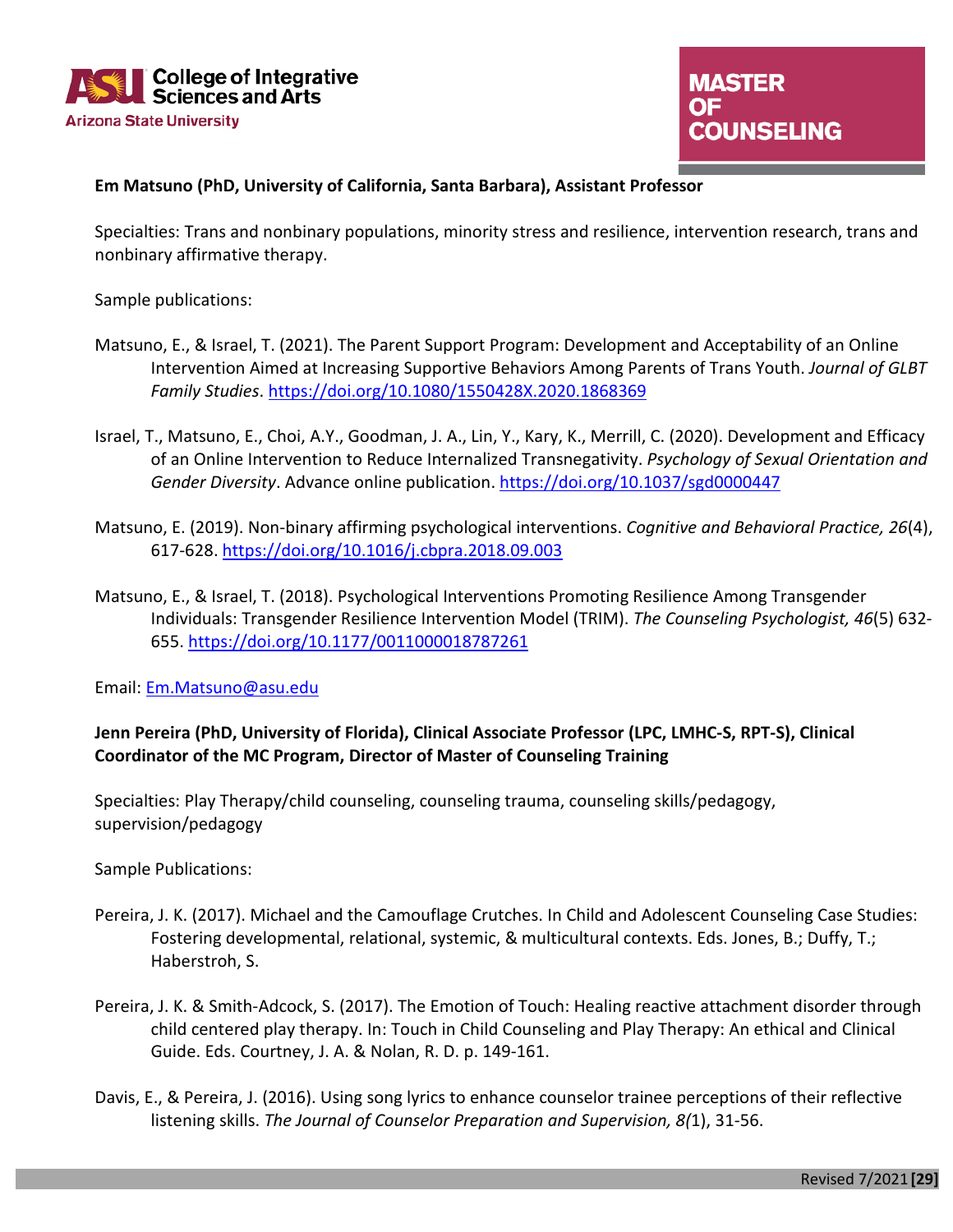**Em Matsuno (PhD, University of California, Santa Barbara), Assistant Professor**

Specialties: Trans and nonbinary populations, minority stress and resilience, intervention research, trans and nonbinary affirmative therapy.

Sample publications:

Matsuno, E., & Israel, T. (2021). The Parent Support Program: Development and Acceptability of an Online Intervention Aimed at Increasing Supportive Behaviors Among Parents of Trans Youth. *Journal of GLBT Family Studies*. https://doi.org/10.1080/1550428X.2020.1868369

Israel, T., Matsuno, E., Choi, A.Y., Goodman, J. A., Lin, Y., Kary, K., Merrill, C. (2020). Development and Efficacy of an Online Intervention to Reduce Internalized Transnegativity. *Psychology of Sexual Orientation and Gender Diversity*. Advance online publication. https://doi.org/10.1037/sgd0000447

Matsuno, E. (2019). Non-binary affirming psychological interventions. *Cognitive and Behavioral Practice, 26*(4), 617-628. https://doi.org/10.1016/j.cbpra.2018.09.003

Matsuno, E., & Israel, T. (2018). Psychological Interventions Promoting Resilience Among Transgender Individuals: Transgender Resilience Intervention Model (TRIM). *The Counseling Psychologist, 46*(5) 632-655. https://doi.org/10.1177/0011000018787261

Email: Em.Matsuno@asu.edu

**Jenn Pereira (PhD, University of Florida), Clinical Associate Professor (LPC, LMHC-S, RPT-S), Clinical Coordinator of the MC Program, Director of Master of Counseling Training**

Specialties: Play Therapy/child counseling, counseling trauma, counseling skills/pedagogy, supervision/pedagogy

Sample Publications:

Pereira, J. K. (2017). Michael and the Camouflage Crutches. In Child and Adolescent Counseling Case Studies: Fostering developmental, relational, systemic, & multicultural contexts. Eds. Jones, B.; Duffy, T.; Haberstroh, S.

Pereira, J. K. & Smith-Adcock, S. (2017). The Emotion of Touch: Healing reactive attachment disorder through child centered play therapy. In: Touch in Child Counseling and Play Therapy: An ethical and Clinical Guide. Eds. Courtney, J. A. & Nolan, R. D. p. 149-161.

Davis, E., & Pereira, J. (2016). Using song lyrics to enhance counselor trainee perceptions of their reflective listening skills. *The Journal of Counselor Preparation and Supervision, 8(*1), 31-56.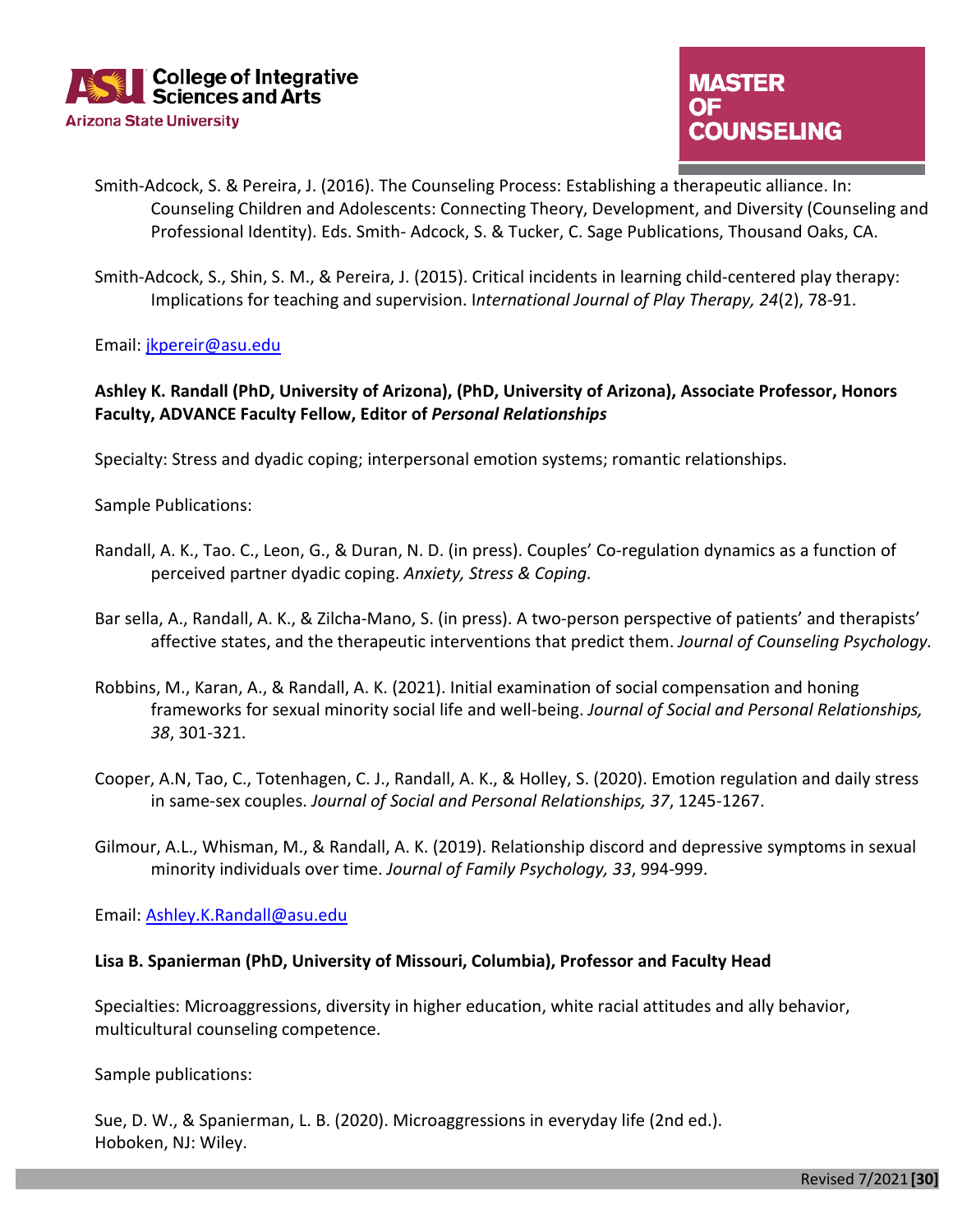Smith-Adcock, S. & Pereira, J. (2016). The Counseling Process: Establishing a therapeutic alliance. In: Counseling Children and Adolescents: Connecting Theory, Development, and Diversity (Counseling and Professional Identity). Eds. Smith- Adcock, S. & Tucker, C. Sage Publications, Thousand Oaks, CA.

Smith-Adcock, S., Shin, S. M., & Pereira, J. (2015). Critical incidents in learning child-centered play therapy: Implications for teaching and supervision. I*nternational Journal of Play Therapy, 24*(2), 78-91.

Email: jkpereir@asu.edu

**Ashley K. Randall (PhD, University of Arizona), (PhD, University of Arizona), Associate Professor, Honors Faculty, ADVANCE Faculty Fellow, Editor of *Personal Relationships***

Specialty: Stress and dyadic coping; interpersonal emotion systems; romantic relationships.

Sample Publications:

Randall, A. K., Tao. C., Leon, G., & Duran, N. D. (in press). Couples' Co-regulation dynamics as a function of perceived partner dyadic coping. *Anxiety, Stress & Coping.*

Bar sella, A., Randall, A. K., & Zilcha-Mano, S. (in press). A two-person perspective of patients' and therapists' affective states, and the therapeutic interventions that predict them. *Journal of Counseling Psychology.*

Robbins, M., Karan, A., & Randall, A. K. (2021). Initial examination of social compensation and honing frameworks for sexual minority social life and well-being. *Journal of Social and Personal Relationships, 38*, 301-321.

Cooper, A.N, Tao, C., Totenhagen, C. J., Randall, A. K., & Holley, S. (2020). Emotion regulation and daily stress in same-sex couples. *Journal of Social and Personal Relationships, 37*, 1245-1267.

Gilmour, A.L., Whisman, M., & Randall, A. K. (2019). Relationship discord and depressive symptoms in sexual minority individuals over time. *Journal of Family Psychology, 33*, 994-999.

Email: Ashley.K.Randall@asu.edu

**Lisa B. Spanierman (PhD, University of Missouri, Columbia), Professor and Faculty Head**

Specialties: Microaggressions, diversity in higher education, white racial attitudes and ally behavior, multicultural counseling competence.

Sample publications:

Sue, D. W., & Spanierman, L. B. (2020). Microaggressions in everyday life (2nd ed.).
Hoboken, NJ: Wiley.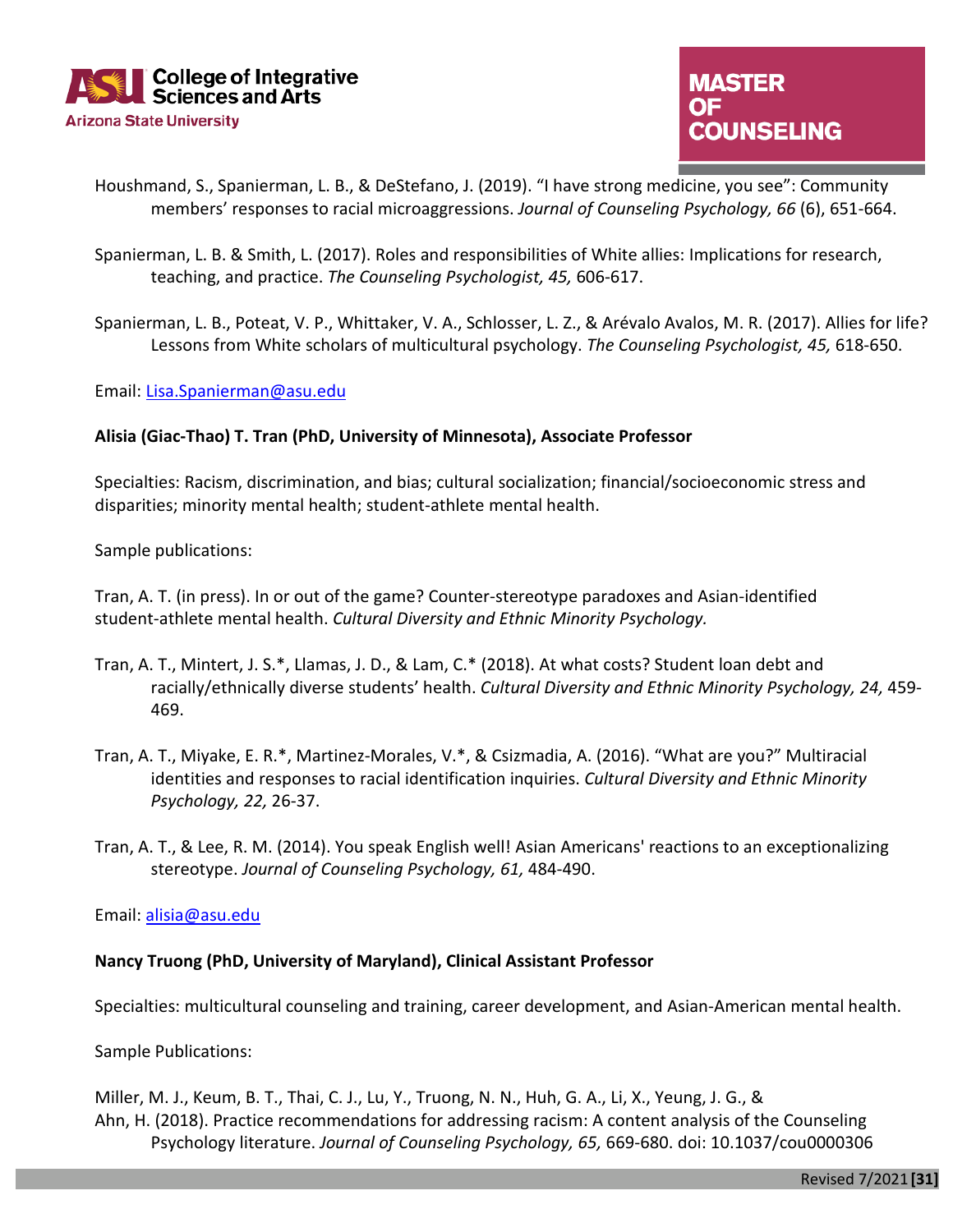Houshmand, S., Spanierman, L. B., & DeStefano, J. (2019). “I have strong medicine, you see”: Community members’ responses to racial microaggressions. *Journal of Counseling Psychology, 66* (6), 651-664.

Spanierman, L. B. & Smith, L. (2017). Roles and responsibilities of White allies: Implications for research, teaching, and practice. *The Counseling Psychologist, 45,* 606-617.

Spanierman, L. B., Poteat, V. P., Whittaker, V. A., Schlosser, L. Z., & Arévalo Avalos, M. R. (2017). Allies for life? Lessons from White scholars of multicultural psychology. *The Counseling Psychologist, 45,* 618-650.

Email: Lisa.Spanierman@asu.edu

**Alisia (Giac-Thao) T. Tran (PhD, University of Minnesota), Associate Professor**

Specialties: Racism, discrimination, and bias; cultural socialization; financial/socioeconomic stress and disparities; minority mental health; student-athlete mental health.

Sample publications:

Tran, A. T. (in press). In or out of the game? Counter-stereotype paradoxes and Asian-identified student-athlete mental health. *Cultural Diversity and Ethnic Minority Psychology.*

Tran, A. T., Mintert, J. S.*, Llamas, J. D., & Lam, C.* (2018). At what costs? Student loan debt and racially/ethnically diverse students’ health. *Cultural Diversity and Ethnic Minority Psychology, 24,* 459-469.

Tran, A. T., Miyake, E. R.*, Martinez-Morales, V.*, & Csizmadia, A. (2016). “What are you?” Multiracial identities and responses to racial identification inquiries. *Cultural Diversity and Ethnic Minority Psychology, 22,* 26-37.

Tran, A. T., & Lee, R. M. (2014). You speak English well! Asian Americans' reactions to an exceptionalizing stereotype. *Journal of Counseling Psychology, 61,* 484-490.

Email: alisia@asu.edu

**Nancy Truong (PhD, University of Maryland), Clinical Assistant Professor**

Specialties: multicultural counseling and training, career development, and Asian-American mental health.

Sample Publications:

Miller, M. J., Keum, B. T., Thai, C. J., Lu, Y., Truong, N. N., Huh, G. A., Li, X., Yeung, J. G., & Ahn, H. (2018). Practice recommendations for addressing racism: A content analysis of the Counseling Psychology literature. *Journal of Counseling Psychology, 65,* 669-680. doi: 10.1037/cou0000306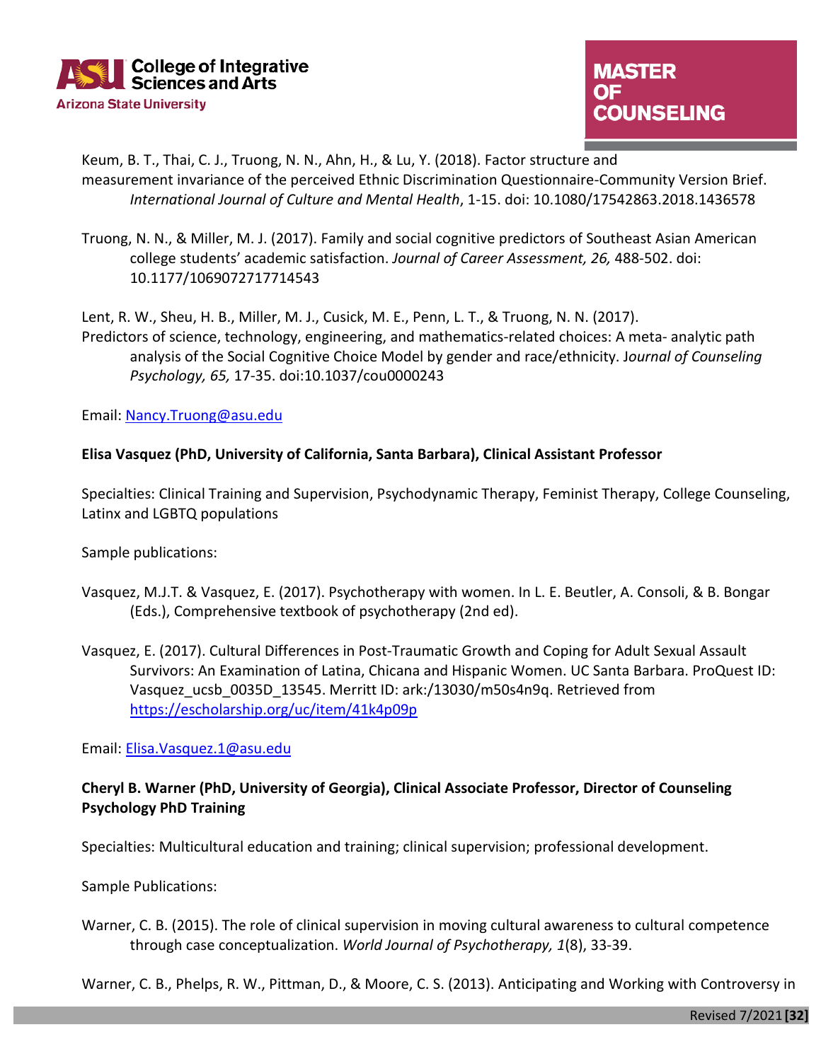Keum, B. T., Thai, C. J., Truong, N. N., Ahn, H., & Lu, Y. (2018). Factor structure and measurement invariance of the perceived Ethnic Discrimination Questionnaire-Community Version Brief. *International Journal of Culture and Mental Health*, 1-15. doi: 10.1080/17542863.2018.1436578

Truong, N. N., & Miller, M. J. (2017). Family and social cognitive predictors of Southeast Asian American college students' academic satisfaction. *Journal of Career Assessment, 26,* 488-502. doi: 10.1177/1069072717714543

Lent, R. W., Sheu, H. B., Miller, M. J., Cusick, M. E., Penn, L. T., & Truong, N. N. (2017). Predictors of science, technology, engineering, and mathematics-related choices: A meta- analytic path analysis of the Social Cognitive Choice Model by gender and race/ethnicity. J*ournal of Counseling Psychology, 65,* 17-35. doi:10.1037/cou0000243

Email: Nancy.Truong@asu.edu

**Elisa Vasquez (PhD, University of California, Santa Barbara), Clinical Assistant Professor**

Specialties: Clinical Training and Supervision, Psychodynamic Therapy, Feminist Therapy, College Counseling, Latinx and LGBTQ populations

Sample publications:

Vasquez, M.J.T. & Vasquez, E. (2017). Psychotherapy with women. In L. E. Beutler, A. Consoli, & B. Bongar (Eds.), Comprehensive textbook of psychotherapy (2nd ed).

Vasquez, E. (2017). Cultural Differences in Post-Traumatic Growth and Coping for Adult Sexual Assault Survivors: An Examination of Latina, Chicana and Hispanic Women. UC Santa Barbara. ProQuest ID: Vasquez_ucsb_0035D_13545. Merritt ID: ark:/13030/m50s4n9q. Retrieved from https://escholarship.org/uc/item/41k4p09p

Email: Elisa.Vasquez.1@asu.edu

**Cheryl B. Warner (PhD, University of Georgia), Clinical Associate Professor, Director of Counseling Psychology PhD Training**

Specialties: Multicultural education and training; clinical supervision; professional development.

Sample Publications:

Warner, C. B. (2015). The role of clinical supervision in moving cultural awareness to cultural competence through case conceptualization. *World Journal of Psychotherapy, 1*(8), 33-39.

Warner, C. B., Phelps, R. W., Pittman, D., & Moore, C. S. (2013). Anticipating and Working with Controversy in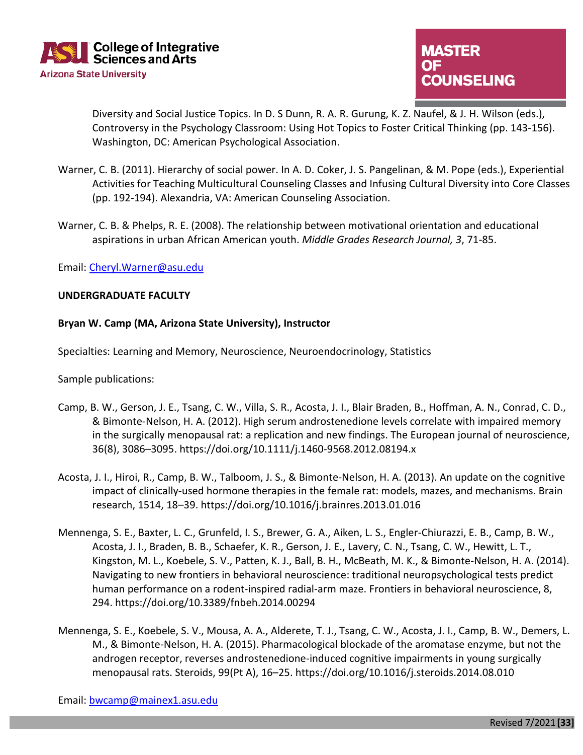Diversity and Social Justice Topics. In D. S Dunn, R. A. R. Gurung, K. Z. Naufel, & J. H. Wilson (eds.), Controversy in the Psychology Classroom: Using Hot Topics to Foster Critical Thinking (pp. 143-156). Washington, DC: American Psychological Association.

Warner, C. B. (2011). Hierarchy of social power. In A. D. Coker, J. S. Pangelinan, & M. Pope (eds.), Experiential Activities for Teaching Multicultural Counseling Classes and Infusing Cultural Diversity into Core Classes (pp. 192-194). Alexandria, VA: American Counseling Association.

Warner, C. B. & Phelps, R. E. (2008). The relationship between motivational orientation and educational aspirations in urban African American youth. *Middle Grades Research Journal, 3*, 71-85.

Email: Cheryl.Warner@asu.edu

**UNDERGRADUATE FACULTY**

**Bryan W. Camp (MA, Arizona State University), Instructor**

Specialties: Learning and Memory, Neuroscience, Neuroendocrinology, Statistics

Sample publications:

Camp, B. W., Gerson, J. E., Tsang, C. W., Villa, S. R., Acosta, J. I., Blair Braden, B., Hoffman, A. N., Conrad, C. D., & Bimonte-Nelson, H. A. (2012). High serum androstenedione levels correlate with impaired memory in the surgically menopausal rat: a replication and new findings. The European journal of neuroscience, 36(8), 3086–3095. https://doi.org/10.1111/j.1460-9568.2012.08194.x

Acosta, J. I., Hiroi, R., Camp, B. W., Talboom, J. S., & Bimonte-Nelson, H. A. (2013). An update on the cognitive impact of clinically-used hormone therapies in the female rat: models, mazes, and mechanisms. Brain research, 1514, 18–39. https://doi.org/10.1016/j.brainres.2013.01.016

Mennenga, S. E., Baxter, L. C., Grunfeld, I. S., Brewer, G. A., Aiken, L. S., Engler-Chiurazzi, E. B., Camp, B. W., Acosta, J. I., Braden, B. B., Schaefer, K. R., Gerson, J. E., Lavery, C. N., Tsang, C. W., Hewitt, L. T., Kingston, M. L., Koebele, S. V., Patten, K. J., Ball, B. H., McBeath, M. K., & Bimonte-Nelson, H. A. (2014). Navigating to new frontiers in behavioral neuroscience: traditional neuropsychological tests predict human performance on a rodent-inspired radial-arm maze. Frontiers in behavioral neuroscience, 8, 294. https://doi.org/10.3389/fnbeh.2014.00294

Mennenga, S. E., Koebele, S. V., Mousa, A. A., Alderete, T. J., Tsang, C. W., Acosta, J. I., Camp, B. W., Demers, L. M., & Bimonte-Nelson, H. A. (2015). Pharmacological blockade of the aromatase enzyme, but not the androgen receptor, reverses androstenedione-induced cognitive impairments in young surgically menopausal rats. Steroids, 99(Pt A), 16–25. https://doi.org/10.1016/j.steroids.2014.08.010

Email: bwcamp@mainex1.asu.edu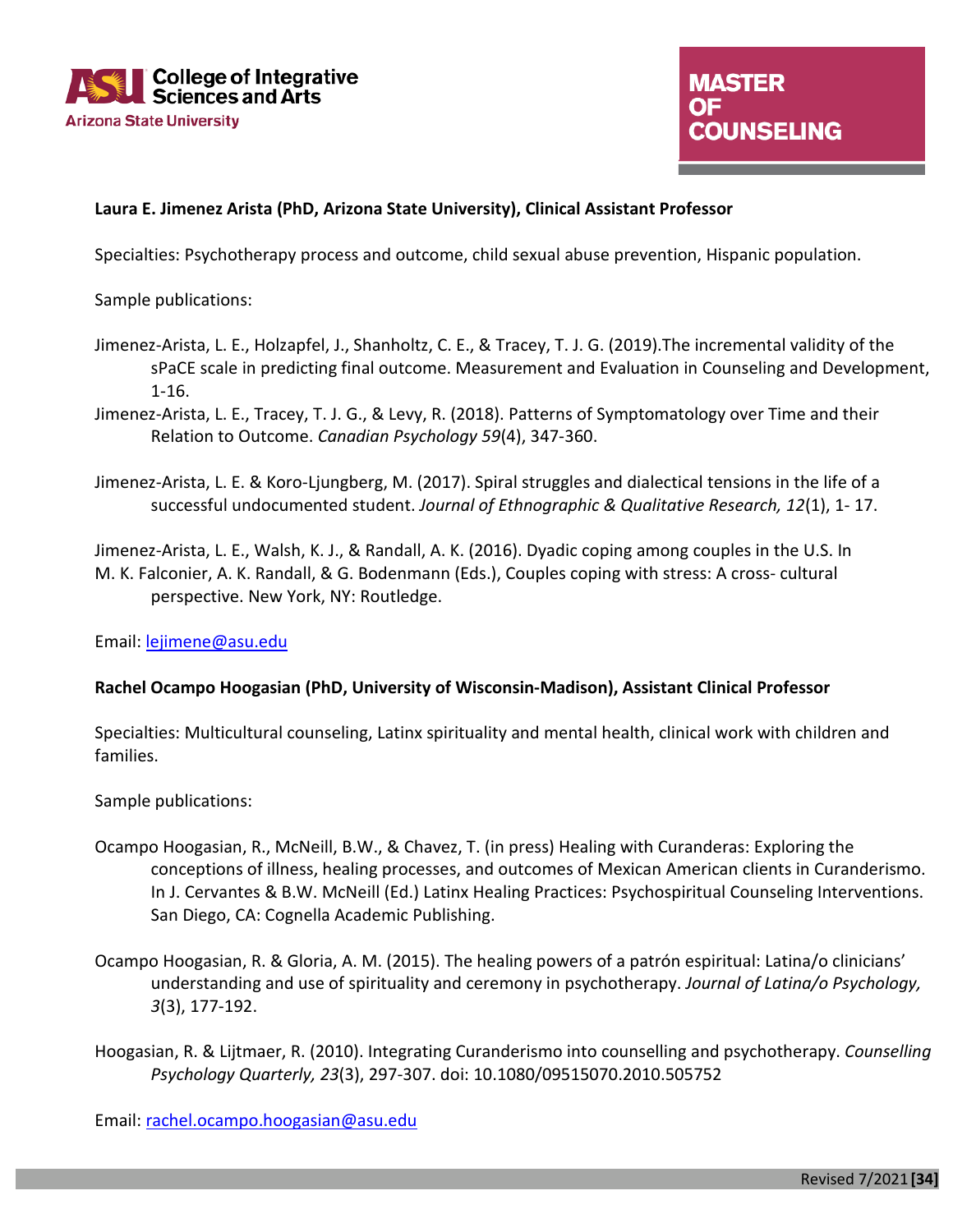**Laura E. Jimenez Arista (PhD, Arizona State University), Clinical Assistant Professor**

Specialties: Psychotherapy process and outcome, child sexual abuse prevention, Hispanic population.

Sample publications:

Jimenez-Arista, L. E., Holzapfel, J., Shanholtz, C. E., & Tracey, T. J. G. (2019).The incremental validity of the sPaCE scale in predicting final outcome. Measurement and Evaluation in Counseling and Development, 1-16.

Jimenez-Arista, L. E., Tracey, T. J. G., & Levy, R. (2018). Patterns of Symptomatology over Time and their Relation to Outcome. *Canadian Psychology 59*(4), 347-360.

Jimenez-Arista, L. E. & Koro-Ljungberg, M. (2017). Spiral struggles and dialectical tensions in the life of a successful undocumented student. *Journal of Ethnographic & Qualitative Research, 12*(1), 1- 17.

Jimenez-Arista, L. E., Walsh, K. J., & Randall, A. K. (2016). Dyadic coping among couples in the U.S. In M. K. Falconier, A. K. Randall, & G. Bodenmann (Eds.), Couples coping with stress: A cross- cultural perspective. New York, NY: Routledge.

Email: lejimene@asu.edu

**Rachel Ocampo Hoogasian (PhD, University of Wisconsin-Madison), Assistant Clinical Professor**

Specialties: Multicultural counseling, Latinx spirituality and mental health, clinical work with children and families.

Sample publications:

Ocampo Hoogasian, R., McNeill, B.W., & Chavez, T. (in press) Healing with Curanderas: Exploring the conceptions of illness, healing processes, and outcomes of Mexican American clients in Curanderismo. In J. Cervantes & B.W. McNeill (Ed.) Latinx Healing Practices: Psychospiritual Counseling Interventions. San Diego, CA: Cognella Academic Publishing.

Ocampo Hoogasian, R. & Gloria, A. M. (2015). The healing powers of a patrón espiritual: Latina/o clinicians' understanding and use of spirituality and ceremony in psychotherapy. *Journal of Latina/o Psychology, 3*(3), 177-192.

Hoogasian, R. & Lijtmaer, R. (2010). Integrating Curanderismo into counselling and psychotherapy. *Counselling Psychology Quarterly, 23*(3), 297-307. doi: 10.1080/09515070.2010.505752

Email: rachel.ocampo.hoogasian@asu.edu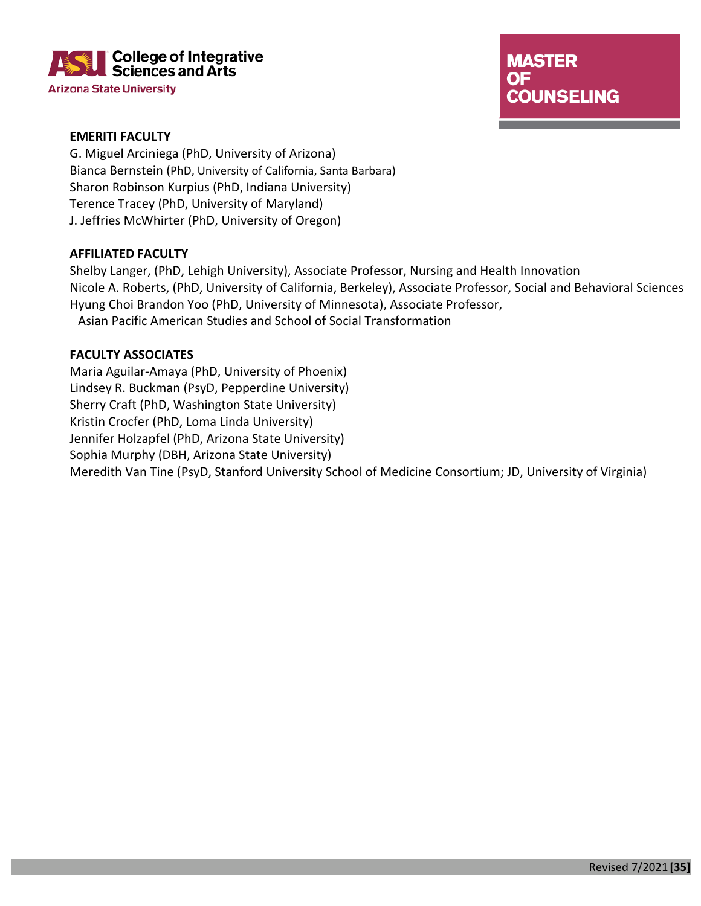### EMERITI FACULTY

G. Miguel Arciniega (PhD, University of Arizona)
Bianca Bernstein (PhD, University of California, Santa Barbara)
Sharon Robinson Kurpius (PhD, Indiana University)
Terence Tracey (PhD, University of Maryland)
J. Jeffries McWhirter (PhD, University of Oregon)

### AFFILIATED FACULTY

Shelby Langer, (PhD, Lehigh University), Associate Professor, Nursing and Health Innovation
Nicole A. Roberts, (PhD, University of California, Berkeley), Associate Professor, Social and Behavioral Sciences
Hyung Choi Brandon Yoo (PhD, University of Minnesota), Associate Professor,
Asian Pacific American Studies and School of Social Transformation

### FACULTY ASSOCIATES

Maria Aguilar-Amaya (PhD, University of Phoenix)
Lindsey R. Buckman (PsyD, Pepperdine University)
Sherry Craft (PhD, Washington State University)
Kristin Crocfer (PhD, Loma Linda University)
Jennifer Holzapfel (PhD, Arizona State University)
Sophia Murphy (DBH, Arizona State University)
Meredith Van Tine (PsyD, Stanford University School of Medicine Consortium; JD, University of Virginia)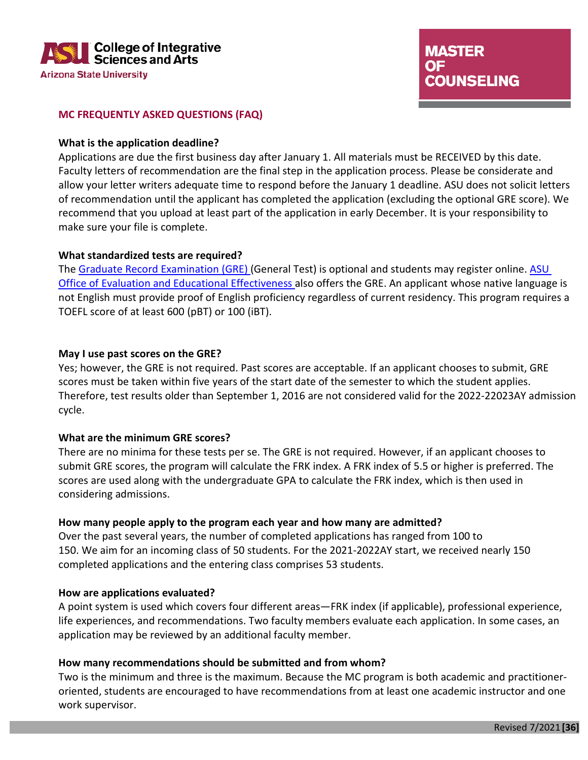## MC FREQUENTLY ASKED QUESTIONS (FAQ)

**What is the application deadline?**

Applications are due the first business day after January 1. All materials must be RECEIVED by this date. Faculty letters of recommendation are the final step in the application process. Please be considerate and allow your letter writers adequate time to respond before the January 1 deadline. ASU does not solicit letters of recommendation until the applicant has completed the application (excluding the optional GRE score). We recommend that you upload at least part of the application in early December. It is your responsibility to make sure your file is complete.

**What standardized tests are required?**

The Graduate Record Examination (GRE) (General Test) is optional and students may register online. ASU Office of Evaluation and Educational Effectiveness also offers the GRE. An applicant whose native language is not English must provide proof of English proficiency regardless of current residency. This program requires a TOEFL score of at least 600 (pBT) or 100 (iBT).

**May I use past scores on the GRE?**

Yes; however, the GRE is not required. Past scores are acceptable. If an applicant chooses to submit, GRE scores must be taken within five years of the start date of the semester to which the student applies. Therefore, test results older than September 1, 2016 are not considered valid for the 2022-22023AY admission cycle.

**What are the minimum GRE scores?**

There are no minima for these tests per se. The GRE is not required. However, if an applicant chooses to submit GRE scores, the program will calculate the FRK index. A FRK index of 5.5 or higher is preferred. The scores are used along with the undergraduate GPA to calculate the FRK index, which is then used in considering admissions.

**How many people apply to the program each year and how many are admitted?**

Over the past several years, the number of completed applications has ranged from 100 to 150. We aim for an incoming class of 50 students. For the 2021-2022AY start, we received nearly 150 completed applications and the entering class comprises 53 students.

**How are applications evaluated?**

A point system is used which covers four different areas—FRK index (if applicable), professional experience, life experiences, and recommendations. Two faculty members evaluate each application. In some cases, an application may be reviewed by an additional faculty member.

**How many recommendations should be submitted and from whom?**

Two is the minimum and three is the maximum. Because the MC program is both academic and practitioner-oriented, students are encouraged to have recommendations from at least one academic instructor and one work supervisor.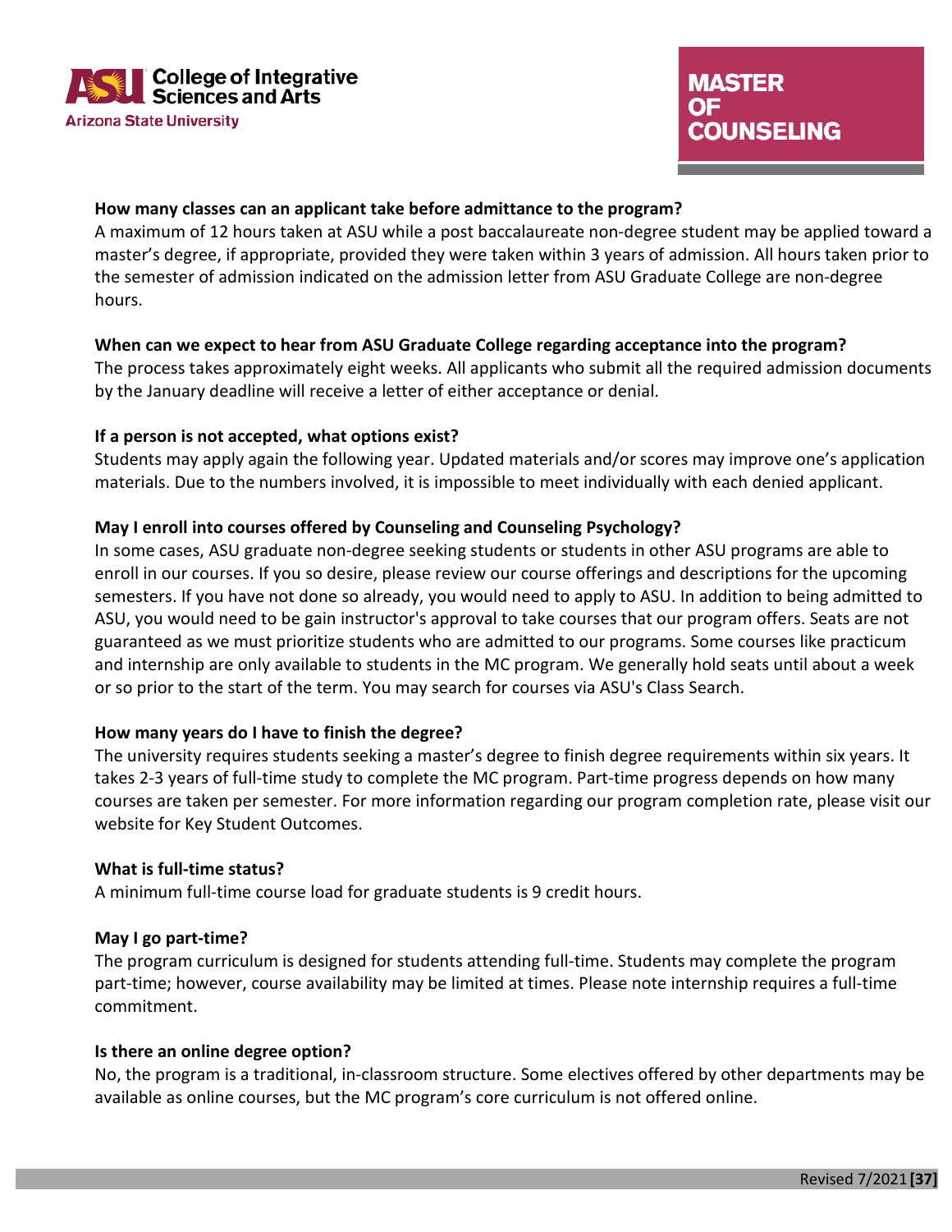**How many classes can an applicant take before admittance to the program?**

A maximum of 12 hours taken at ASU while a post baccalaureate non-degree student may be applied toward a master's degree, if appropriate, provided they were taken within 3 years of admission. All hours taken prior to the semester of admission indicated on the admission letter from ASU Graduate College are non-degree hours.

**When can we expect to hear from ASU Graduate College regarding acceptance into the program?**

The process takes approximately eight weeks. All applicants who submit all the required admission documents by the January deadline will receive a letter of either acceptance or denial.

**If a person is not accepted, what options exist?**

Students may apply again the following year. Updated materials and/or scores may improve one's application materials. Due to the numbers involved, it is impossible to meet individually with each denied applicant.

**May I enroll into courses offered by Counseling and Counseling Psychology?**

In some cases, ASU graduate non-degree seeking students or students in other ASU programs are able to enroll in our courses. If you so desire, please review our course offerings and descriptions for the upcoming semesters. If you have not done so already, you would need to apply to ASU. In addition to being admitted to ASU, you would need to be gain instructor's approval to take courses that our program offers. Seats are not guaranteed as we must prioritize students who are admitted to our programs. Some courses like practicum and internship are only available to students in the MC program. We generally hold seats until about a week or so prior to the start of the term. You may search for courses via ASU's Class Search.

**How many years do I have to finish the degree?**

The university requires students seeking a master's degree to finish degree requirements within six years. It takes 2-3 years of full-time study to complete the MC program. Part-time progress depends on how many courses are taken per semester. For more information regarding our program completion rate, please visit our website for Key Student Outcomes.

**What is full-time status?**

A minimum full-time course load for graduate students is 9 credit hours.

**May I go part-time?**

The program curriculum is designed for students attending full-time. Students may complete the program part-time; however, course availability may be limited at times. Please note internship requires a full-time commitment.

**Is there an online degree option?**

No, the program is a traditional, in-classroom structure. Some electives offered by other departments may be available as online courses, but the MC program's core curriculum is not offered online.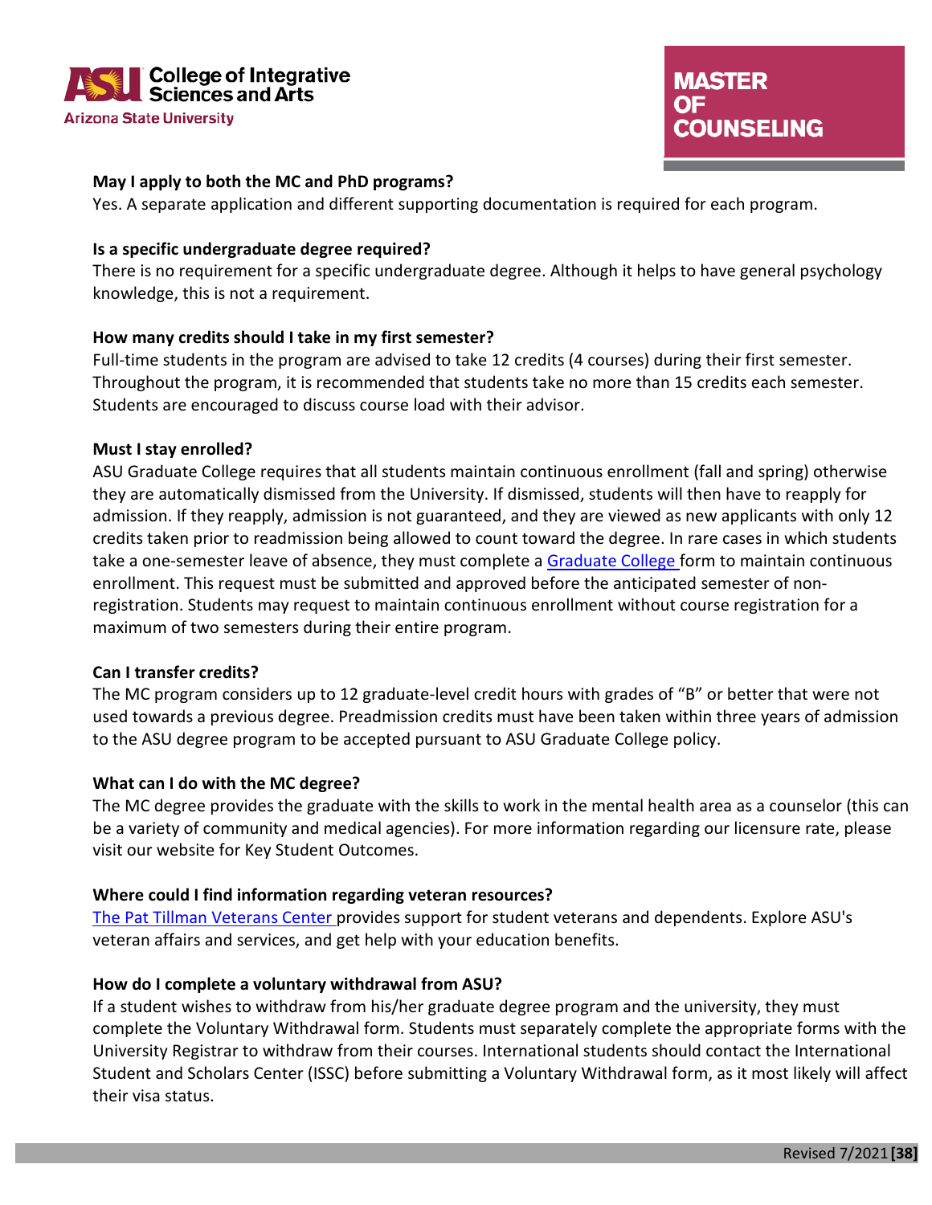**May I apply to both the MC and PhD programs?**

Yes. A separate application and different supporting documentation is required for each program.

**Is a specific undergraduate degree required?**

There is no requirement for a specific undergraduate degree. Although it helps to have general psychology knowledge, this is not a requirement.

**How many credits should I take in my first semester?**

Full-time students in the program are advised to take 12 credits (4 courses) during their first semester. Throughout the program, it is recommended that students take no more than 15 credits each semester. Students are encouraged to discuss course load with their advisor.

**Must I stay enrolled?**

ASU Graduate College requires that all students maintain continuous enrollment (fall and spring) otherwise they are automatically dismissed from the University. If dismissed, students will then have to reapply for admission. If they reapply, admission is not guaranteed, and they are viewed as new applicants with only 12 credits taken prior to readmission being allowed to count toward the degree. In rare cases in which students take a one-semester leave of absence, they must complete a Graduate College form to maintain continuous enrollment. This request must be submitted and approved before the anticipated semester of non-registration. Students may request to maintain continuous enrollment without course registration for a maximum of two semesters during their entire program.

**Can I transfer credits?**

The MC program considers up to 12 graduate-level credit hours with grades of "B" or better that were not used towards a previous degree. Preadmission credits must have been taken within three years of admission to the ASU degree program to be accepted pursuant to ASU Graduate College policy.

**What can I do with the MC degree?**

The MC degree provides the graduate with the skills to work in the mental health area as a counselor (this can be a variety of community and medical agencies). For more information regarding our licensure rate, please visit our website for Key Student Outcomes.

**Where could I find information regarding veteran resources?**

The Pat Tillman Veterans Center provides support for student veterans and dependents. Explore ASU's veteran affairs and services, and get help with your education benefits.

**How do I complete a voluntary withdrawal from ASU?**

If a student wishes to withdraw from his/her graduate degree program and the university, they must complete the Voluntary Withdrawal form. Students must separately complete the appropriate forms with the University Registrar to withdraw from their courses. International students should contact the International Student and Scholars Center (ISSC) before submitting a Voluntary Withdrawal form, as it most likely will affect their visa status.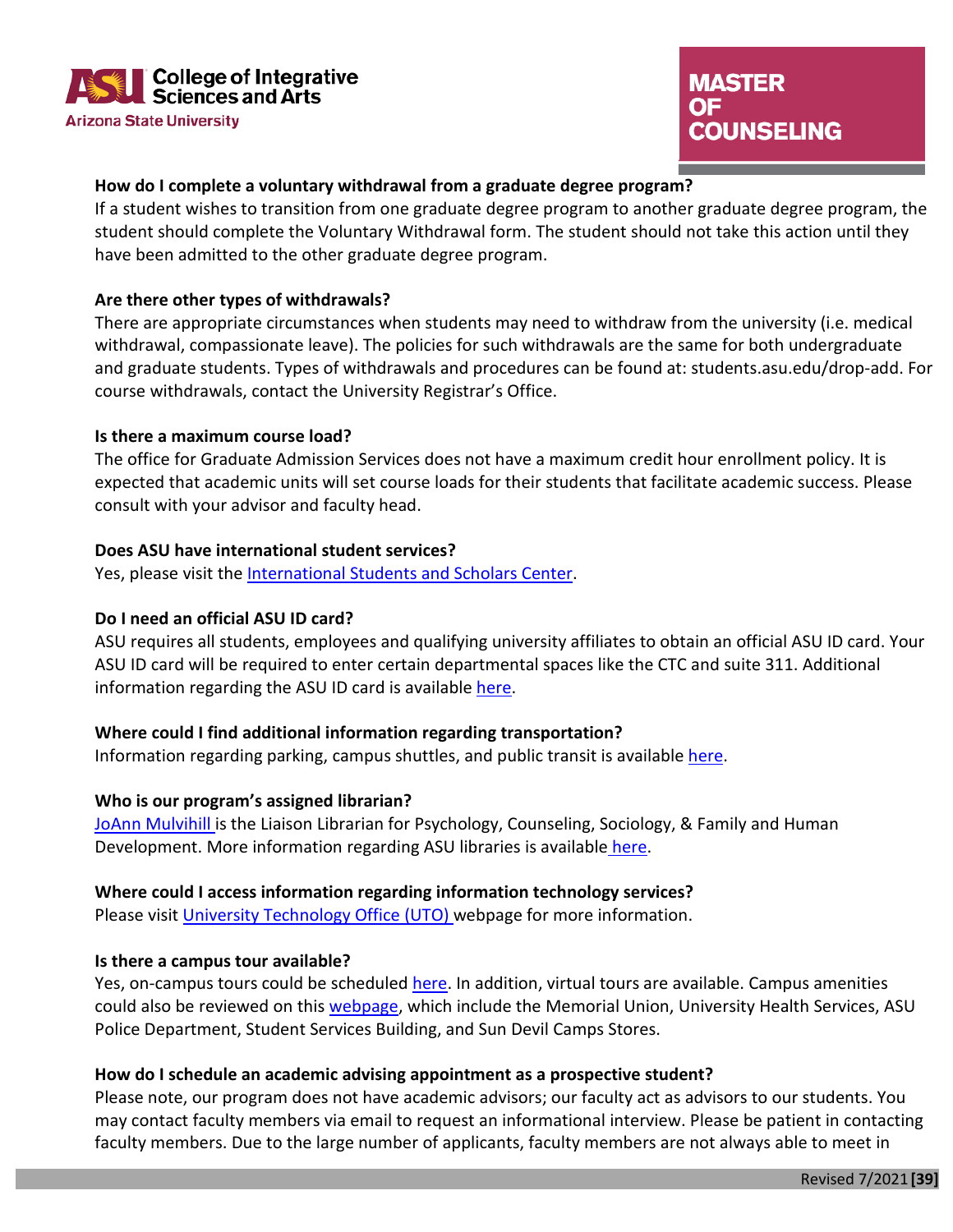**How do I complete a voluntary withdrawal from a graduate degree program?**
If a student wishes to transition from one graduate degree program to another graduate degree program, the student should complete the Voluntary Withdrawal form. The student should not take this action until they have been admitted to the other graduate degree program.

**Are there other types of withdrawals?**
There are appropriate circumstances when students may need to withdraw from the university (i.e. medical withdrawal, compassionate leave). The policies for such withdrawals are the same for both undergraduate and graduate students. Types of withdrawals and procedures can be found at: students.asu.edu/drop-add. For course withdrawals, contact the University Registrar's Office.

**Is there a maximum course load?**
The office for Graduate Admission Services does not have a maximum credit hour enrollment policy. It is expected that academic units will set course loads for their students that facilitate academic success. Please consult with your advisor and faculty head.

**Does ASU have international student services?**
Yes, please visit the International Students and Scholars Center.

**Do I need an official ASU ID card?**
ASU requires all students, employees and qualifying university affiliates to obtain an official ASU ID card. Your ASU ID card will be required to enter certain departmental spaces like the CTC and suite 311. Additional information regarding the ASU ID card is available here.

**Where could I find additional information regarding transportation?**
Information regarding parking, campus shuttles, and public transit is available here.

**Who is our program's assigned librarian?**
JoAnn Mulvihill is the Liaison Librarian for Psychology, Counseling, Sociology, & Family and Human Development. More information regarding ASU libraries is available here.

**Where could I access information regarding information technology services?**
Please visit University Technology Office (UTO) webpage for more information.

**Is there a campus tour available?**
Yes, on-campus tours could be scheduled here. In addition, virtual tours are available. Campus amenities could also be reviewed on this webpage, which include the Memorial Union, University Health Services, ASU Police Department, Student Services Building, and Sun Devil Camps Stores.

**How do I schedule an academic advising appointment as a prospective student?**
Please note, our program does not have academic advisors; our faculty act as advisors to our students. You may contact faculty members via email to request an informational interview. Please be patient in contacting faculty members. Due to the large number of applicants, faculty members are not always able to meet in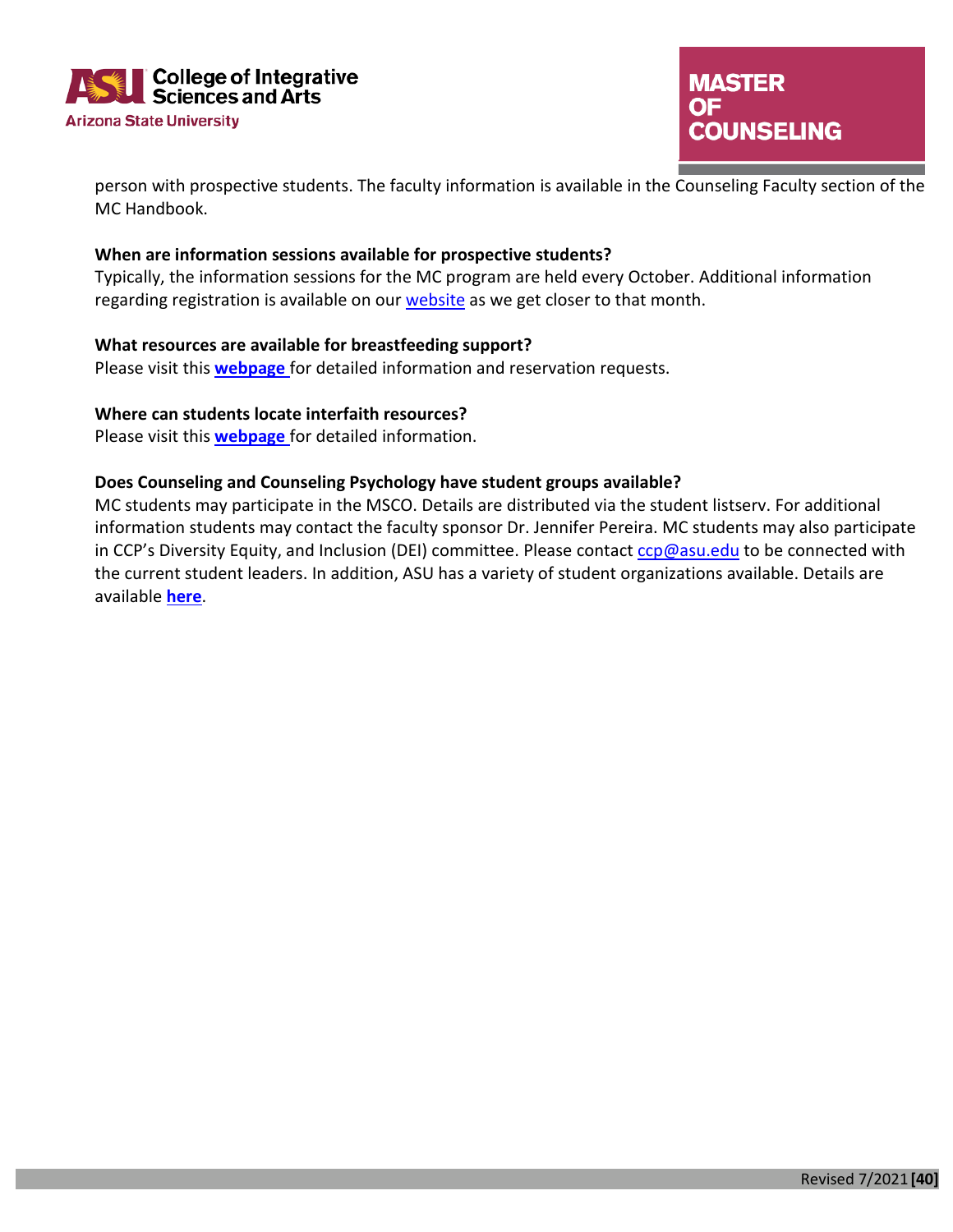person with prospective students. The faculty information is available in the Counseling Faculty section of the MC Handbook.

**When are information sessions available for prospective students?**
Typically, the information sessions for the MC program are held every October. Additional information regarding registration is available on our website as we get closer to that month.

**What resources are available for breastfeeding support?**
Please visit this **webpage** for detailed information and reservation requests.

**Where can students locate interfaith resources?**
Please visit this **webpage** for detailed information.

**Does Counseling and Counseling Psychology have student groups available?**
MC students may participate in the MSCO. Details are distributed via the student listserv. For additional information students may contact the faculty sponsor Dr. Jennifer Pereira. MC students may also participate in CCP's Diversity Equity, and Inclusion (DEI) committee. Please contact ccp@asu.edu to be connected with the current student leaders. In addition, ASU has a variety of student organizations available. Details are available **here**.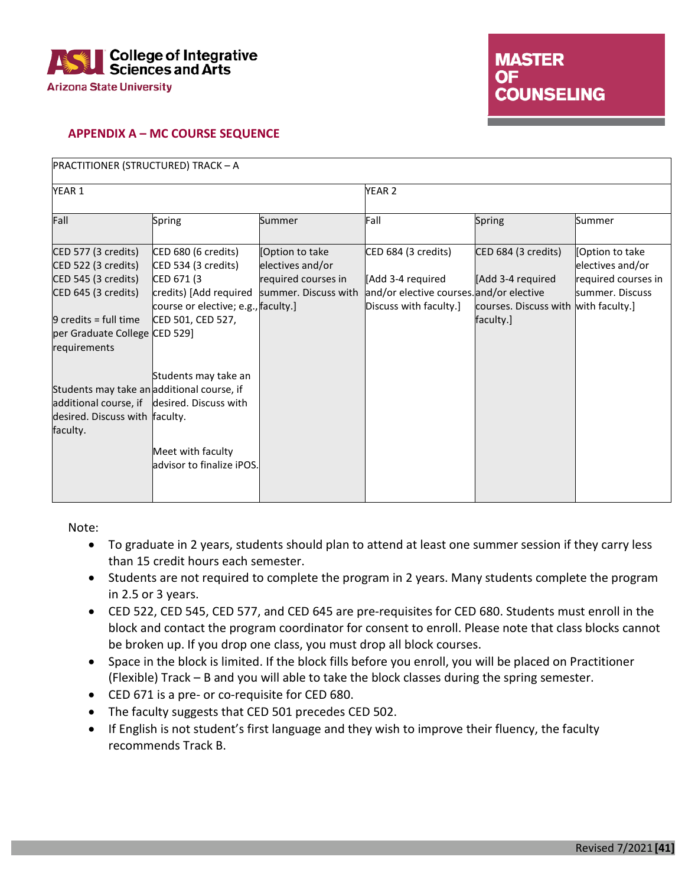## APPENDIX A – MC COURSE SEQUENCE

| PRACTITIONER (STRUCTURED) TRACK – A | | | | | |
|---|---|---|---|---|---|
| YEAR 1 | | | YEAR 2 | | |
| Fall | Spring | Summer | Fall | Spring | Summer |
| CED 577 (3 credits)<br>CED 522 (3 credits)<br>CED 545 (3 credits)<br>CED 645 (3 credits)<br><br>9 credits = full time per Graduate College requirements<br><br>Students may take an additional course, if desired. Discuss with faculty. | CED 680 (6 credits)<br>CED 534 (3 credits)<br>CED 671 (3 credits) [Add required course or elective; e.g., CED 501, CED 527, CED 529]<br><br>Students may take an additional course, if desired. Discuss with faculty.<br><br>Meet with faculty advisor to finalize iPOS. | [Option to take electives and/or required courses in summer. Discuss with faculty.] | CED 684 (3 credits)<br><br>[Add 3-4 required and/or elective courses. Discuss with faculty.] | CED 684 (3 credits)<br><br>[Add 3-4 required and/or elective courses. Discuss with faculty.] | [Option to take electives and/or required courses in summer. Discuss with faculty.] |

Note:

- To graduate in 2 years, students should plan to attend at least one summer session if they carry less than 15 credit hours each semester.
- Students are not required to complete the program in 2 years. Many students complete the program in 2.5 or 3 years.
- CED 522, CED 545, CED 577, and CED 645 are pre-requisites for CED 680. Students must enroll in the block and contact the program coordinator for consent to enroll. Please note that class blocks cannot be broken up. If you drop one class, you must drop all block courses.
- Space in the block is limited. If the block fills before you enroll, you will be placed on Practitioner (Flexible) Track – B and you will able to take the block classes during the spring semester.
- CED 671 is a pre- or co-requisite for CED 680.
- The faculty suggests that CED 501 precedes CED 502.
- If English is not student's first language and they wish to improve their fluency, the faculty recommends Track B.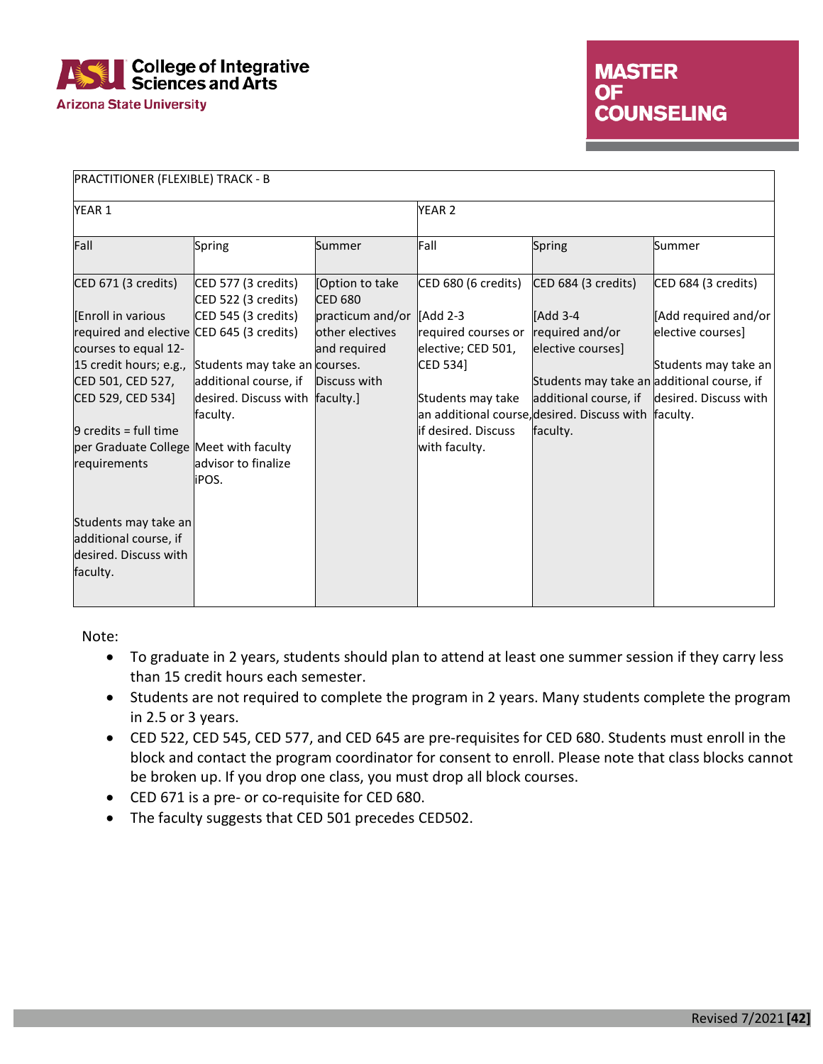ASU College of Integrative Sciences and Arts
Arizona State University

**MASTER OF COUNSELING**

| PRACTITIONER (FLEXIBLE) TRACK - B | | | | | |
|---|---|---|---|---|---|
| YEAR 1 | | | YEAR 2 | | |
| Fall | Spring | Summer | Fall | Spring | Summer |
| CED 671 (3 credits)<br><br>[Enroll in various required and elective courses to equal 12-15 credit hours; e.g., CED 501, CED 527, CED 529, CED 534]<br><br>9 credits = full time per Graduate College requirements<br><br>Students may take an additional course, if desired. Discuss with faculty. | CED 577 (3 credits)<br>CED 522 (3 credits)<br>CED 545 (3 credits)<br>CED 645 (3 credits)<br><br>Students may take an additional course, if desired. Discuss with faculty.<br><br>Meet with faculty advisor to finalize iPOS. | [Option to take CED 680 practicum and/or other electives and required courses. Discuss with faculty.] | CED 680 (6 credits)<br><br>[Add 2-3 required courses or elective; CED 501, CED 534]<br><br>Students may take an additional course, if desired. Discuss with faculty. | CED 684 (3 credits)<br><br>[Add 3-4 required and/or elective courses]<br><br>Students may take an additional course, if desired. Discuss with faculty. | CED 684 (3 credits)<br><br>[Add required and/or elective courses]<br><br>Students may take an additional course, if desired. Discuss with faculty. |

Note:

- To graduate in 2 years, students should plan to attend at least one summer session if they carry less than 15 credit hours each semester.
- Students are not required to complete the program in 2 years. Many students complete the program in 2.5 or 3 years.
- CED 522, CED 545, CED 577, and CED 645 are pre-requisites for CED 680. Students must enroll in the block and contact the program coordinator for consent to enroll. Please note that class blocks cannot be broken up. If you drop one class, you must drop all block courses.
- CED 671 is a pre- or co-requisite for CED 680.
- The faculty suggests that CED 501 precedes CED502.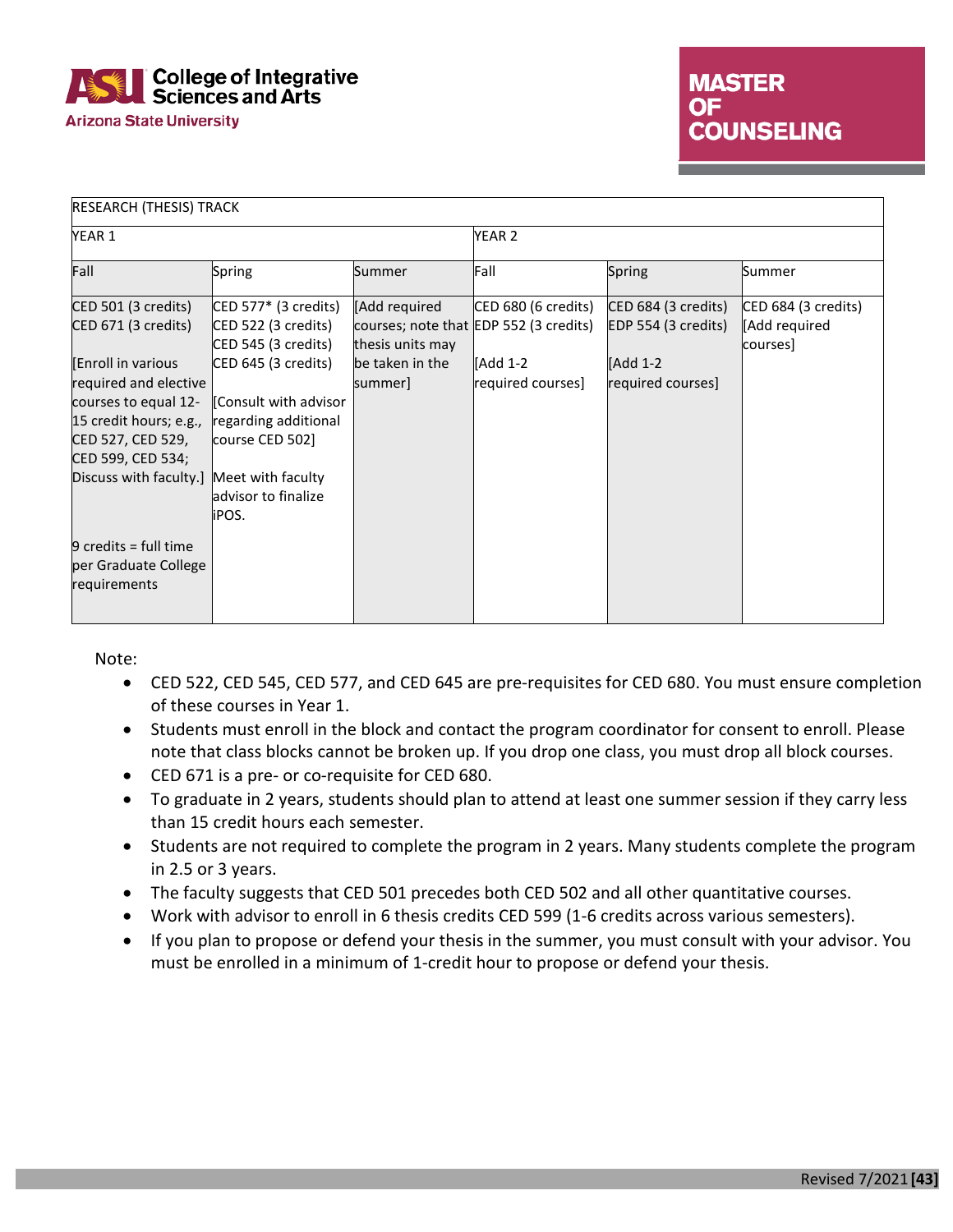College of Integrative Sciences and Arts
Arizona State University

**MASTER OF COUNSELING**

| RESEARCH (THESIS) TRACK | | | | | |
|---|---|---|---|---|---|
| YEAR 1 | | | YEAR 2 | | |
| Fall | Spring | Summer | Fall | Spring | Summer |
| CED 501 (3 credits)<br>CED 671 (3 credits)<br><br>[Enroll in various required and elective courses to equal 12-15 credit hours; e.g., CED 527, CED 529, CED 599, CED 534; Discuss with faculty.]<br><br>9 credits = full time per Graduate College requirements | CED 577* (3 credits)<br>CED 522 (3 credits)<br>CED 545 (3 credits)<br>CED 645 (3 credits)<br><br>[Consult with advisor regarding additional course CED 502]<br><br>Meet with faculty advisor to finalize iPOS. | [Add required courses; note that thesis units may be taken in the summer] | CED 680 (6 credits)<br>EDP 552 (3 credits)<br><br>[Add 1-2 required courses] | CED 684 (3 credits)<br>EDP 554 (3 credits)<br><br>[Add 1-2 required courses] | CED 684 (3 credits)<br>[Add required courses] |

Note:

- CED 522, CED 545, CED 577, and CED 645 are pre-requisites for CED 680. You must ensure completion of these courses in Year 1.
- Students must enroll in the block and contact the program coordinator for consent to enroll. Please note that class blocks cannot be broken up. If you drop one class, you must drop all block courses.
- CED 671 is a pre- or co-requisite for CED 680.
- To graduate in 2 years, students should plan to attend at least one summer session if they carry less than 15 credit hours each semester.
- Students are not required to complete the program in 2 years. Many students complete the program in 2.5 or 3 years.
- The faculty suggests that CED 501 precedes both CED 502 and all other quantitative courses.
- Work with advisor to enroll in 6 thesis credits CED 599 (1-6 credits across various semesters).
- If you plan to propose or defend your thesis in the summer, you must consult with your advisor. You must be enrolled in a minimum of 1-credit hour to propose or defend your thesis.

Revised 7/2021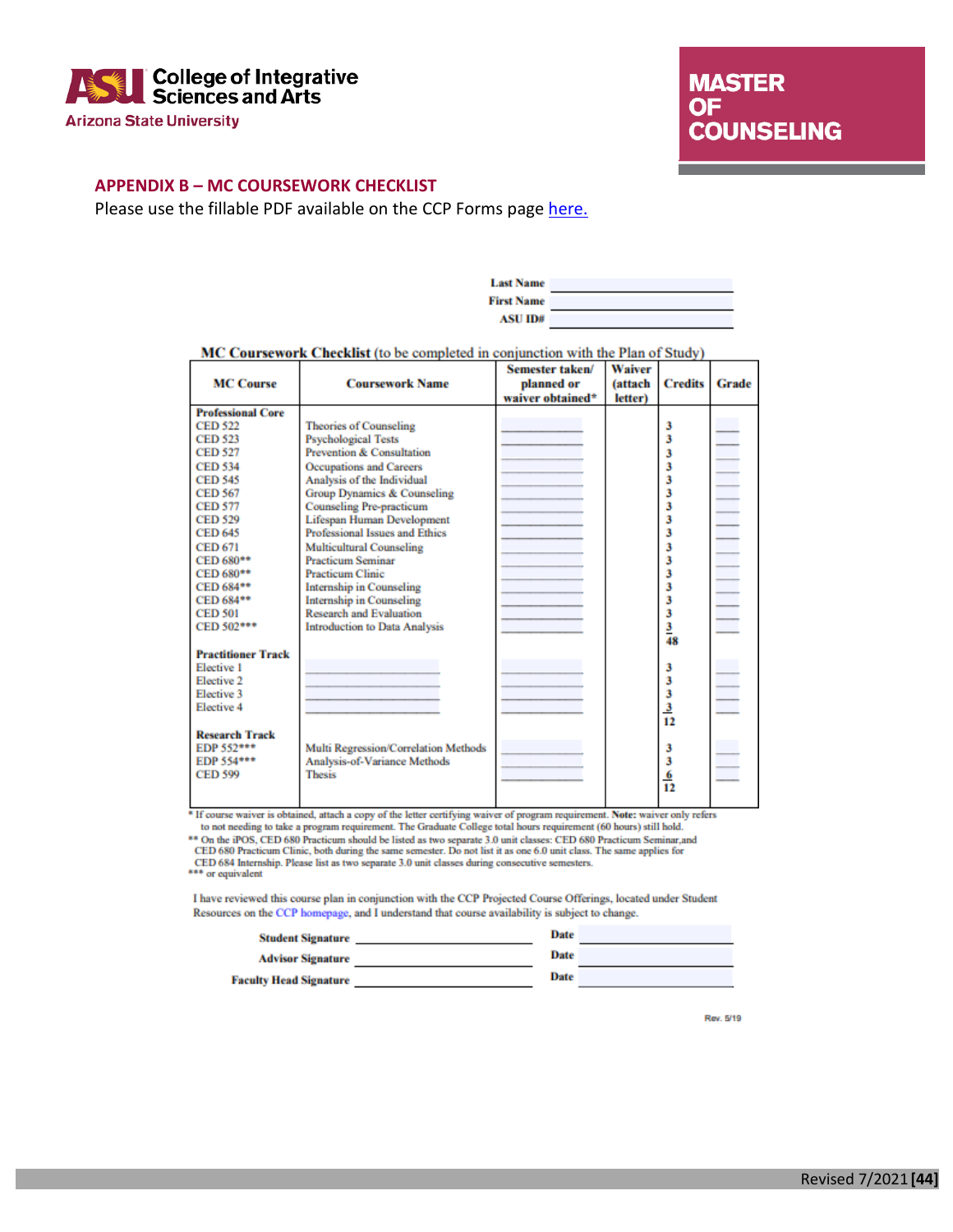## APPENDIX B – MC COURSEWORK CHECKLIST

Please use the fillable PDF available on the CCP Forms page here.

Last Name ______________________

First Name ______________________

ASU ID# ______________________

**MC Coursework Checklist** (to be completed in conjunction with the Plan of Study)

| MC Course | Coursework Name | Semester taken/ planned or waiver obtained* | Waiver (attach letter) | Credits | Grade |
|---|---|---|---|---|---|
| **Professional Core** | | | | | |
| CED 522 | Theories of Counseling | | | 3 | |
| CED 523 | Psychological Tests | | | 3 | |
| CED 527 | Prevention & Consultation | | | 3 | |
| CED 534 | Occupations and Careers | | | 3 | |
| CED 545 | Analysis of the Individual | | | 3 | |
| CED 567 | Group Dynamics & Counseling | | | 3 | |
| CED 577 | Counseling Pre-practicum | | | 3 | |
| CED 529 | Lifespan Human Development | | | 3 | |
| CED 645 | Professional Issues and Ethics | | | 3 | |
| CED 671 | Multicultural Counseling | | | 3 | |
| CED 680** | Practicum Seminar | | | 3 | |
| CED 680** | Practicum Clinic | | | 3 | |
| CED 684** | Internship in Counseling | | | 3 | |
| CED 684** | Internship in Counseling | | | 3 | |
| CED 501 | Research and Evaluation | | | 3 | |
| CED 502*** | Introduction to Data Analysis | | | 3 | |
| | | | | 48 | |
| **Practitioner Track** | | | | | |
| Elective 1 | | | | 3 | |
| Elective 2 | | | | 3 | |
| Elective 3 | | | | 3 | |
| Elective 4 | | | | 3 | |
| | | | | 12 | |
| **Research Track** | | | | | |
| EDP 552*** | Multi Regression/Correlation Methods | | | 3 | |
| EDP 554*** | Analysis-of-Variance Methods | | | 3 | |
| CED 599 | Thesis | | | 6 | |
| | | | | 12 | |

\* If course waiver is obtained, attach a copy of the letter certifying waiver of program requirement. **Note:** waiver only refers to not needing to take a program requirement. The Graduate College total hours requirement (60 hours) still hold.

** On the iPOS, CED 680 Practicum should be listed as two separate 3.0 unit classes: CED 680 Practicum Seminar,and CED 680 Practicum Clinic, both during the same semester. Do not list it as one 6.0 unit class. The same applies for CED 684 Internship. Please list as two separate 3.0 unit classes during consecutive semesters.

*** or equivalent

I have reviewed this course plan in conjunction with the CCP Projected Course Offerings, located under Student Resources on the CCP homepage, and I understand that course availability is subject to change.

**Student Signature** ______________________ **Date** ______________

**Advisor Signature** ______________________ **Date** ______________

**Faculty Head Signature** ______________________ **Date** ______________

Rev. 5/19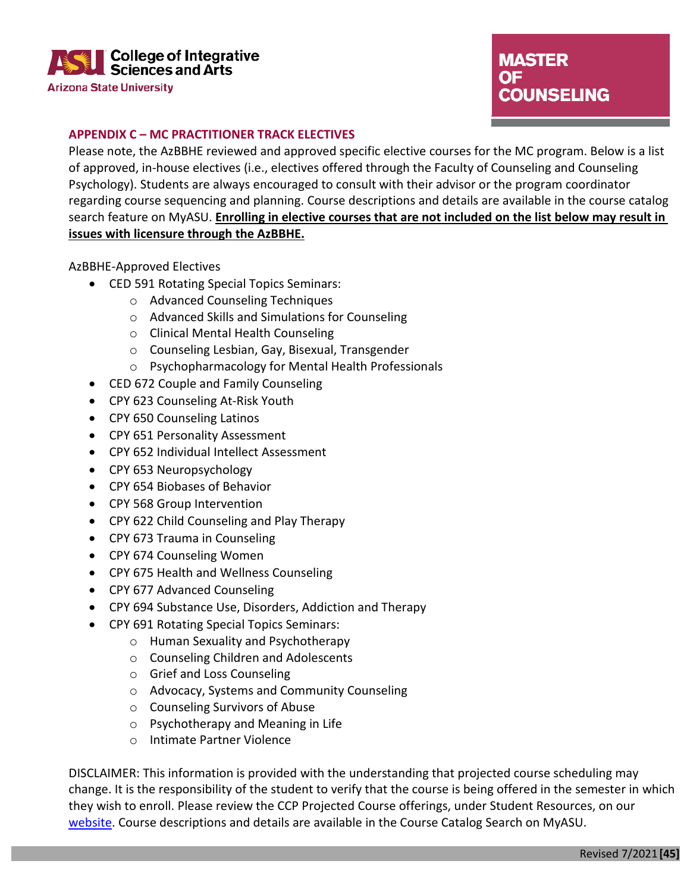## APPENDIX C – MC PRACTITIONER TRACK ELECTIVES

Please note, the AzBBHE reviewed and approved specific elective courses for the MC program. Below is a list of approved, in-house electives (i.e., electives offered through the Faculty of Counseling and Counseling Psychology). Students are always encouraged to consult with their advisor or the program coordinator regarding course sequencing and planning. Course descriptions and details are available in the course catalog search feature on MyASU. **Enrolling in elective courses that are not included on the list below may result in issues with licensure through the AzBBHE.**

AzBBHE-Approved Electives

- CED 591 Rotating Special Topics Seminars:
  - Advanced Counseling Techniques
  - Advanced Skills and Simulations for Counseling
  - Clinical Mental Health Counseling
  - Counseling Lesbian, Gay, Bisexual, Transgender
  - Psychopharmacology for Mental Health Professionals
- CED 672 Couple and Family Counseling
- CPY 623 Counseling At-Risk Youth
- CPY 650 Counseling Latinos
- CPY 651 Personality Assessment
- CPY 652 Individual Intellect Assessment
- CPY 653 Neuropsychology
- CPY 654 Biobases of Behavior
- CPY 568 Group Intervention
- CPY 622 Child Counseling and Play Therapy
- CPY 673 Trauma in Counseling
- CPY 674 Counseling Women
- CPY 675 Health and Wellness Counseling
- CPY 677 Advanced Counseling
- CPY 694 Substance Use, Disorders, Addiction and Therapy
- CPY 691 Rotating Special Topics Seminars:
  - Human Sexuality and Psychotherapy
  - Counseling Children and Adolescents
  - Grief and Loss Counseling
  - Advocacy, Systems and Community Counseling
  - Counseling Survivors of Abuse
  - Psychotherapy and Meaning in Life
  - Intimate Partner Violence

DISCLAIMER: This information is provided with the understanding that projected course scheduling may change. It is the responsibility of the student to verify that the course is being offered in the semester in which they wish to enroll. Please review the CCP Projected Course offerings, under Student Resources, on our website. Course descriptions and details are available in the Course Catalog Search on MyASU.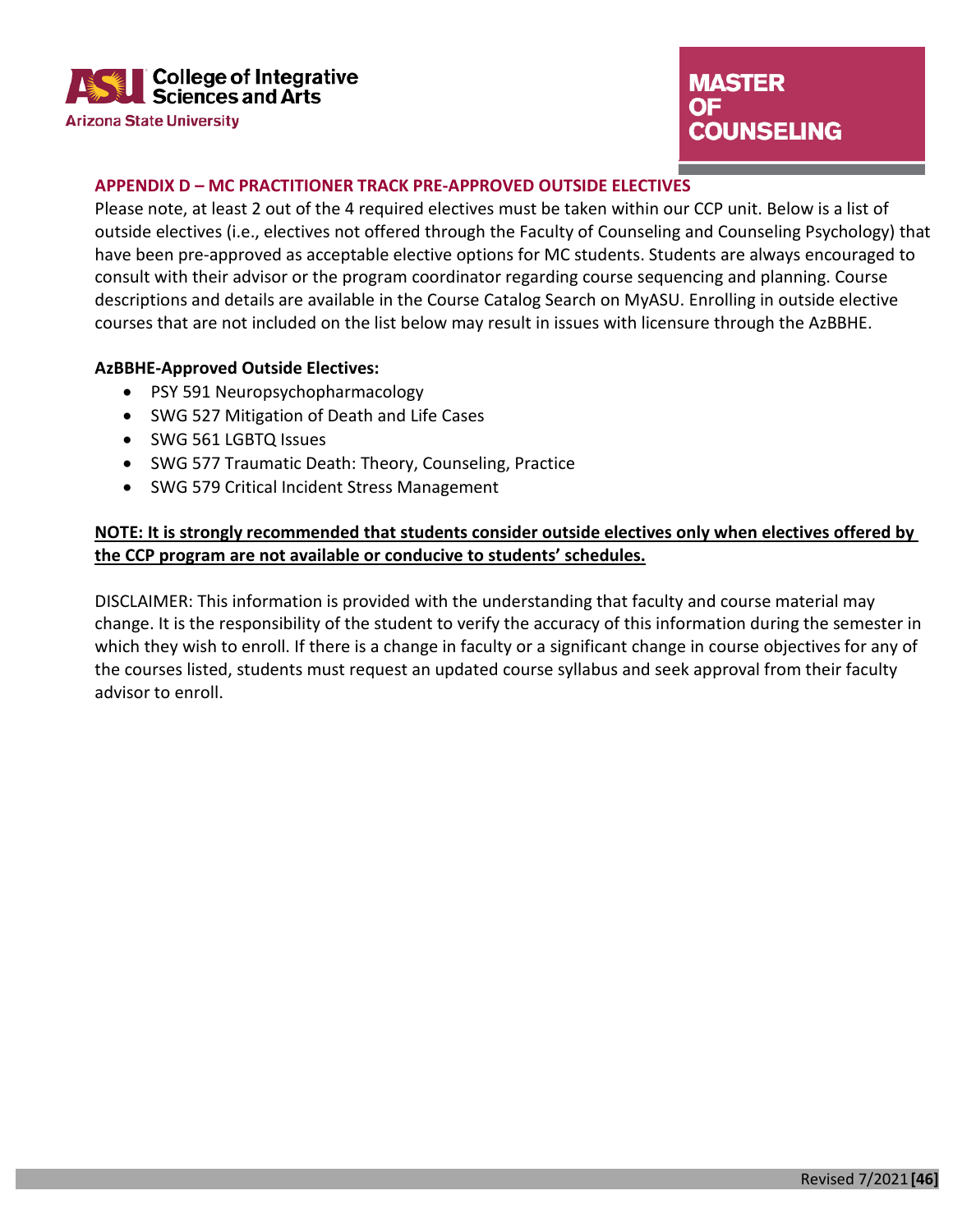## APPENDIX D – MC PRACTITIONER TRACK PRE-APPROVED OUTSIDE ELECTIVES

Please note, at least 2 out of the 4 required electives must be taken within our CCP unit. Below is a list of outside electives (i.e., electives not offered through the Faculty of Counseling and Counseling Psychology) that have been pre-approved as acceptable elective options for MC students. Students are always encouraged to consult with their advisor or the program coordinator regarding course sequencing and planning. Course descriptions and details are available in the Course Catalog Search on MyASU. Enrolling in outside elective courses that are not included on the list below may result in issues with licensure through the AzBBHE.

**AzBBHE-Approved Outside Electives:**

- PSY 591 Neuropsychopharmacology
- SWG 527 Mitigation of Death and Life Cases
- SWG 561 LGBTQ Issues
- SWG 577 Traumatic Death: Theory, Counseling, Practice
- SWG 579 Critical Incident Stress Management

**<u>NOTE: It is strongly recommended that students consider outside electives only when electives offered by the CCP program are not available or conducive to students' schedules.</u>**

DISCLAIMER: This information is provided with the understanding that faculty and course material may change. It is the responsibility of the student to verify the accuracy of this information during the semester in which they wish to enroll. If there is a change in faculty or a significant change in course objectives for any of the courses listed, students must request an updated course syllabus and seek approval from their faculty advisor to enroll.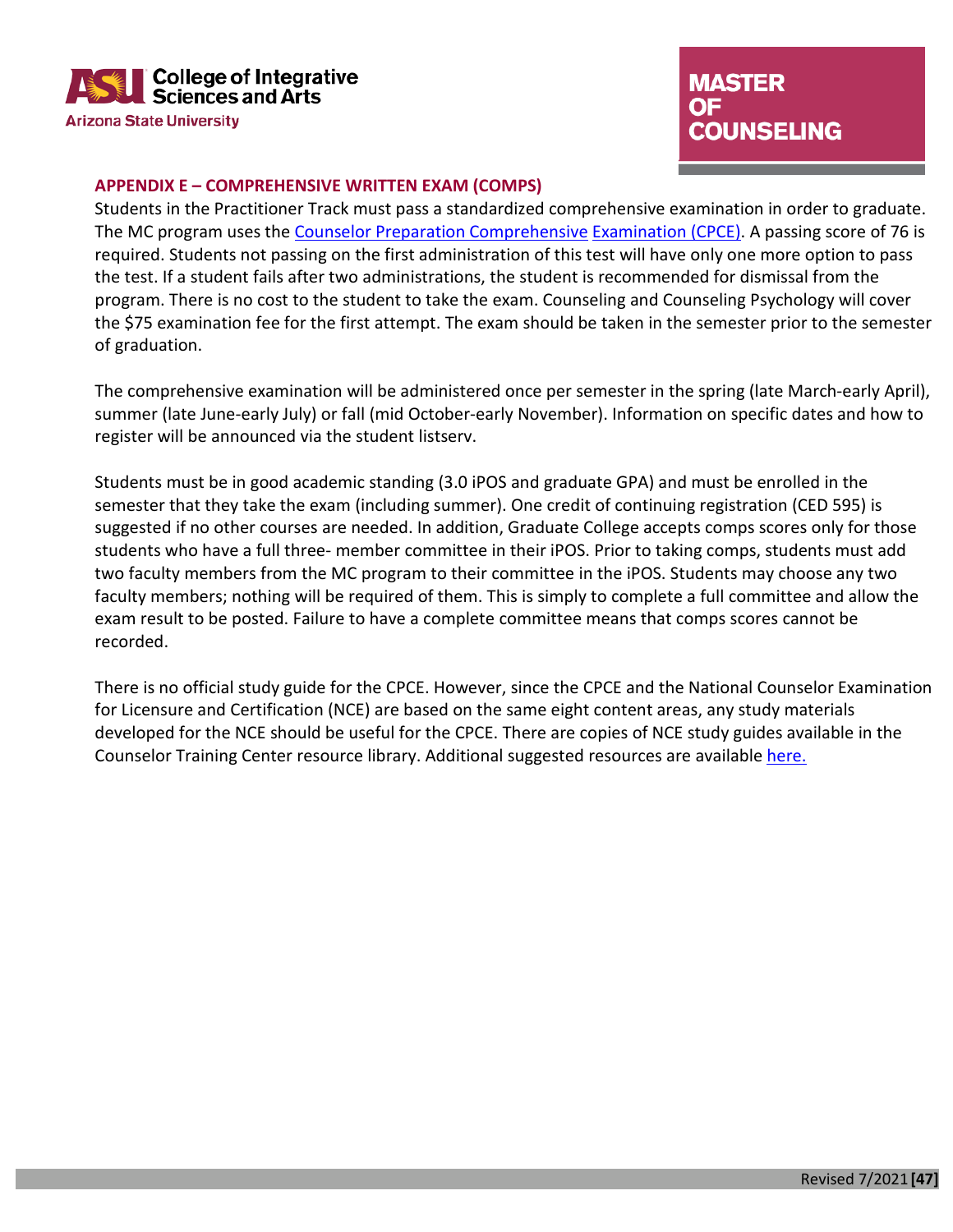## APPENDIX E – COMPREHENSIVE WRITTEN EXAM (COMPS)

Students in the Practitioner Track must pass a standardized comprehensive examination in order to graduate. The MC program uses the Counselor Preparation Comprehensive Examination (CPCE). A passing score of 76 is required. Students not passing on the first administration of this test will have only one more option to pass the test. If a student fails after two administrations, the student is recommended for dismissal from the program. There is no cost to the student to take the exam. Counseling and Counseling Psychology will cover the $75 examination fee for the first attempt. The exam should be taken in the semester prior to the semester of graduation.

The comprehensive examination will be administered once per semester in the spring (late March-early April), summer (late June-early July) or fall (mid October-early November). Information on specific dates and how to register will be announced via the student listserv.

Students must be in good academic standing (3.0 iPOS and graduate GPA) and must be enrolled in the semester that they take the exam (including summer). One credit of continuing registration (CED 595) is suggested if no other courses are needed. In addition, Graduate College accepts comps scores only for those students who have a full three- member committee in their iPOS. Prior to taking comps, students must add two faculty members from the MC program to their committee in the iPOS. Students may choose any two faculty members; nothing will be required of them. This is simply to complete a full committee and allow the exam result to be posted. Failure to have a complete committee means that comps scores cannot be recorded.

There is no official study guide for the CPCE. However, since the CPCE and the National Counselor Examination for Licensure and Certification (NCE) are based on the same eight content areas, any study materials developed for the NCE should be useful for the CPCE. There are copies of NCE study guides available in the Counselor Training Center resource library. Additional suggested resources are available here.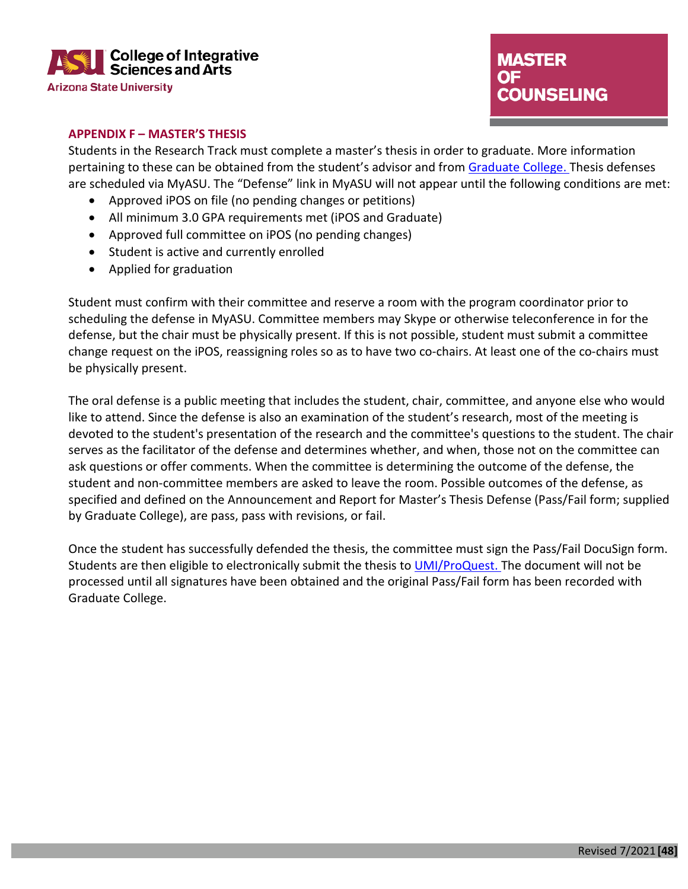## APPENDIX F – MASTER'S THESIS

Students in the Research Track must complete a master's thesis in order to graduate. More information pertaining to these can be obtained from the student's advisor and from Graduate College. Thesis defenses are scheduled via MyASU. The "Defense" link in MyASU will not appear until the following conditions are met:

- Approved iPOS on file (no pending changes or petitions)
- All minimum 3.0 GPA requirements met (iPOS and Graduate)
- Approved full committee on iPOS (no pending changes)
- Student is active and currently enrolled
- Applied for graduation

Student must confirm with their committee and reserve a room with the program coordinator prior to scheduling the defense in MyASU. Committee members may Skype or otherwise teleconference in for the defense, but the chair must be physically present. If this is not possible, student must submit a committee change request on the iPOS, reassigning roles so as to have two co-chairs. At least one of the co-chairs must be physically present.

The oral defense is a public meeting that includes the student, chair, committee, and anyone else who would like to attend. Since the defense is also an examination of the student's research, most of the meeting is devoted to the student's presentation of the research and the committee's questions to the student. The chair serves as the facilitator of the defense and determines whether, and when, those not on the committee can ask questions or offer comments. When the committee is determining the outcome of the defense, the student and non-committee members are asked to leave the room. Possible outcomes of the defense, as specified and defined on the Announcement and Report for Master's Thesis Defense (Pass/Fail form; supplied by Graduate College), are pass, pass with revisions, or fail.

Once the student has successfully defended the thesis, the committee must sign the Pass/Fail DocuSign form. Students are then eligible to electronically submit the thesis to UMI/ProQuest. The document will not be processed until all signatures have been obtained and the original Pass/Fail form has been recorded with Graduate College.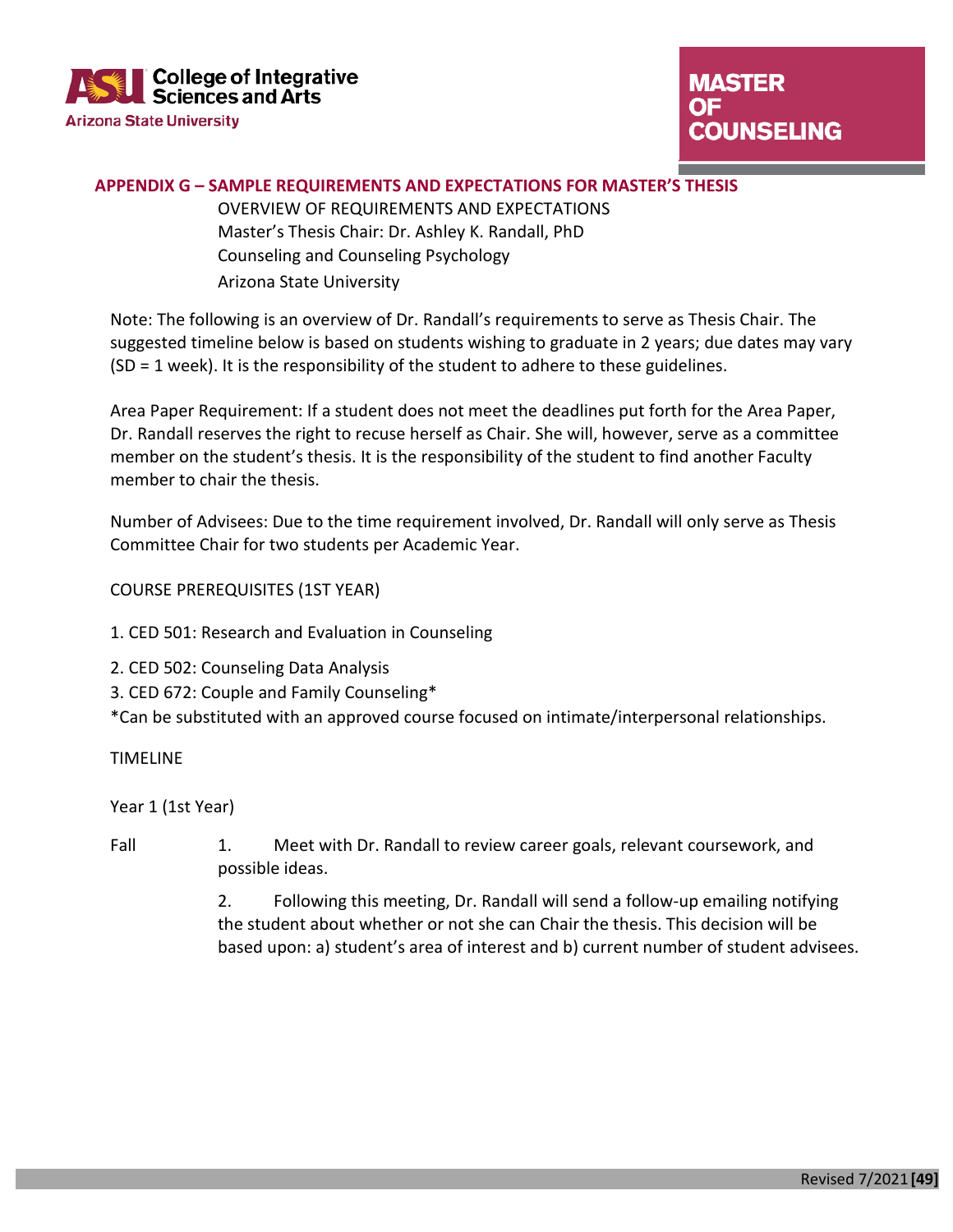## APPENDIX G – SAMPLE REQUIREMENTS AND EXPECTATIONS FOR MASTER'S THESIS

OVERVIEW OF REQUIREMENTS AND EXPECTATIONS
Master's Thesis Chair: Dr. Ashley K. Randall, PhD
Counseling and Counseling Psychology
Arizona State University

Note: The following is an overview of Dr. Randall's requirements to serve as Thesis Chair. The suggested timeline below is based on students wishing to graduate in 2 years; due dates may vary (SD = 1 week). It is the responsibility of the student to adhere to these guidelines.

Area Paper Requirement: If a student does not meet the deadlines put forth for the Area Paper, Dr. Randall reserves the right to recuse herself as Chair. She will, however, serve as a committee member on the student's thesis. It is the responsibility of the student to find another Faculty member to chair the thesis.

Number of Advisees: Due to the time requirement involved, Dr. Randall will only serve as Thesis Committee Chair for two students per Academic Year.

COURSE PREREQUISITES (1ST YEAR)

1. CED 501: Research and Evaluation in Counseling
2. CED 502: Counseling Data Analysis
3. CED 672: Couple and Family Counseling*

*Can be substituted with an approved course focused on intimate/interpersonal relationships.

TIMELINE

Year 1 (1st Year)

Fall

1. Meet with Dr. Randall to review career goals, relevant coursework, and possible ideas.
2. Following this meeting, Dr. Randall will send a follow-up emailing notifying the student about whether or not she can Chair the thesis. This decision will be based upon: a) student's area of interest and b) current number of student advisees.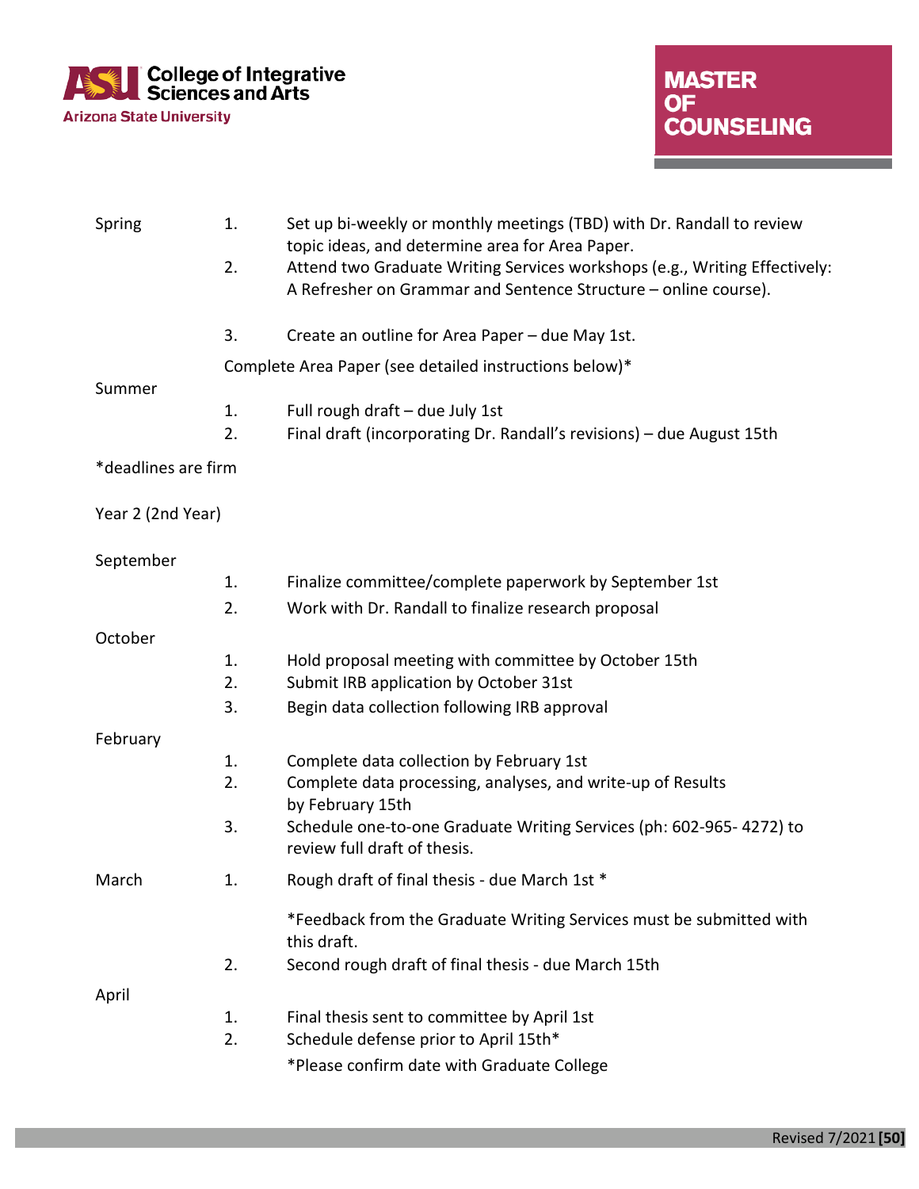**Spring**

1. Set up bi-weekly or monthly meetings (TBD) with Dr. Randall to review topic ideas, and determine area for Area Paper.
2. Attend two Graduate Writing Services workshops (e.g., Writing Effectively: A Refresher on Grammar and Sentence Structure – online course).
3. Create an outline for Area Paper – due May 1st.

**Summer**

Complete Area Paper (see detailed instructions below)*

1. Full rough draft – due July 1st
2. Final draft (incorporating Dr. Randall's revisions) – due August 15th

*deadlines are firm

## Year 2 (2nd Year)

**September**

1. Finalize committee/complete paperwork by September 1st
2. Work with Dr. Randall to finalize research proposal

**October**

1. Hold proposal meeting with committee by October 15th
2. Submit IRB application by October 31st
3. Begin data collection following IRB approval

**February**

1. Complete data collection by February 1st
2. Complete data processing, analyses, and write-up of Results by February 15th
3. Schedule one-to-one Graduate Writing Services (ph: 602-965- 4272) to review full draft of thesis.

**March**

1. Rough draft of final thesis - due March 1st *

   *Feedback from the Graduate Writing Services must be submitted with this draft.
2. Second rough draft of final thesis - due March 15th

**April**

1. Final thesis sent to committee by April 1st
2. Schedule defense prior to April 15th*

   *Please confirm date with Graduate College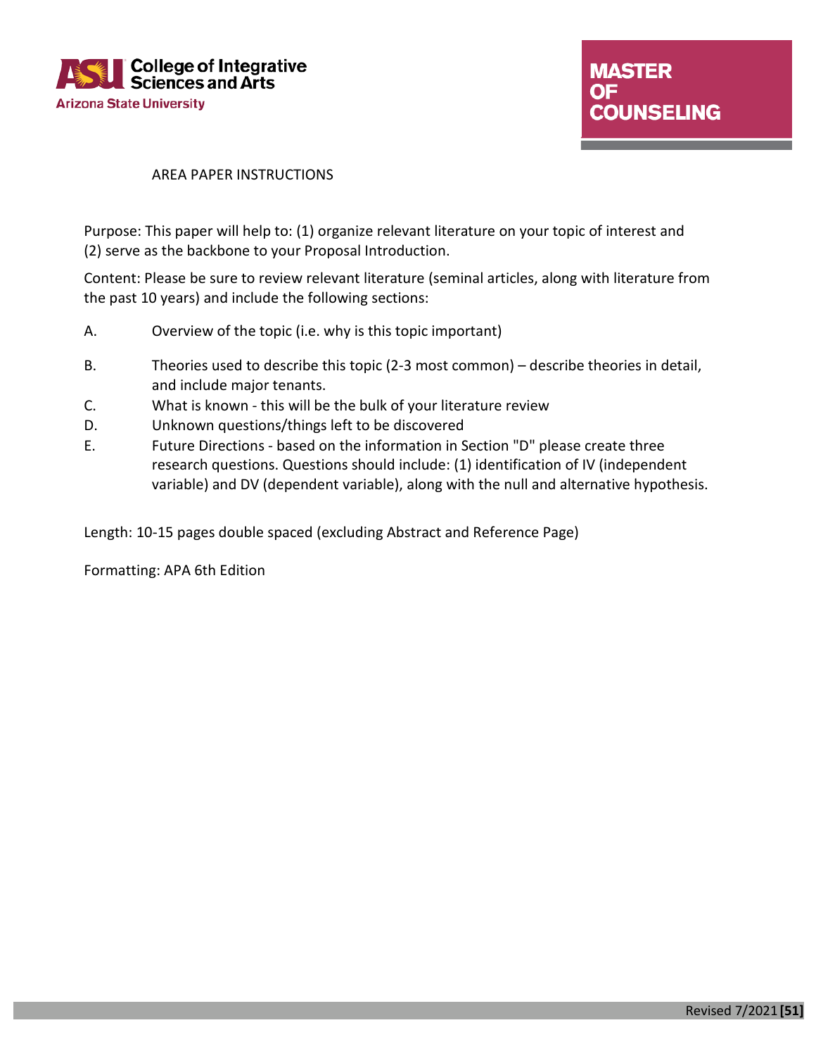AREA PAPER INSTRUCTIONS

Purpose: This paper will help to: (1) organize relevant literature on your topic of interest and (2) serve as the backbone to your Proposal Introduction.

Content: Please be sure to review relevant literature (seminal articles, along with literature from the past 10 years) and include the following sections:

A. Overview of the topic (i.e. why is this topic important)

B. Theories used to describe this topic (2-3 most common) – describe theories in detail, and include major tenants.

C. What is known - this will be the bulk of your literature review

D. Unknown questions/things left to be discovered

E. Future Directions - based on the information in Section "D" please create three research questions. Questions should include: (1) identification of IV (independent variable) and DV (dependent variable), along with the null and alternative hypothesis.

Length: 10-15 pages double spaced (excluding Abstract and Reference Page)

Formatting: APA 6th Edition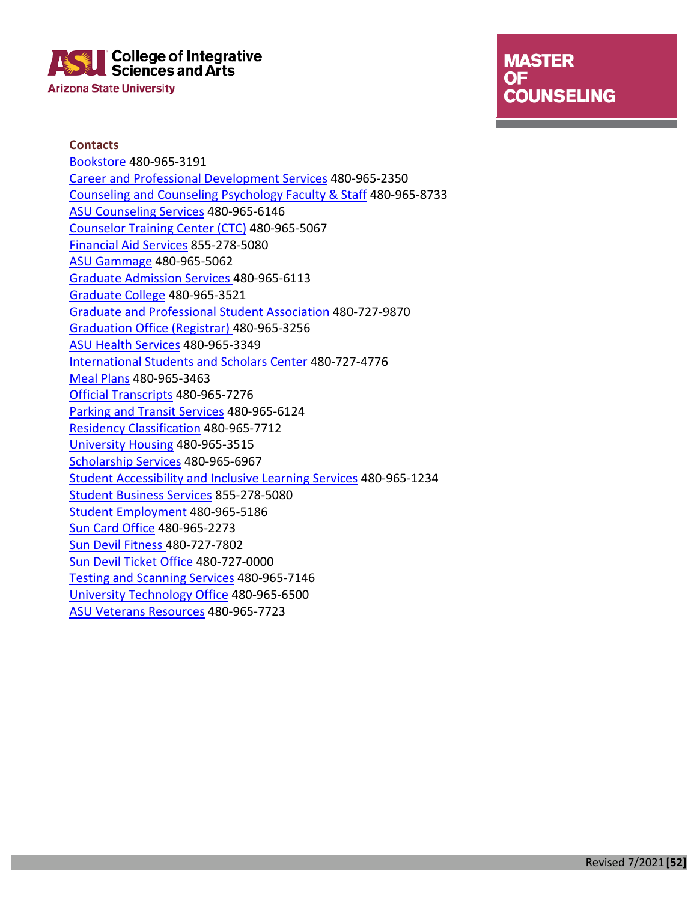**Contacts**

Bookstore 480-965-3191
Career and Professional Development Services 480-965-2350
Counseling and Counseling Psychology Faculty & Staff 480-965-8733
ASU Counseling Services 480-965-6146
Counselor Training Center (CTC) 480-965-5067
Financial Aid Services 855-278-5080
ASU Gammage 480-965-5062
Graduate Admission Services 480-965-6113
Graduate College 480-965-3521
Graduate and Professional Student Association 480-727-9870
Graduation Office (Registrar) 480-965-3256
ASU Health Services 480-965-3349
International Students and Scholars Center 480-727-4776
Meal Plans 480-965-3463
Official Transcripts 480-965-7276
Parking and Transit Services 480-965-6124
Residency Classification 480-965-7712
University Housing 480-965-3515
Scholarship Services 480-965-6967
Student Accessibility and Inclusive Learning Services 480-965-1234
Student Business Services 855-278-5080
Student Employment 480-965-5186
Sun Card Office 480-965-2273
Sun Devil Fitness 480-727-7802
Sun Devil Ticket Office 480-727-0000
Testing and Scanning Services 480-965-7146
University Technology Office 480-965-6500
ASU Veterans Resources 480-965-7723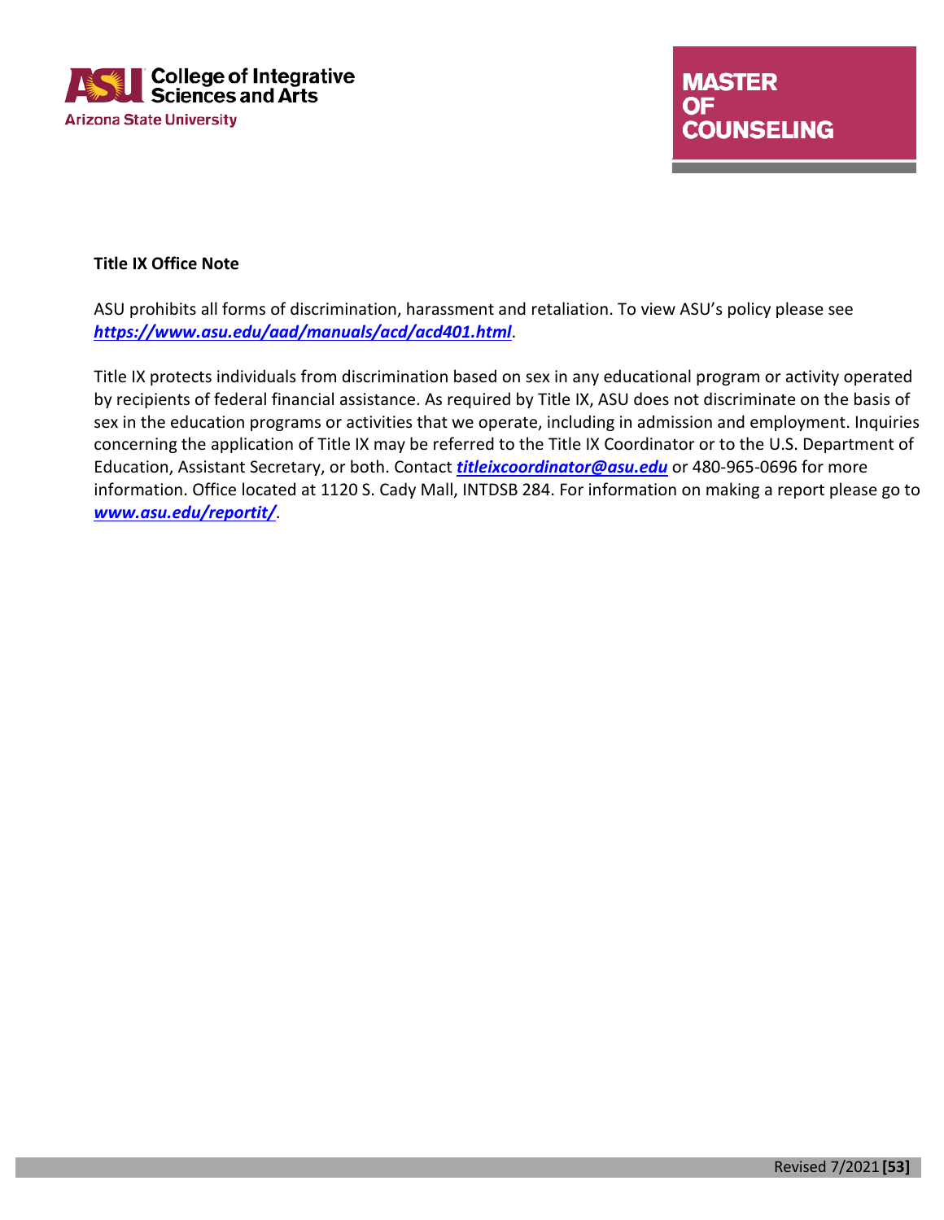**Title IX Office Note**

ASU prohibits all forms of discrimination, harassment and retaliation. To view ASU's policy please see ***https://www.asu.edu/aad/manuals/acd/acd401.html***.

Title IX protects individuals from discrimination based on sex in any educational program or activity operated by recipients of federal financial assistance. As required by Title IX, ASU does not discriminate on the basis of sex in the education programs or activities that we operate, including in admission and employment. Inquiries concerning the application of Title IX may be referred to the Title IX Coordinator or to the U.S. Department of Education, Assistant Secretary, or both. Contact ***titleixcoordinator@asu.edu*** or 480-965-0696 for more information. Office located at 1120 S. Cady Mall, INTDSB 284. For information on making a report please go to ***www.asu.edu/reportit/***.